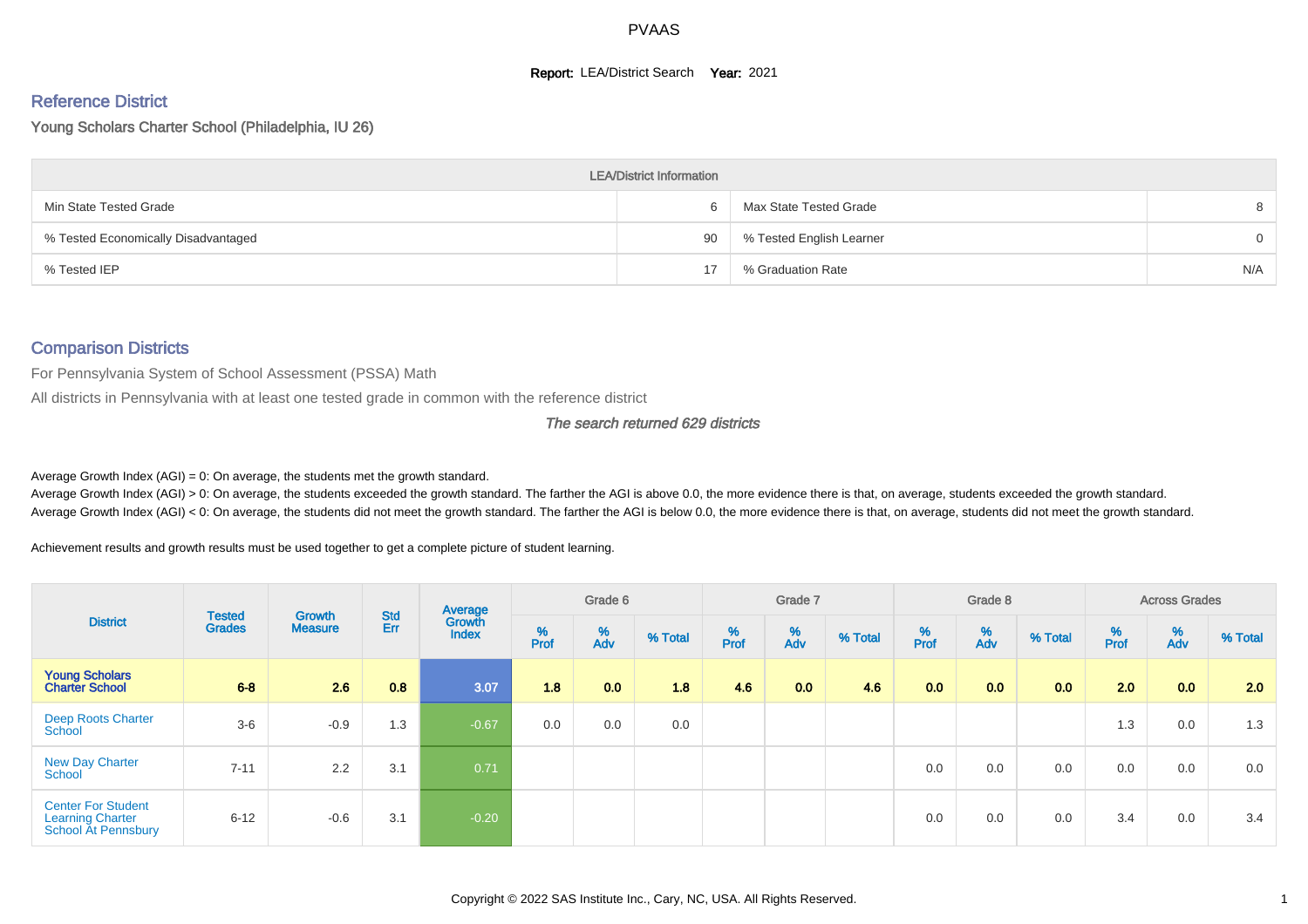# PVAAS

**Report:** LEA/District Search **Year:** 2021

## Reference District

Young Scholars Charter School (Philadelphia, IU 26)

| LEA/District Information | | | |
|---|---|---|---|
| Min State Tested Grade | 6 | Max State Tested Grade | 8 |
| % Tested Economically Disadvantaged | 90 | % Tested English Learner | 0 |
| % Tested IEP | 17 | % Graduation Rate | N/A |

## Comparison Districts

For Pennsylvania System of School Assessment (PSSA) Math

All districts in Pennsylvania with at least one tested grade in common with the reference district

*The search returned 629 districts*

Average Growth Index (AGI) = 0: On average, the students met the growth standard.

Average Growth Index (AGI) > 0: On average, the students exceeded the growth standard. The farther the AGI is above 0.0, the more evidence there is that, on average, students exceeded the growth standard.

Average Growth Index (AGI) < 0: On average, the students did not meet the growth standard. The farther the AGI is below 0.0, the more evidence there is that, on average, students did not meet the growth standard.

Achievement results and growth results must be used together to get a complete picture of student learning.

| District | Tested Grades | Growth Measure | Std Err | Average Growth Index | Grade 6 | | | Grade 7 | | | Grade 8 | | | Across Grades | | |
|---|---|---|---|---|---|---|---|---|---|---|---|---|---|---|---|---|
| | | | | | % Prof | % Adv | % Total | % Prof | % Adv | % Total | % Prof | % Adv | % Total | % Prof | % Adv | % Total |
| **Young Scholars Charter School** | **6-8** | **2.6** | **0.8** | **3.07** | **1.8** | **0.0** | **1.8** | **4.6** | **0.0** | **4.6** | **0.0** | **0.0** | **0.0** | **2.0** | **0.0** | **2.0** |
| Deep Roots Charter School | 3-6 | -0.9 | 1.3 | -0.67 | 0.0 | 0.0 | 0.0 | | | | | | | 1.3 | 0.0 | 1.3 |
| New Day Charter School | 7-11 | 2.2 | 3.1 | 0.71 | | | | | | | 0.0 | 0.0 | 0.0 | 0.0 | 0.0 | 0.0 |
| Center For Student Learning Charter School At Pennsbury | 6-12 | -0.6 | 3.1 | -0.20 | | | | | | | 0.0 | 0.0 | 0.0 | 3.4 | 0.0 | 3.4 |

Copyright © 2022 SAS Institute Inc., Cary, NC, USA. All Rights Reserved.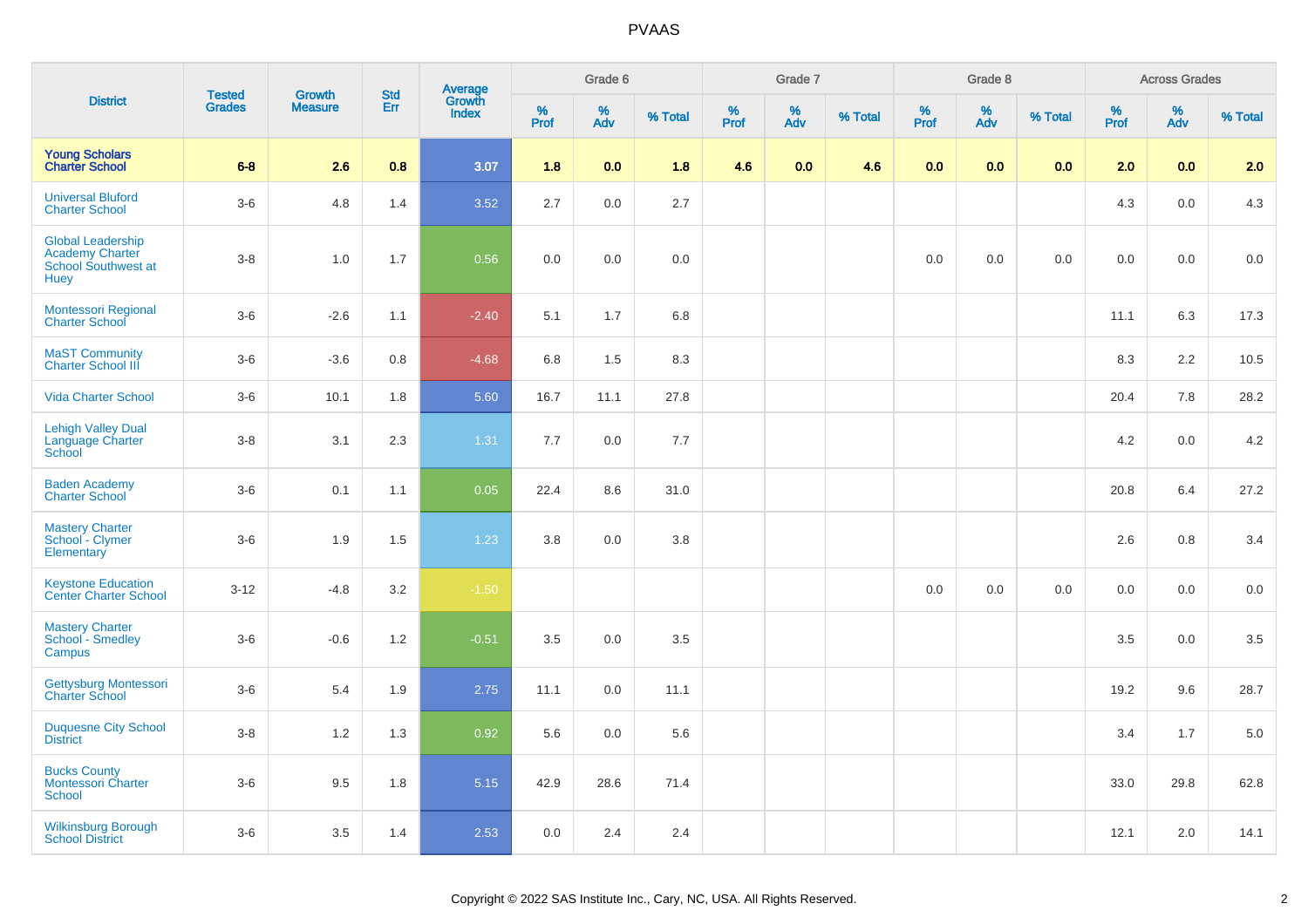# PVAAS

| District | Tested Grades | Growth Measure | Std Err | Average Growth Index | Grade 6 | | | Grade 7 | | | Grade 8 | | | Across Grades | | |
|---|---|---|---|---|---|---|---|---|---|---|---|---|---|---|---|---|
| | | | | | % Prof | % Adv | % Total | % Prof | % Adv | % Total | % Prof | % Adv | % Total | % Prof | % Adv | % Total |
| **Young Scholars Charter School** | **6-8** | **2.6** | **0.8** | **3.07** | **1.8** | **0.0** | **1.8** | **4.6** | **0.0** | **4.6** | **0.0** | **0.0** | **0.0** | **2.0** | **0.0** | **2.0** |
| Universal Bluford Charter School | 3-6 | 4.8 | 1.4 | 3.52 | 2.7 | 0.0 | 2.7 | | | | | | | 4.3 | 0.0 | 4.3 |
| Global Leadership Academy Charter School Southwest at Huey | 3-8 | 1.0 | 1.7 | 0.56 | 0.0 | 0.0 | 0.0 | | | | 0.0 | 0.0 | 0.0 | 0.0 | 0.0 | 0.0 |
| Montessori Regional Charter School | 3-6 | -2.6 | 1.1 | -2.40 | 5.1 | 1.7 | 6.8 | | | | | | | 11.1 | 6.3 | 17.3 |
| MaST Community Charter School III | 3-6 | -3.6 | 0.8 | -4.68 | 6.8 | 1.5 | 8.3 | | | | | | | 8.3 | 2.2 | 10.5 |
| Vida Charter School | 3-6 | 10.1 | 1.8 | 5.60 | 16.7 | 11.1 | 27.8 | | | | | | | 20.4 | 7.8 | 28.2 |
| Lehigh Valley Dual Language Charter School | 3-8 | 3.1 | 2.3 | 1.31 | 7.7 | 0.0 | 7.7 | | | | | | | 4.2 | 0.0 | 4.2 |
| Baden Academy Charter School | 3-6 | 0.1 | 1.1 | 0.05 | 22.4 | 8.6 | 31.0 | | | | | | | 20.8 | 6.4 | 27.2 |
| Mastery Charter School - Clymer Elementary | 3-6 | 1.9 | 1.5 | 1.23 | 3.8 | 0.0 | 3.8 | | | | | | | 2.6 | 0.8 | 3.4 |
| Keystone Education Center Charter School | 3-12 | -4.8 | 3.2 | -1.50 | | | | | | | 0.0 | 0.0 | 0.0 | 0.0 | 0.0 | 0.0 |
| Mastery Charter School - Smedley Campus | 3-6 | -0.6 | 1.2 | -0.51 | 3.5 | 0.0 | 3.5 | | | | | | | 3.5 | 0.0 | 3.5 |
| Gettysburg Montessori Charter School | 3-6 | 5.4 | 1.9 | 2.75 | 11.1 | 0.0 | 11.1 | | | | | | | 19.2 | 9.6 | 28.7 |
| Duquesne City School District | 3-8 | 1.2 | 1.3 | 0.92 | 5.6 | 0.0 | 5.6 | | | | | | | 3.4 | 1.7 | 5.0 |
| Bucks County Montessori Charter School | 3-6 | 9.5 | 1.8 | 5.15 | 42.9 | 28.6 | 71.4 | | | | | | | 33.0 | 29.8 | 62.8 |
| Wilkinsburg Borough School District | 3-6 | 3.5 | 1.4 | 2.53 | 0.0 | 2.4 | 2.4 | | | | | | | 12.1 | 2.0 | 14.1 |

Copyright © 2022 SAS Institute Inc., Cary, NC, USA. All Rights Reserved.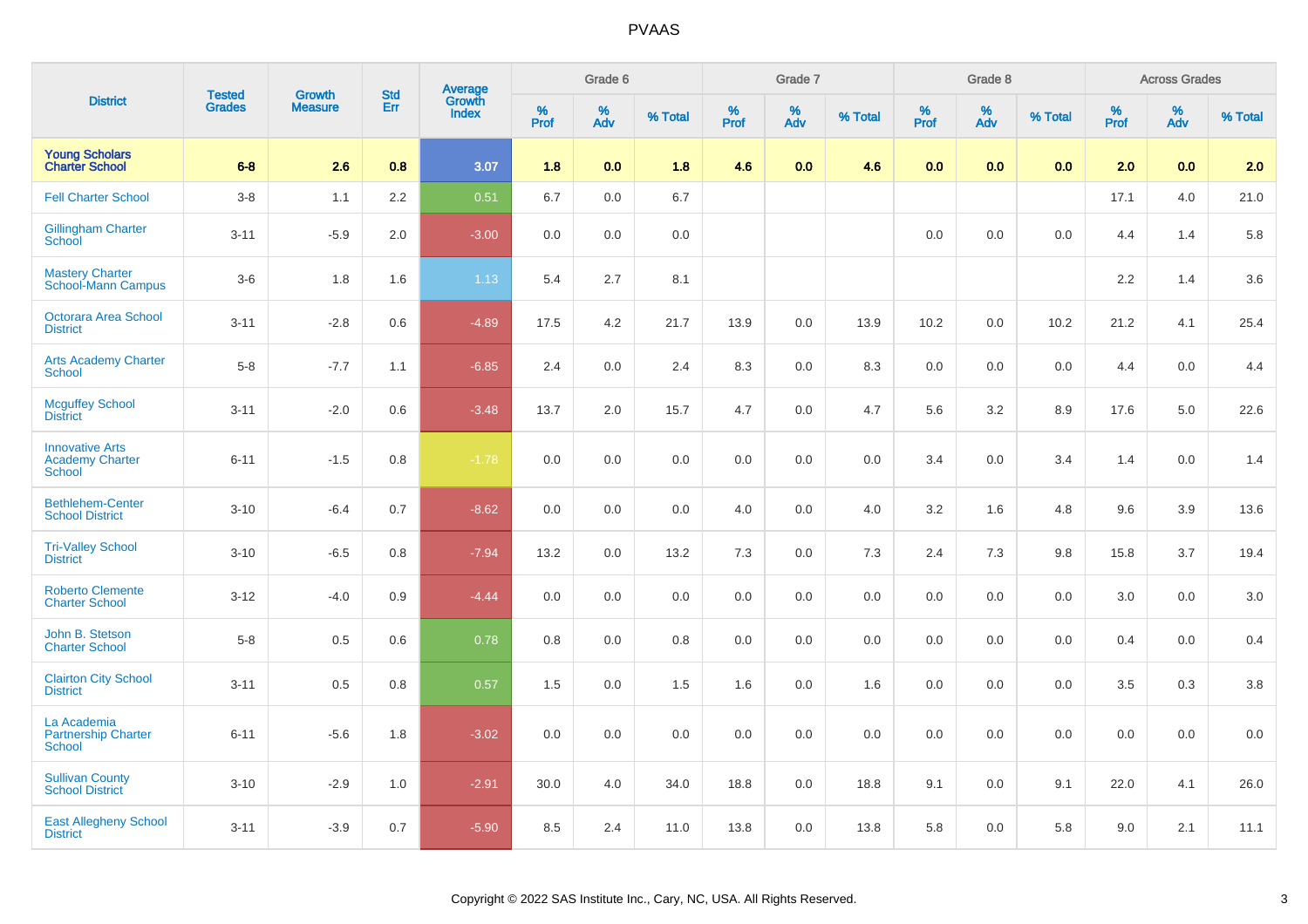# PVAAS

| District | Tested Grades | Growth Measure | Std Err | Average Growth Index | Grade 6 | | | Grade 7 | | | Grade 8 | | | Across Grades | | |
|---|---|---|---|---|---|---|---|---|---|---|---|---|---|---|---|---|
| | | | | | % Prof | % Adv | % Total | % Prof | % Adv | % Total | % Prof | % Adv | % Total | % Prof | % Adv | % Total |
| **Young Scholars Charter School** | **6-8** | **2.6** | **0.8** | **3.07** | **1.8** | **0.0** | **1.8** | **4.6** | **0.0** | **4.6** | **0.0** | **0.0** | **0.0** | **2.0** | **0.0** | **2.0** |
| Fell Charter School | 3-8 | 1.1 | 2.2 | 0.51 | 6.7 | 0.0 | 6.7 | | | | | | | 17.1 | 4.0 | 21.0 |
| Gillingham Charter School | 3-11 | -5.9 | 2.0 | -3.00 | 0.0 | 0.0 | 0.0 | | | | 0.0 | 0.0 | 0.0 | 4.4 | 1.4 | 5.8 |
| Mastery Charter School-Mann Campus | 3-6 | 1.8 | 1.6 | 1.13 | 5.4 | 2.7 | 8.1 | | | | | | | 2.2 | 1.4 | 3.6 |
| Octorara Area School District | 3-11 | -2.8 | 0.6 | -4.89 | 17.5 | 4.2 | 21.7 | 13.9 | 0.0 | 13.9 | 10.2 | 0.0 | 10.2 | 21.2 | 4.1 | 25.4 |
| Arts Academy Charter School | 5-8 | -7.7 | 1.1 | -6.85 | 2.4 | 0.0 | 2.4 | 8.3 | 0.0 | 8.3 | 0.0 | 0.0 | 0.0 | 4.4 | 0.0 | 4.4 |
| Mcguffey School District | 3-11 | -2.0 | 0.6 | -3.48 | 13.7 | 2.0 | 15.7 | 4.7 | 0.0 | 4.7 | 5.6 | 3.2 | 8.9 | 17.6 | 5.0 | 22.6 |
| Innovative Arts Academy Charter School | 6-11 | -1.5 | 0.8 | -1.78 | 0.0 | 0.0 | 0.0 | 0.0 | 0.0 | 0.0 | 3.4 | 0.0 | 3.4 | 1.4 | 0.0 | 1.4 |
| Bethlehem-Center School District | 3-10 | -6.4 | 0.7 | -8.62 | 0.0 | 0.0 | 0.0 | 4.0 | 0.0 | 4.0 | 3.2 | 1.6 | 4.8 | 9.6 | 3.9 | 13.6 |
| Tri-Valley School District | 3-10 | -6.5 | 0.8 | -7.94 | 13.2 | 0.0 | 13.2 | 7.3 | 0.0 | 7.3 | 2.4 | 7.3 | 9.8 | 15.8 | 3.7 | 19.4 |
| Roberto Clemente Charter School | 3-12 | -4.0 | 0.9 | -4.44 | 0.0 | 0.0 | 0.0 | 0.0 | 0.0 | 0.0 | 0.0 | 0.0 | 0.0 | 3.0 | 0.0 | 3.0 |
| John B. Stetson Charter School | 5-8 | 0.5 | 0.6 | 0.78 | 0.8 | 0.0 | 0.8 | 0.0 | 0.0 | 0.0 | 0.0 | 0.0 | 0.0 | 0.4 | 0.0 | 0.4 |
| Clairton City School District | 3-11 | 0.5 | 0.8 | 0.57 | 1.5 | 0.0 | 1.5 | 1.6 | 0.0 | 1.6 | 0.0 | 0.0 | 0.0 | 3.5 | 0.3 | 3.8 |
| La Academia Partnership Charter School | 6-11 | -5.6 | 1.8 | -3.02 | 0.0 | 0.0 | 0.0 | 0.0 | 0.0 | 0.0 | 0.0 | 0.0 | 0.0 | 0.0 | 0.0 | 0.0 |
| Sullivan County School District | 3-10 | -2.9 | 1.0 | -2.91 | 30.0 | 4.0 | 34.0 | 18.8 | 0.0 | 18.8 | 9.1 | 0.0 | 9.1 | 22.0 | 4.1 | 26.0 |
| East Allegheny School District | 3-11 | -3.9 | 0.7 | -5.90 | 8.5 | 2.4 | 11.0 | 13.8 | 0.0 | 13.8 | 5.8 | 0.0 | 5.8 | 9.0 | 2.1 | 11.1 |

Copyright © 2022 SAS Institute Inc., Cary, NC, USA. All Rights Reserved.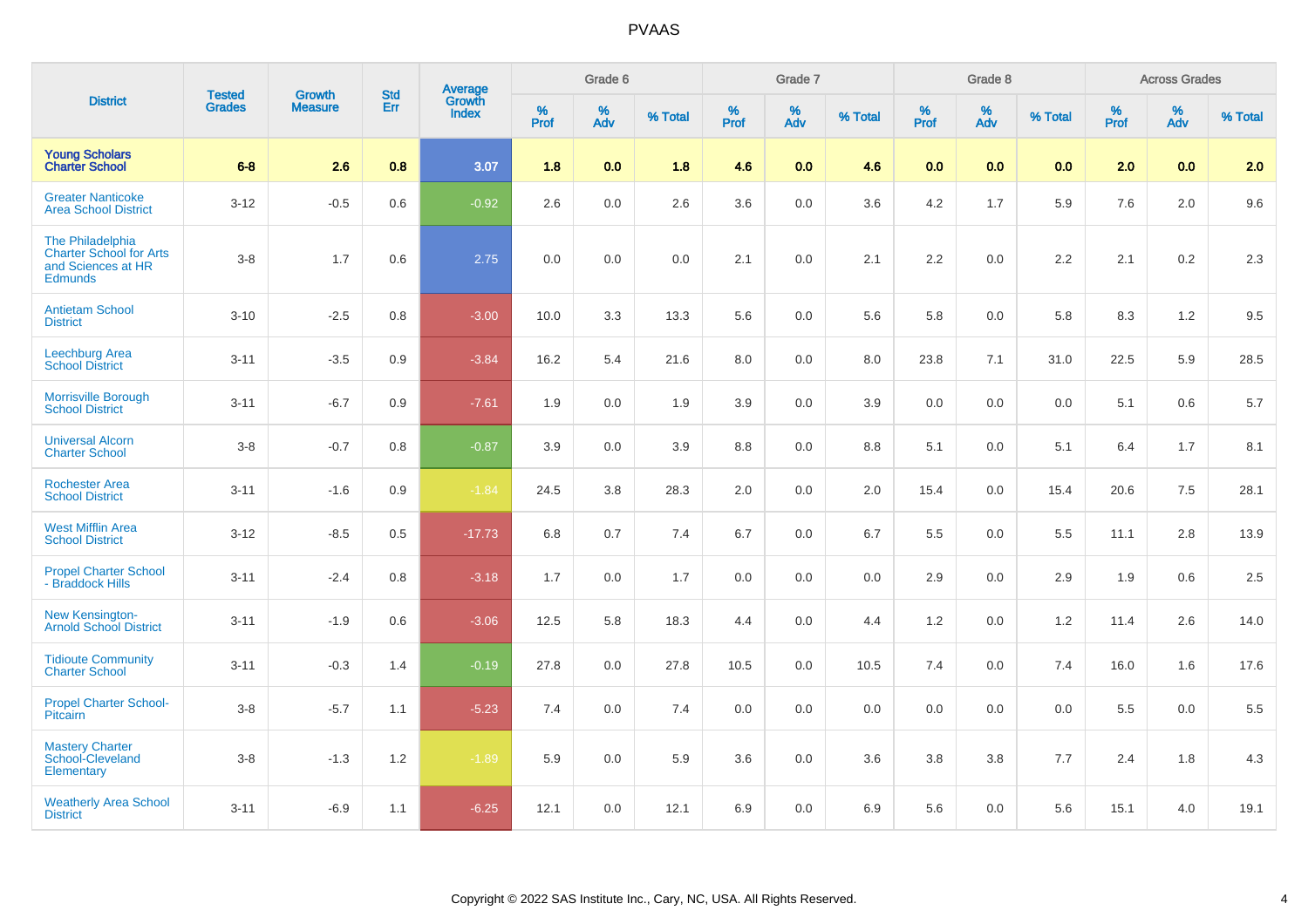# PVAAS

| District | Tested Grades | Growth Measure | Std Err | Average Growth Index | Grade 6 | | | Grade 7 | | | Grade 8 | | | Across Grades | | |
|---|---|---|---|---|---|---|---|---|---|---|---|---|---|---|---|---|
| | | | | | % Prof | % Adv | % Total | % Prof | % Adv | % Total | % Prof | % Adv | % Total | % Prof | % Adv | % Total |
| **Young Scholars Charter School** | **6-8** | **2.6** | **0.8** | **3.07** | **1.8** | **0.0** | **1.8** | **4.6** | **0.0** | **4.6** | **0.0** | **0.0** | **0.0** | **2.0** | **0.0** | **2.0** |
| Greater Nanticoke Area School District | 3-12 | -0.5 | 0.6 | -0.92 | 2.6 | 0.0 | 2.6 | 3.6 | 0.0 | 3.6 | 4.2 | 1.7 | 5.9 | 7.6 | 2.0 | 9.6 |
| The Philadelphia Charter School for Arts and Sciences at HR Edmunds | 3-8 | 1.7 | 0.6 | 2.75 | 0.0 | 0.0 | 0.0 | 2.1 | 0.0 | 2.1 | 2.2 | 0.0 | 2.2 | 2.1 | 0.2 | 2.3 |
| Antietam School District | 3-10 | -2.5 | 0.8 | -3.00 | 10.0 | 3.3 | 13.3 | 5.6 | 0.0 | 5.6 | 5.8 | 0.0 | 5.8 | 8.3 | 1.2 | 9.5 |
| Leechburg Area School District | 3-11 | -3.5 | 0.9 | -3.84 | 16.2 | 5.4 | 21.6 | 8.0 | 0.0 | 8.0 | 23.8 | 7.1 | 31.0 | 22.5 | 5.9 | 28.5 |
| Morrisville Borough School District | 3-11 | -6.7 | 0.9 | -7.61 | 1.9 | 0.0 | 1.9 | 3.9 | 0.0 | 3.9 | 0.0 | 0.0 | 0.0 | 5.1 | 0.6 | 5.7 |
| Universal Alcorn Charter School | 3-8 | -0.7 | 0.8 | -0.87 | 3.9 | 0.0 | 3.9 | 8.8 | 0.0 | 8.8 | 5.1 | 0.0 | 5.1 | 6.4 | 1.7 | 8.1 |
| Rochester Area School District | 3-11 | -1.6 | 0.9 | -1.84 | 24.5 | 3.8 | 28.3 | 2.0 | 0.0 | 2.0 | 15.4 | 0.0 | 15.4 | 20.6 | 7.5 | 28.1 |
| West Mifflin Area School District | 3-12 | -8.5 | 0.5 | -17.73 | 6.8 | 0.7 | 7.4 | 6.7 | 0.0 | 6.7 | 5.5 | 0.0 | 5.5 | 11.1 | 2.8 | 13.9 |
| Propel Charter School - Braddock Hills | 3-11 | -2.4 | 0.8 | -3.18 | 1.7 | 0.0 | 1.7 | 0.0 | 0.0 | 0.0 | 2.9 | 0.0 | 2.9 | 1.9 | 0.6 | 2.5 |
| New Kensington-Arnold School District | 3-11 | -1.9 | 0.6 | -3.06 | 12.5 | 5.8 | 18.3 | 4.4 | 0.0 | 4.4 | 1.2 | 0.0 | 1.2 | 11.4 | 2.6 | 14.0 |
| Tidioute Community Charter School | 3-11 | -0.3 | 1.4 | -0.19 | 27.8 | 0.0 | 27.8 | 10.5 | 0.0 | 10.5 | 7.4 | 0.0 | 7.4 | 16.0 | 1.6 | 17.6 |
| Propel Charter School-Pitcairn | 3-8 | -5.7 | 1.1 | -5.23 | 7.4 | 0.0 | 7.4 | 0.0 | 0.0 | 0.0 | 0.0 | 0.0 | 0.0 | 5.5 | 0.0 | 5.5 |
| Mastery Charter School-Cleveland Elementary | 3-8 | -1.3 | 1.2 | -1.89 | 5.9 | 0.0 | 5.9 | 3.6 | 0.0 | 3.6 | 3.8 | 3.8 | 7.7 | 2.4 | 1.8 | 4.3 |
| Weatherly Area School District | 3-11 | -6.9 | 1.1 | -6.25 | 12.1 | 0.0 | 12.1 | 6.9 | 0.0 | 6.9 | 5.6 | 0.0 | 5.6 | 15.1 | 4.0 | 19.1 |

Copyright © 2022 SAS Institute Inc., Cary, NC, USA. All Rights Reserved.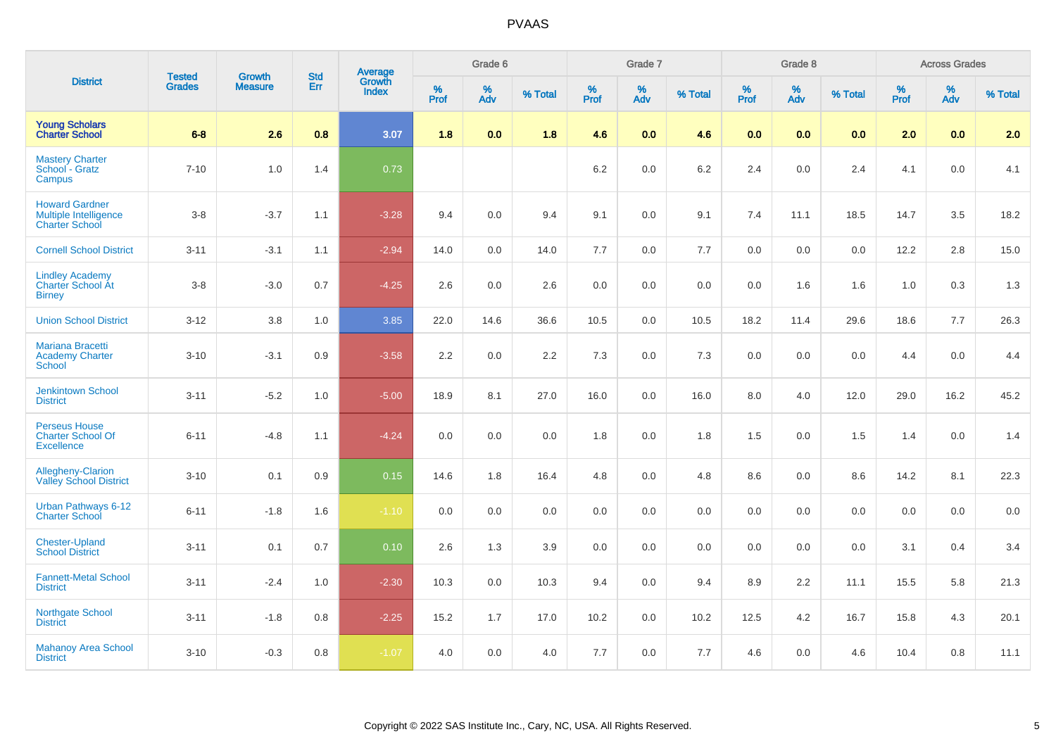# PVAAS

| District | Tested Grades | Growth Measure | Std Err | Average Growth Index | Grade 6 | | | Grade 7 | | | Grade 8 | | | Across Grades | | |
|---|---|---|---|---|---|---|---|---|---|---|---|---|---|---|---|---|
| | | | | | % Prof | % Adv | % Total | % Prof | % Adv | % Total | % Prof | % Adv | % Total | % Prof | % Adv | % Total |
| **Young Scholars Charter School** | **6-8** | **2.6** | **0.8** | **3.07** | **1.8** | **0.0** | **1.8** | **4.6** | **0.0** | **4.6** | **0.0** | **0.0** | **0.0** | **2.0** | **0.0** | **2.0** |
| Mastery Charter School - Gratz Campus | 7-10 | 1.0 | 1.4 | 0.73 | | | | 6.2 | 0.0 | 6.2 | 2.4 | 0.0 | 2.4 | 4.1 | 0.0 | 4.1 |
| Howard Gardner Multiple Intelligence Charter School | 3-8 | -3.7 | 1.1 | -3.28 | 9.4 | 0.0 | 9.4 | 9.1 | 0.0 | 9.1 | 7.4 | 11.1 | 18.5 | 14.7 | 3.5 | 18.2 |
| Cornell School District | 3-11 | -3.1 | 1.1 | -2.94 | 14.0 | 0.0 | 14.0 | 7.7 | 0.0 | 7.7 | 0.0 | 0.0 | 0.0 | 12.2 | 2.8 | 15.0 |
| Lindley Academy Charter School At Birney | 3-8 | -3.0 | 0.7 | -4.25 | 2.6 | 0.0 | 2.6 | 0.0 | 0.0 | 0.0 | 0.0 | 1.6 | 1.6 | 1.0 | 0.3 | 1.3 |
| Union School District | 3-12 | 3.8 | 1.0 | 3.85 | 22.0 | 14.6 | 36.6 | 10.5 | 0.0 | 10.5 | 18.2 | 11.4 | 29.6 | 18.6 | 7.7 | 26.3 |
| Mariana Bracetti Academy Charter School | 3-10 | -3.1 | 0.9 | -3.58 | 2.2 | 0.0 | 2.2 | 7.3 | 0.0 | 7.3 | 0.0 | 0.0 | 0.0 | 4.4 | 0.0 | 4.4 |
| Jenkintown School District | 3-11 | -5.2 | 1.0 | -5.00 | 18.9 | 8.1 | 27.0 | 16.0 | 0.0 | 16.0 | 8.0 | 4.0 | 12.0 | 29.0 | 16.2 | 45.2 |
| Perseus House Charter School Of Excellence | 6-11 | -4.8 | 1.1 | -4.24 | 0.0 | 0.0 | 0.0 | 1.8 | 0.0 | 1.8 | 1.5 | 0.0 | 1.5 | 1.4 | 0.0 | 1.4 |
| Allegheny-Clarion Valley School District | 3-10 | 0.1 | 0.9 | 0.15 | 14.6 | 1.8 | 16.4 | 4.8 | 0.0 | 4.8 | 8.6 | 0.0 | 8.6 | 14.2 | 8.1 | 22.3 |
| Urban Pathways 6-12 Charter School | 6-11 | -1.8 | 1.6 | -1.10 | 0.0 | 0.0 | 0.0 | 0.0 | 0.0 | 0.0 | 0.0 | 0.0 | 0.0 | 0.0 | 0.0 | 0.0 |
| Chester-Upland School District | 3-11 | 0.1 | 0.7 | 0.10 | 2.6 | 1.3 | 3.9 | 0.0 | 0.0 | 0.0 | 0.0 | 0.0 | 0.0 | 3.1 | 0.4 | 3.4 |
| Fannett-Metal School District | 3-11 | -2.4 | 1.0 | -2.30 | 10.3 | 0.0 | 10.3 | 9.4 | 0.0 | 9.4 | 8.9 | 2.2 | 11.1 | 15.5 | 5.8 | 21.3 |
| Northgate School District | 3-11 | -1.8 | 0.8 | -2.25 | 15.2 | 1.7 | 17.0 | 10.2 | 0.0 | 10.2 | 12.5 | 4.2 | 16.7 | 15.8 | 4.3 | 20.1 |
| Mahanoy Area School District | 3-10 | -0.3 | 0.8 | -1.07 | 4.0 | 0.0 | 4.0 | 7.7 | 0.0 | 7.7 | 4.6 | 0.0 | 4.6 | 10.4 | 0.8 | 11.1 |

Copyright © 2022 SAS Institute Inc., Cary, NC, USA. All Rights Reserved.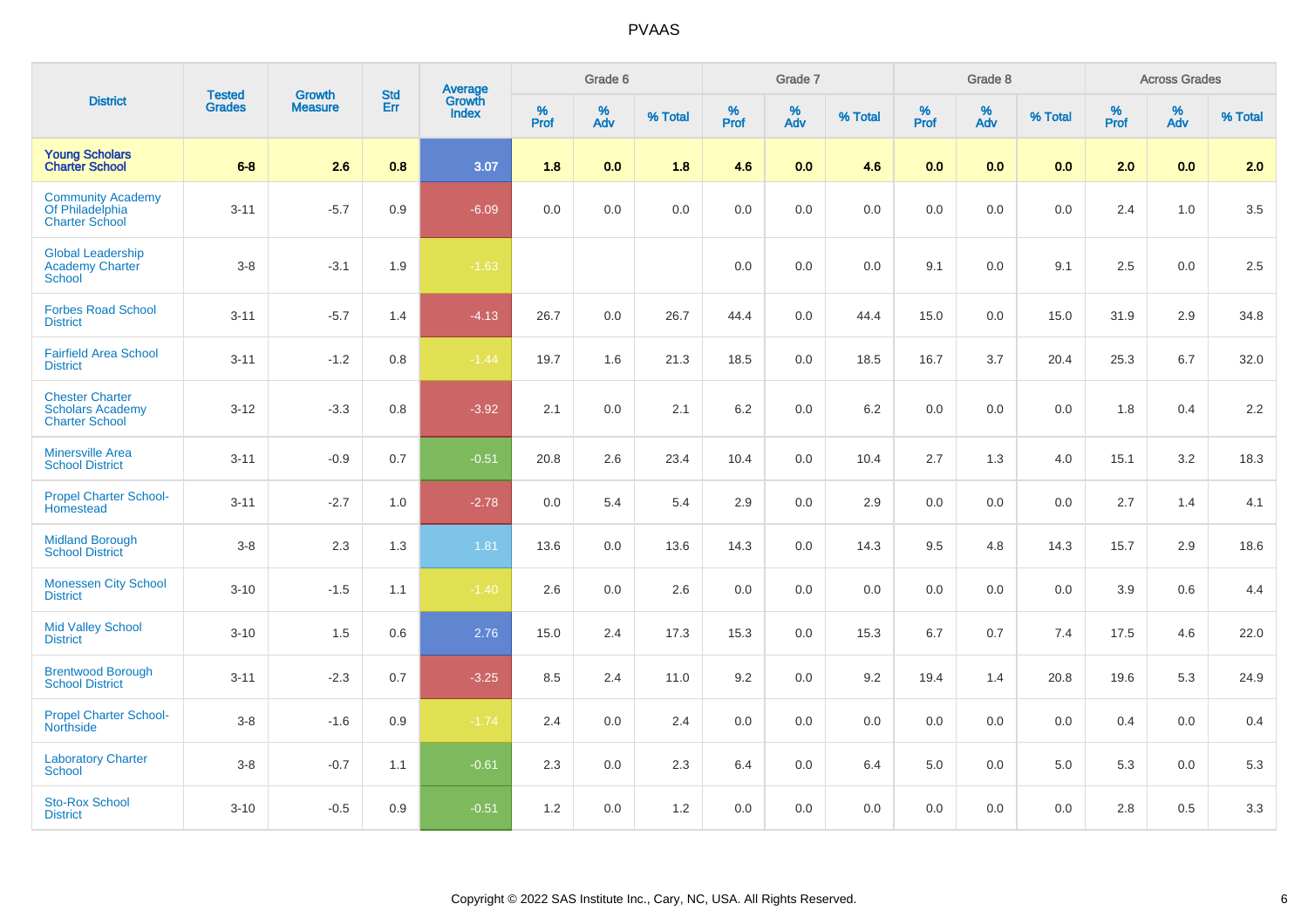# PVAAS

| District | Tested Grades | Growth Measure | Std Err | Average Growth Index | Grade 6 | | | Grade 7 | | | Grade 8 | | | Across Grades | | |
|---|---|---|---|---|---|---|---|---|---|---|---|---|---|---|---|---|
| | | | | | % Prof | % Adv | % Total | % Prof | % Adv | % Total | % Prof | % Adv | % Total | % Prof | % Adv | % Total |
| **Young Scholars Charter School** | **6-8** | **2.6** | **0.8** | **3.07** | **1.8** | **0.0** | **1.8** | **4.6** | **0.0** | **4.6** | **0.0** | **0.0** | **0.0** | **2.0** | **0.0** | **2.0** |
| Community Academy Of Philadelphia Charter School | 3-11 | -5.7 | 0.9 | -6.09 | 0.0 | 0.0 | 0.0 | 0.0 | 0.0 | 0.0 | 0.0 | 0.0 | 0.0 | 2.4 | 1.0 | 3.5 |
| Global Leadership Academy Charter School | 3-8 | -3.1 | 1.9 | -1.63 | | | | 0.0 | 0.0 | 0.0 | 9.1 | 0.0 | 9.1 | 2.5 | 0.0 | 2.5 |
| Forbes Road School District | 3-11 | -5.7 | 1.4 | -4.13 | 26.7 | 0.0 | 26.7 | 44.4 | 0.0 | 44.4 | 15.0 | 0.0 | 15.0 | 31.9 | 2.9 | 34.8 |
| Fairfield Area School District | 3-11 | -1.2 | 0.8 | -1.44 | 19.7 | 1.6 | 21.3 | 18.5 | 0.0 | 18.5 | 16.7 | 3.7 | 20.4 | 25.3 | 6.7 | 32.0 |
| Chester Charter Scholars Academy Charter School | 3-12 | -3.3 | 0.8 | -3.92 | 2.1 | 0.0 | 2.1 | 6.2 | 0.0 | 6.2 | 0.0 | 0.0 | 0.0 | 1.8 | 0.4 | 2.2 |
| Minersville Area School District | 3-11 | -0.9 | 0.7 | -0.51 | 20.8 | 2.6 | 23.4 | 10.4 | 0.0 | 10.4 | 2.7 | 1.3 | 4.0 | 15.1 | 3.2 | 18.3 |
| Propel Charter School-Homestead | 3-11 | -2.7 | 1.0 | -2.78 | 0.0 | 5.4 | 5.4 | 2.9 | 0.0 | 2.9 | 0.0 | 0.0 | 0.0 | 2.7 | 1.4 | 4.1 |
| Midland Borough School District | 3-8 | 2.3 | 1.3 | 1.81 | 13.6 | 0.0 | 13.6 | 14.3 | 0.0 | 14.3 | 9.5 | 4.8 | 14.3 | 15.7 | 2.9 | 18.6 |
| Monessen City School District | 3-10 | -1.5 | 1.1 | -1.40 | 2.6 | 0.0 | 2.6 | 0.0 | 0.0 | 0.0 | 0.0 | 0.0 | 0.0 | 3.9 | 0.6 | 4.4 |
| Mid Valley School District | 3-10 | 1.5 | 0.6 | 2.76 | 15.0 | 2.4 | 17.3 | 15.3 | 0.0 | 15.3 | 6.7 | 0.7 | 7.4 | 17.5 | 4.6 | 22.0 |
| Brentwood Borough School District | 3-11 | -2.3 | 0.7 | -3.25 | 8.5 | 2.4 | 11.0 | 9.2 | 0.0 | 9.2 | 19.4 | 1.4 | 20.8 | 19.6 | 5.3 | 24.9 |
| Propel Charter School-Northside | 3-8 | -1.6 | 0.9 | -1.74 | 2.4 | 0.0 | 2.4 | 0.0 | 0.0 | 0.0 | 0.0 | 0.0 | 0.0 | 0.4 | 0.0 | 0.4 |
| Laboratory Charter School | 3-8 | -0.7 | 1.1 | -0.61 | 2.3 | 0.0 | 2.3 | 6.4 | 0.0 | 6.4 | 5.0 | 0.0 | 5.0 | 5.3 | 0.0 | 5.3 |
| Sto-Rox School District | 3-10 | -0.5 | 0.9 | -0.51 | 1.2 | 0.0 | 1.2 | 0.0 | 0.0 | 0.0 | 0.0 | 0.0 | 0.0 | 2.8 | 0.5 | 3.3 |

Copyright © 2022 SAS Institute Inc., Cary, NC, USA. All Rights Reserved.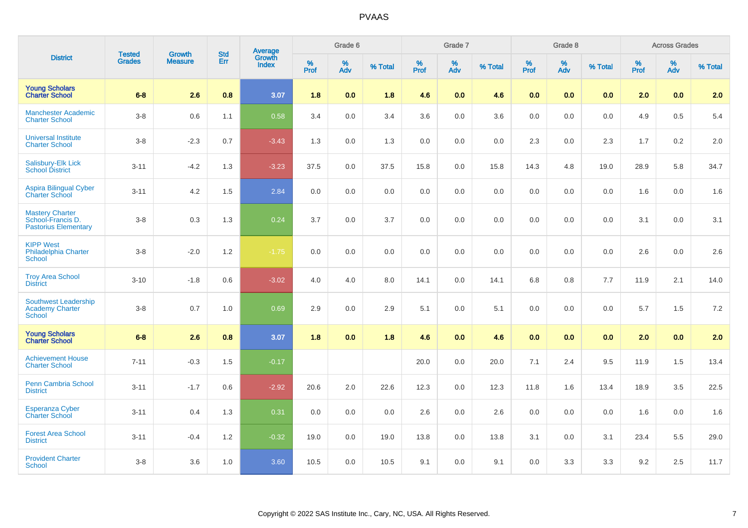# PVAAS

| District | Tested Grades | Growth Measure | Std Err | Average Growth Index | Grade 6 | | | Grade 7 | | | Grade 8 | | | Across Grades | | |
|---|---|---|---|---|---|---|---|---|---|---|---|---|---|---|---|---|
| | | | | | % Prof | % Adv | % Total | % Prof | % Adv | % Total | % Prof | % Adv | % Total | % Prof | % Adv | % Total |
| **Young Scholars Charter School** | **6-8** | **2.6** | **0.8** | **3.07** | **1.8** | **0.0** | **1.8** | **4.6** | **0.0** | **4.6** | **0.0** | **0.0** | **0.0** | **2.0** | **0.0** | **2.0** |
| Manchester Academic Charter School | 3-8 | 0.6 | 1.1 | 0.58 | 3.4 | 0.0 | 3.4 | 3.6 | 0.0 | 3.6 | 0.0 | 0.0 | 0.0 | 4.9 | 0.5 | 5.4 |
| Universal Institute Charter School | 3-8 | -2.3 | 0.7 | -3.43 | 1.3 | 0.0 | 1.3 | 0.0 | 0.0 | 0.0 | 2.3 | 0.0 | 2.3 | 1.7 | 0.2 | 2.0 |
| Salisbury-Elk Lick School District | 3-11 | -4.2 | 1.3 | -3.23 | 37.5 | 0.0 | 37.5 | 15.8 | 0.0 | 15.8 | 14.3 | 4.8 | 19.0 | 28.9 | 5.8 | 34.7 |
| Aspira Bilingual Cyber Charter School | 3-11 | 4.2 | 1.5 | 2.84 | 0.0 | 0.0 | 0.0 | 0.0 | 0.0 | 0.0 | 0.0 | 0.0 | 0.0 | 1.6 | 0.0 | 1.6 |
| Mastery Charter School-Francis D. Pastorius Elementary | 3-8 | 0.3 | 1.3 | 0.24 | 3.7 | 0.0 | 3.7 | 0.0 | 0.0 | 0.0 | 0.0 | 0.0 | 0.0 | 3.1 | 0.0 | 3.1 |
| KIPP West Philadelphia Charter School | 3-8 | -2.0 | 1.2 | -1.75 | 0.0 | 0.0 | 0.0 | 0.0 | 0.0 | 0.0 | 0.0 | 0.0 | 0.0 | 2.6 | 0.0 | 2.6 |
| Troy Area School District | 3-10 | -1.8 | 0.6 | -3.02 | 4.0 | 4.0 | 8.0 | 14.1 | 0.0 | 14.1 | 6.8 | 0.8 | 7.7 | 11.9 | 2.1 | 14.0 |
| Southwest Leadership Academy Charter School | 3-8 | 0.7 | 1.0 | 0.69 | 2.9 | 0.0 | 2.9 | 5.1 | 0.0 | 5.1 | 0.0 | 0.0 | 0.0 | 5.7 | 1.5 | 7.2 |
| **Young Scholars Charter School** | **6-8** | **2.6** | **0.8** | **3.07** | **1.8** | **0.0** | **1.8** | **4.6** | **0.0** | **4.6** | **0.0** | **0.0** | **0.0** | **2.0** | **0.0** | **2.0** |
| Achievement House Charter School | 7-11 | -0.3 | 1.5 | -0.17 | | | | 20.0 | 0.0 | 20.0 | 7.1 | 2.4 | 9.5 | 11.9 | 1.5 | 13.4 |
| Penn Cambria School District | 3-11 | -1.7 | 0.6 | -2.92 | 20.6 | 2.0 | 22.6 | 12.3 | 0.0 | 12.3 | 11.8 | 1.6 | 13.4 | 18.9 | 3.5 | 22.5 |
| Esperanza Cyber Charter School | 3-11 | 0.4 | 1.3 | 0.31 | 0.0 | 0.0 | 0.0 | 2.6 | 0.0 | 2.6 | 0.0 | 0.0 | 0.0 | 1.6 | 0.0 | 1.6 |
| Forest Area School District | 3-11 | -0.4 | 1.2 | -0.32 | 19.0 | 0.0 | 19.0 | 13.8 | 0.0 | 13.8 | 3.1 | 0.0 | 3.1 | 23.4 | 5.5 | 29.0 |
| Provident Charter School | 3-8 | 3.6 | 1.0 | 3.60 | 10.5 | 0.0 | 10.5 | 9.1 | 0.0 | 9.1 | 0.0 | 3.3 | 3.3 | 9.2 | 2.5 | 11.7 |

Copyright © 2022 SAS Institute Inc., Cary, NC, USA. All Rights Reserved.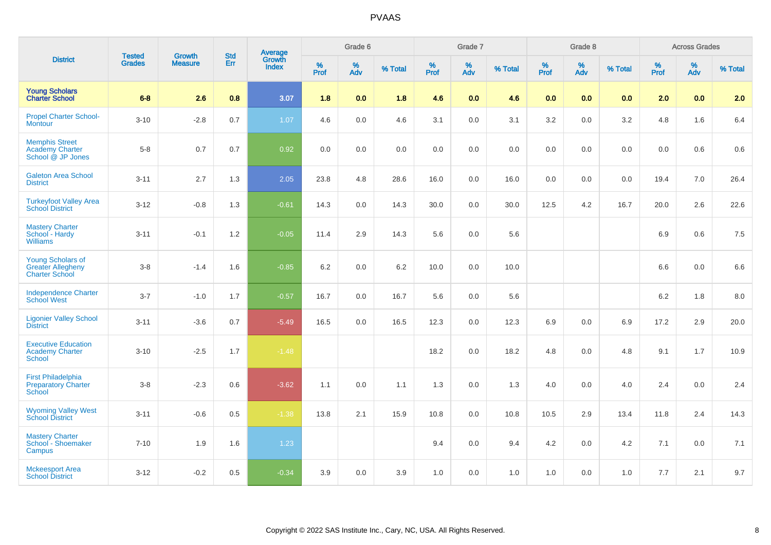# PVAAS

| District | Tested Grades | Growth Measure | Std Err | Average Growth Index | Grade 6 | | | Grade 7 | | | Grade 8 | | | Across Grades | | |
|---|---|---|---|---|---|---|---|---|---|---|---|---|---|---|---|---|
| | | | | | % Prof | % Adv | % Total | % Prof | % Adv | % Total | % Prof | % Adv | % Total | % Prof | % Adv | % Total |
| **Young Scholars Charter School** | **6-8** | **2.6** | **0.8** | **3.07** | **1.8** | **0.0** | **1.8** | **4.6** | **0.0** | **4.6** | **0.0** | **0.0** | **0.0** | **2.0** | **0.0** | **2.0** |
| Propel Charter School-Montour | 3-10 | -2.8 | 0.7 | 1.07 | 4.6 | 0.0 | 4.6 | 3.1 | 0.0 | 3.1 | 3.2 | 0.0 | 3.2 | 4.8 | 1.6 | 6.4 |
| Memphis Street Academy Charter School @ JP Jones | 5-8 | 0.7 | 0.7 | 0.92 | 0.0 | 0.0 | 0.0 | 0.0 | 0.0 | 0.0 | 0.0 | 0.0 | 0.0 | 0.0 | 0.6 | 0.6 |
| Galeton Area School District | 3-11 | 2.7 | 1.3 | 2.05 | 23.8 | 4.8 | 28.6 | 16.0 | 0.0 | 16.0 | 0.0 | 0.0 | 0.0 | 19.4 | 7.0 | 26.4 |
| Turkeyfoot Valley Area School District | 3-12 | -0.8 | 1.3 | -0.61 | 14.3 | 0.0 | 14.3 | 30.0 | 0.0 | 30.0 | 12.5 | 4.2 | 16.7 | 20.0 | 2.6 | 22.6 |
| Mastery Charter School - Hardy Williams | 3-11 | -0.1 | 1.2 | -0.05 | 11.4 | 2.9 | 14.3 | 5.6 | 0.0 | 5.6 | | | | 6.9 | 0.6 | 7.5 |
| Young Scholars of Greater Allegheny Charter School | 3-8 | -1.4 | 1.6 | -0.85 | 6.2 | 0.0 | 6.2 | 10.0 | 0.0 | 10.0 | | | | 6.6 | 0.0 | 6.6 |
| Independence Charter School West | 3-7 | -1.0 | 1.7 | -0.57 | 16.7 | 0.0 | 16.7 | 5.6 | 0.0 | 5.6 | | | | 6.2 | 1.8 | 8.0 |
| Ligonier Valley School District | 3-11 | -3.6 | 0.7 | -5.49 | 16.5 | 0.0 | 16.5 | 12.3 | 0.0 | 12.3 | 6.9 | 0.0 | 6.9 | 17.2 | 2.9 | 20.0 |
| Executive Education Academy Charter School | 3-10 | -2.5 | 1.7 | -1.48 | | | | 18.2 | 0.0 | 18.2 | 4.8 | 0.0 | 4.8 | 9.1 | 1.7 | 10.9 |
| First Philadelphia Preparatory Charter School | 3-8 | -2.3 | 0.6 | -3.62 | 1.1 | 0.0 | 1.1 | 1.3 | 0.0 | 1.3 | 4.0 | 0.0 | 4.0 | 2.4 | 0.0 | 2.4 |
| Wyoming Valley West School District | 3-11 | -0.6 | 0.5 | -1.38 | 13.8 | 2.1 | 15.9 | 10.8 | 0.0 | 10.8 | 10.5 | 2.9 | 13.4 | 11.8 | 2.4 | 14.3 |
| Mastery Charter School - Shoemaker Campus | 7-10 | 1.9 | 1.6 | 1.23 | | | | 9.4 | 0.0 | 9.4 | 4.2 | 0.0 | 4.2 | 7.1 | 0.0 | 7.1 |
| Mckeesport Area School District | 3-12 | -0.2 | 0.5 | -0.34 | 3.9 | 0.0 | 3.9 | 1.0 | 0.0 | 1.0 | 1.0 | 0.0 | 1.0 | 7.7 | 2.1 | 9.7 |

Copyright © 2022 SAS Institute Inc., Cary, NC, USA. All Rights Reserved.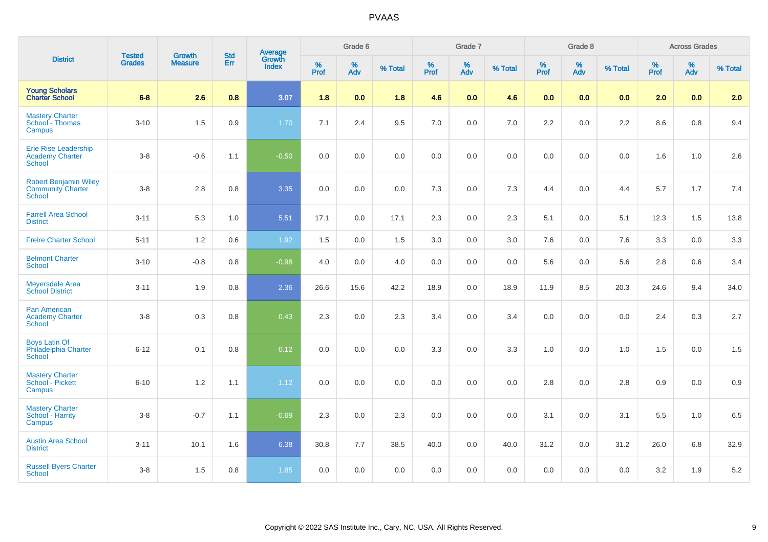## PVAAS

| District | Tested Grades | Growth Measure | Std Err | Average Growth Index | Grade 6 | | | Grade 7 | | | Grade 8 | | | Across Grades | | |
|---|---|---|---|---|---|---|---|---|---|---|---|---|---|---|---|---|
| | | | | | % Prof | % Adv | % Total | % Prof | % Adv | % Total | % Prof | % Adv | % Total | % Prof | % Adv | % Total |
| **Young Scholars Charter School** | **6-8** | **2.6** | **0.8** | **3.07** | **1.8** | **0.0** | **1.8** | **4.6** | **0.0** | **4.6** | **0.0** | **0.0** | **0.0** | **2.0** | **0.0** | **2.0** |
| Mastery Charter School - Thomas Campus | 3-10 | 1.5 | 0.9 | 1.70 | 7.1 | 2.4 | 9.5 | 7.0 | 0.0 | 7.0 | 2.2 | 0.0 | 2.2 | 8.6 | 0.8 | 9.4 |
| Erie Rise Leadership Academy Charter School | 3-8 | -0.6 | 1.1 | -0.50 | 0.0 | 0.0 | 0.0 | 0.0 | 0.0 | 0.0 | 0.0 | 0.0 | 0.0 | 1.6 | 1.0 | 2.6 |
| Robert Benjamin Wiley Community Charter School | 3-8 | 2.8 | 0.8 | 3.35 | 0.0 | 0.0 | 0.0 | 7.3 | 0.0 | 7.3 | 4.4 | 0.0 | 4.4 | 5.7 | 1.7 | 7.4 |
| Farrell Area School District | 3-11 | 5.3 | 1.0 | 5.51 | 17.1 | 0.0 | 17.1 | 2.3 | 0.0 | 2.3 | 5.1 | 0.0 | 5.1 | 12.3 | 1.5 | 13.8 |
| Freire Charter School | 5-11 | 1.2 | 0.6 | 1.92 | 1.5 | 0.0 | 1.5 | 3.0 | 0.0 | 3.0 | 7.6 | 0.0 | 7.6 | 3.3 | 0.0 | 3.3 |
| Belmont Charter School | 3-10 | -0.8 | 0.8 | -0.98 | 4.0 | 0.0 | 4.0 | 0.0 | 0.0 | 0.0 | 5.6 | 0.0 | 5.6 | 2.8 | 0.6 | 3.4 |
| Meyersdale Area School District | 3-11 | 1.9 | 0.8 | 2.36 | 26.6 | 15.6 | 42.2 | 18.9 | 0.0 | 18.9 | 11.9 | 8.5 | 20.3 | 24.6 | 9.4 | 34.0 |
| Pan American Academy Charter School | 3-8 | 0.3 | 0.8 | 0.43 | 2.3 | 0.0 | 2.3 | 3.4 | 0.0 | 3.4 | 0.0 | 0.0 | 0.0 | 2.4 | 0.3 | 2.7 |
| Boys Latin Of Philadelphia Charter School | 6-12 | 0.1 | 0.8 | 0.12 | 0.0 | 0.0 | 0.0 | 3.3 | 0.0 | 3.3 | 1.0 | 0.0 | 1.0 | 1.5 | 0.0 | 1.5 |
| Mastery Charter School - Pickett Campus | 6-10 | 1.2 | 1.1 | 1.12 | 0.0 | 0.0 | 0.0 | 0.0 | 0.0 | 0.0 | 2.8 | 0.0 | 2.8 | 0.9 | 0.0 | 0.9 |
| Mastery Charter School - Harrity Campus | 3-8 | -0.7 | 1.1 | -0.69 | 2.3 | 0.0 | 2.3 | 0.0 | 0.0 | 0.0 | 3.1 | 0.0 | 3.1 | 5.5 | 1.0 | 6.5 |
| Austin Area School District | 3-11 | 10.1 | 1.6 | 6.38 | 30.8 | 7.7 | 38.5 | 40.0 | 0.0 | 40.0 | 31.2 | 0.0 | 31.2 | 26.0 | 6.8 | 32.9 |
| Russell Byers Charter School | 3-8 | 1.5 | 0.8 | 1.85 | 0.0 | 0.0 | 0.0 | 0.0 | 0.0 | 0.0 | 0.0 | 0.0 | 0.0 | 3.2 | 1.9 | 5.2 |

Copyright © 2022 SAS Institute Inc., Cary, NC, USA. All Rights Reserved.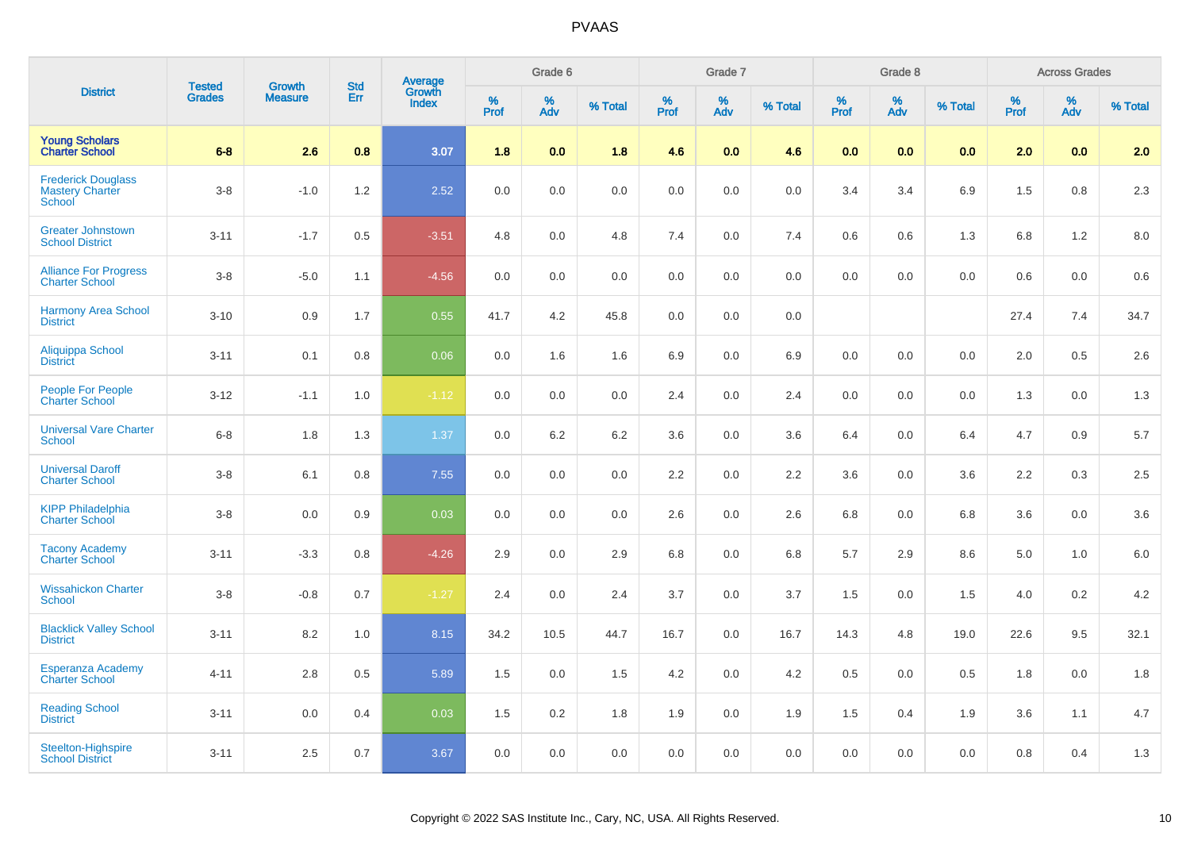# PVAAS

| District | Tested Grades | Growth Measure | Std Err | Average Growth Index | Grade 6 | | | Grade 7 | | | Grade 8 | | | Across Grades | | |
|---|---|---|---|---|---|---|---|---|---|---|---|---|---|---|---|---|
| | | | | | % Prof | % Adv | % Total | % Prof | % Adv | % Total | % Prof | % Adv | % Total | % Prof | % Adv | % Total |
| **Young Scholars Charter School** | **6-8** | **2.6** | **0.8** | **3.07** | **1.8** | **0.0** | **1.8** | **4.6** | **0.0** | **4.6** | **0.0** | **0.0** | **0.0** | **2.0** | **0.0** | **2.0** |
| Frederick Douglass Mastery Charter School | 3-8 | -1.0 | 1.2 | 2.52 | 0.0 | 0.0 | 0.0 | 0.0 | 0.0 | 0.0 | 3.4 | 3.4 | 6.9 | 1.5 | 0.8 | 2.3 |
| Greater Johnstown School District | 3-11 | -1.7 | 0.5 | -3.51 | 4.8 | 0.0 | 4.8 | 7.4 | 0.0 | 7.4 | 0.6 | 0.6 | 1.3 | 6.8 | 1.2 | 8.0 |
| Alliance For Progress Charter School | 3-8 | -5.0 | 1.1 | -4.56 | 0.0 | 0.0 | 0.0 | 0.0 | 0.0 | 0.0 | 0.0 | 0.0 | 0.0 | 0.6 | 0.0 | 0.6 |
| Harmony Area School District | 3-10 | 0.9 | 1.7 | 0.55 | 41.7 | 4.2 | 45.8 | 0.0 | 0.0 | 0.0 | | | | 27.4 | 7.4 | 34.7 |
| Aliquippa School District | 3-11 | 0.1 | 0.8 | 0.06 | 0.0 | 1.6 | 1.6 | 6.9 | 0.0 | 6.9 | 0.0 | 0.0 | 0.0 | 2.0 | 0.5 | 2.6 |
| People For People Charter School | 3-12 | -1.1 | 1.0 | -1.12 | 0.0 | 0.0 | 0.0 | 2.4 | 0.0 | 2.4 | 0.0 | 0.0 | 0.0 | 1.3 | 0.0 | 1.3 |
| Universal Vare Charter School | 6-8 | 1.8 | 1.3 | 1.37 | 0.0 | 6.2 | 6.2 | 3.6 | 0.0 | 3.6 | 6.4 | 0.0 | 6.4 | 4.7 | 0.9 | 5.7 |
| Universal Daroff Charter School | 3-8 | 6.1 | 0.8 | 7.55 | 0.0 | 0.0 | 0.0 | 2.2 | 0.0 | 2.2 | 3.6 | 0.0 | 3.6 | 2.2 | 0.3 | 2.5 |
| KIPP Philadelphia Charter School | 3-8 | 0.0 | 0.9 | 0.03 | 0.0 | 0.0 | 0.0 | 2.6 | 0.0 | 2.6 | 6.8 | 0.0 | 6.8 | 3.6 | 0.0 | 3.6 |
| Tacony Academy Charter School | 3-11 | -3.3 | 0.8 | -4.26 | 2.9 | 0.0 | 2.9 | 6.8 | 0.0 | 6.8 | 5.7 | 2.9 | 8.6 | 5.0 | 1.0 | 6.0 |
| Wissahickon Charter School | 3-8 | -0.8 | 0.7 | -1.27 | 2.4 | 0.0 | 2.4 | 3.7 | 0.0 | 3.7 | 1.5 | 0.0 | 1.5 | 4.0 | 0.2 | 4.2 |
| Blacklick Valley School District | 3-11 | 8.2 | 1.0 | 8.15 | 34.2 | 10.5 | 44.7 | 16.7 | 0.0 | 16.7 | 14.3 | 4.8 | 19.0 | 22.6 | 9.5 | 32.1 |
| Esperanza Academy Charter School | 4-11 | 2.8 | 0.5 | 5.89 | 1.5 | 0.0 | 1.5 | 4.2 | 0.0 | 4.2 | 0.5 | 0.0 | 0.5 | 1.8 | 0.0 | 1.8 |
| Reading School District | 3-11 | 0.0 | 0.4 | 0.03 | 1.5 | 0.2 | 1.8 | 1.9 | 0.0 | 1.9 | 1.5 | 0.4 | 1.9 | 3.6 | 1.1 | 4.7 |
| Steelton-Highspire School District | 3-11 | 2.5 | 0.7 | 3.67 | 0.0 | 0.0 | 0.0 | 0.0 | 0.0 | 0.0 | 0.0 | 0.0 | 0.0 | 0.8 | 0.4 | 1.3 |

Copyright © 2022 SAS Institute Inc., Cary, NC, USA. All Rights Reserved.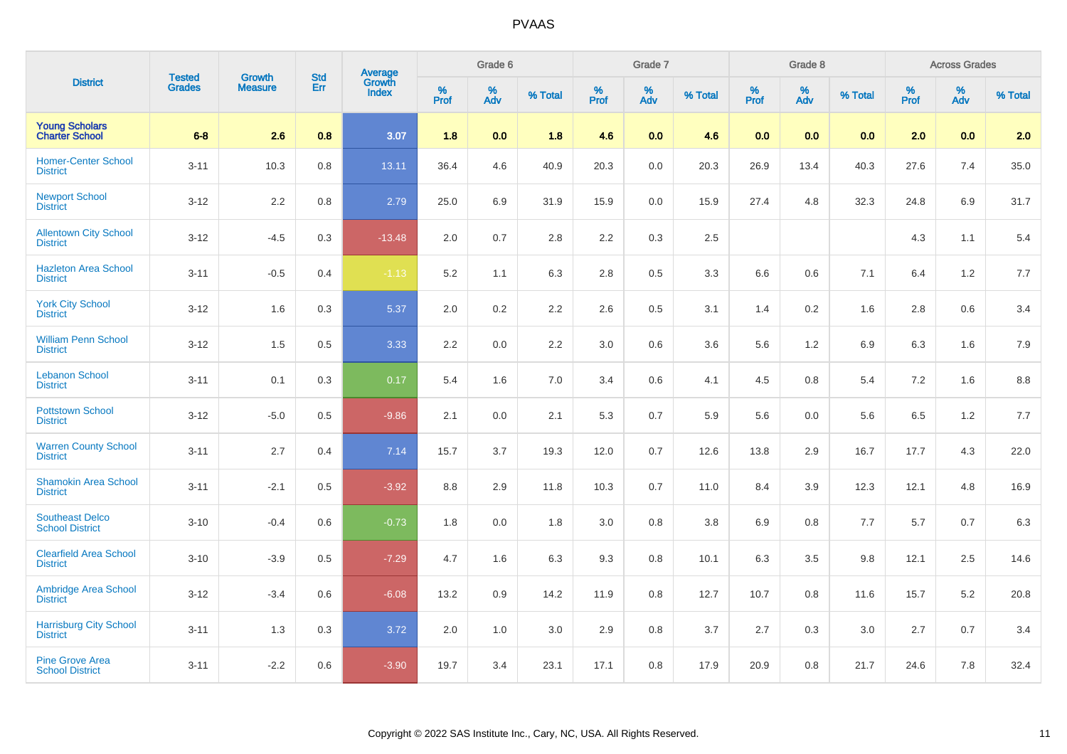# PVAAS

| District | Tested Grades | Growth Measure | Std Err | Average Growth Index | Grade 6 | | | Grade 7 | | | Grade 8 | | | Across Grades | | |
|---|---|---|---|---|---|---|---|---|---|---|---|---|---|---|---|---|
| | | | | | % Prof | % Adv | % Total | % Prof | % Adv | % Total | % Prof | % Adv | % Total | % Prof | % Adv | % Total |
| **Young Scholars Charter School** | **6-8** | **2.6** | **0.8** | **3.07** | **1.8** | **0.0** | **1.8** | **4.6** | **0.0** | **4.6** | **0.0** | **0.0** | **0.0** | **2.0** | **0.0** | **2.0** |
| Homer-Center School District | 3-11 | 10.3 | 0.8 | 13.11 | 36.4 | 4.6 | 40.9 | 20.3 | 0.0 | 20.3 | 26.9 | 13.4 | 40.3 | 27.6 | 7.4 | 35.0 |
| Newport School District | 3-12 | 2.2 | 0.8 | 2.79 | 25.0 | 6.9 | 31.9 | 15.9 | 0.0 | 15.9 | 27.4 | 4.8 | 32.3 | 24.8 | 6.9 | 31.7 |
| Allentown City School District | 3-12 | -4.5 | 0.3 | -13.48 | 2.0 | 0.7 | 2.8 | 2.2 | 0.3 | 2.5 | | | | 4.3 | 1.1 | 5.4 |
| Hazleton Area School District | 3-11 | -0.5 | 0.4 | -1.13 | 5.2 | 1.1 | 6.3 | 2.8 | 0.5 | 3.3 | 6.6 | 0.6 | 7.1 | 6.4 | 1.2 | 7.7 |
| York City School District | 3-12 | 1.6 | 0.3 | 5.37 | 2.0 | 0.2 | 2.2 | 2.6 | 0.5 | 3.1 | 1.4 | 0.2 | 1.6 | 2.8 | 0.6 | 3.4 |
| William Penn School District | 3-12 | 1.5 | 0.5 | 3.33 | 2.2 | 0.0 | 2.2 | 3.0 | 0.6 | 3.6 | 5.6 | 1.2 | 6.9 | 6.3 | 1.6 | 7.9 |
| Lebanon School District | 3-11 | 0.1 | 0.3 | 0.17 | 5.4 | 1.6 | 7.0 | 3.4 | 0.6 | 4.1 | 4.5 | 0.8 | 5.4 | 7.2 | 1.6 | 8.8 |
| Pottstown School District | 3-12 | -5.0 | 0.5 | -9.86 | 2.1 | 0.0 | 2.1 | 5.3 | 0.7 | 5.9 | 5.6 | 0.0 | 5.6 | 6.5 | 1.2 | 7.7 |
| Warren County School District | 3-11 | 2.7 | 0.4 | 7.14 | 15.7 | 3.7 | 19.3 | 12.0 | 0.7 | 12.6 | 13.8 | 2.9 | 16.7 | 17.7 | 4.3 | 22.0 |
| Shamokin Area School District | 3-11 | -2.1 | 0.5 | -3.92 | 8.8 | 2.9 | 11.8 | 10.3 | 0.7 | 11.0 | 8.4 | 3.9 | 12.3 | 12.1 | 4.8 | 16.9 |
| Southeast Delco School District | 3-10 | -0.4 | 0.6 | -0.73 | 1.8 | 0.0 | 1.8 | 3.0 | 0.8 | 3.8 | 6.9 | 0.8 | 7.7 | 5.7 | 0.7 | 6.3 |
| Clearfield Area School District | 3-10 | -3.9 | 0.5 | -7.29 | 4.7 | 1.6 | 6.3 | 9.3 | 0.8 | 10.1 | 6.3 | 3.5 | 9.8 | 12.1 | 2.5 | 14.6 |
| Ambridge Area School District | 3-12 | -3.4 | 0.6 | -6.08 | 13.2 | 0.9 | 14.2 | 11.9 | 0.8 | 12.7 | 10.7 | 0.8 | 11.6 | 15.7 | 5.2 | 20.8 |
| Harrisburg City School District | 3-11 | 1.3 | 0.3 | 3.72 | 2.0 | 1.0 | 3.0 | 2.9 | 0.8 | 3.7 | 2.7 | 0.3 | 3.0 | 2.7 | 0.7 | 3.4 |
| Pine Grove Area School District | 3-11 | -2.2 | 0.6 | -3.90 | 19.7 | 3.4 | 23.1 | 17.1 | 0.8 | 17.9 | 20.9 | 0.8 | 21.7 | 24.6 | 7.8 | 32.4 |

Copyright © 2022 SAS Institute Inc., Cary, NC, USA. All Rights Reserved.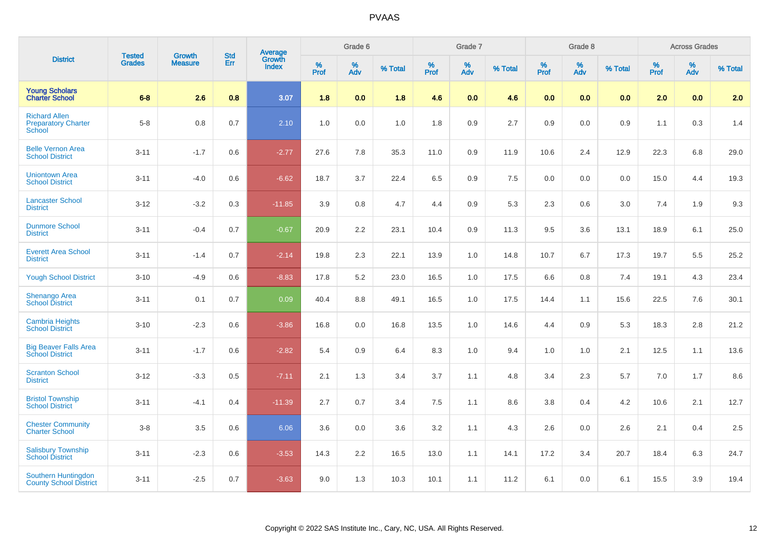# PVAAS

| District | Tested Grades | Growth Measure | Std Err | Average Growth Index | Grade 6 | | | Grade 7 | | | Grade 8 | | | Across Grades | | |
|---|---|---|---|---|---|---|---|---|---|---|---|---|---|---|---|---|
| | | | | | % Prof | % Adv | % Total | % Prof | % Adv | % Total | % Prof | % Adv | % Total | % Prof | % Adv | % Total |
| **Young Scholars Charter School** | **6-8** | **2.6** | **0.8** | **3.07** | **1.8** | **0.0** | **1.8** | **4.6** | **0.0** | **4.6** | **0.0** | **0.0** | **0.0** | **2.0** | **0.0** | **2.0** |
| Richard Allen Preparatory Charter School | 5-8 | 0.8 | 0.7 | 2.10 | 1.0 | 0.0 | 1.0 | 1.8 | 0.9 | 2.7 | 0.9 | 0.0 | 0.9 | 1.1 | 0.3 | 1.4 |
| Belle Vernon Area School District | 3-11 | -1.7 | 0.6 | -2.77 | 27.6 | 7.8 | 35.3 | 11.0 | 0.9 | 11.9 | 10.6 | 2.4 | 12.9 | 22.3 | 6.8 | 29.0 |
| Uniontown Area School District | 3-11 | -4.0 | 0.6 | -6.62 | 18.7 | 3.7 | 22.4 | 6.5 | 0.9 | 7.5 | 0.0 | 0.0 | 0.0 | 15.0 | 4.4 | 19.3 |
| Lancaster School District | 3-12 | -3.2 | 0.3 | -11.85 | 3.9 | 0.8 | 4.7 | 4.4 | 0.9 | 5.3 | 2.3 | 0.6 | 3.0 | 7.4 | 1.9 | 9.3 |
| Dunmore School District | 3-11 | -0.4 | 0.7 | -0.67 | 20.9 | 2.2 | 23.1 | 10.4 | 0.9 | 11.3 | 9.5 | 3.6 | 13.1 | 18.9 | 6.1 | 25.0 |
| Everett Area School District | 3-11 | -1.4 | 0.7 | -2.14 | 19.8 | 2.3 | 22.1 | 13.9 | 1.0 | 14.8 | 10.7 | 6.7 | 17.3 | 19.7 | 5.5 | 25.2 |
| Yough School District | 3-10 | -4.9 | 0.6 | -8.83 | 17.8 | 5.2 | 23.0 | 16.5 | 1.0 | 17.5 | 6.6 | 0.8 | 7.4 | 19.1 | 4.3 | 23.4 |
| Shenango Area School District | 3-11 | 0.1 | 0.7 | 0.09 | 40.4 | 8.8 | 49.1 | 16.5 | 1.0 | 17.5 | 14.4 | 1.1 | 15.6 | 22.5 | 7.6 | 30.1 |
| Cambria Heights School District | 3-10 | -2.3 | 0.6 | -3.86 | 16.8 | 0.0 | 16.8 | 13.5 | 1.0 | 14.6 | 4.4 | 0.9 | 5.3 | 18.3 | 2.8 | 21.2 |
| Big Beaver Falls Area School District | 3-11 | -1.7 | 0.6 | -2.82 | 5.4 | 0.9 | 6.4 | 8.3 | 1.0 | 9.4 | 1.0 | 1.0 | 2.1 | 12.5 | 1.1 | 13.6 |
| Scranton School District | 3-12 | -3.3 | 0.5 | -7.11 | 2.1 | 1.3 | 3.4 | 3.7 | 1.1 | 4.8 | 3.4 | 2.3 | 5.7 | 7.0 | 1.7 | 8.6 |
| Bristol Township School District | 3-11 | -4.1 | 0.4 | -11.39 | 2.7 | 0.7 | 3.4 | 7.5 | 1.1 | 8.6 | 3.8 | 0.4 | 4.2 | 10.6 | 2.1 | 12.7 |
| Chester Community Charter School | 3-8 | 3.5 | 0.6 | 6.06 | 3.6 | 0.0 | 3.6 | 3.2 | 1.1 | 4.3 | 2.6 | 0.0 | 2.6 | 2.1 | 0.4 | 2.5 |
| Salisbury Township School District | 3-11 | -2.3 | 0.6 | -3.53 | 14.3 | 2.2 | 16.5 | 13.0 | 1.1 | 14.1 | 17.2 | 3.4 | 20.7 | 18.4 | 6.3 | 24.7 |
| Southern Huntingdon County School District | 3-11 | -2.5 | 0.7 | -3.63 | 9.0 | 1.3 | 10.3 | 10.1 | 1.1 | 11.2 | 6.1 | 0.0 | 6.1 | 15.5 | 3.9 | 19.4 |

Copyright © 2022 SAS Institute Inc., Cary, NC, USA. All Rights Reserved.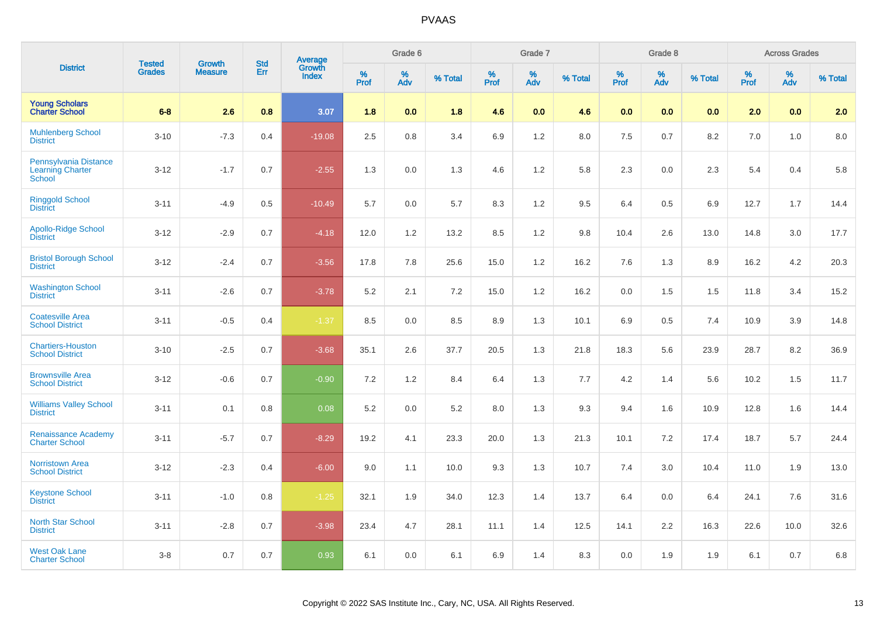# PVAAS

| District | Tested Grades | Growth Measure | Std Err | Average Growth Index | Grade 6 | | | Grade 7 | | | Grade 8 | | | Across Grades | | |
|---|---|---|---|---|---|---|---|---|---|---|---|---|---|---|---|---|
| | | | | | % Prof | % Adv | % Total | % Prof | % Adv | % Total | % Prof | % Adv | % Total | % Prof | % Adv | % Total |
| **Young Scholars Charter School** | **6-8** | **2.6** | **0.8** | **3.07** | **1.8** | **0.0** | **1.8** | **4.6** | **0.0** | **4.6** | **0.0** | **0.0** | **0.0** | **2.0** | **0.0** | **2.0** |
| Muhlenberg School District | 3-10 | -7.3 | 0.4 | -19.08 | 2.5 | 0.8 | 3.4 | 6.9 | 1.2 | 8.0 | 7.5 | 0.7 | 8.2 | 7.0 | 1.0 | 8.0 |
| Pennsylvania Distance Learning Charter School | 3-12 | -1.7 | 0.7 | -2.55 | 1.3 | 0.0 | 1.3 | 4.6 | 1.2 | 5.8 | 2.3 | 0.0 | 2.3 | 5.4 | 0.4 | 5.8 |
| Ringgold School District | 3-11 | -4.9 | 0.5 | -10.49 | 5.7 | 0.0 | 5.7 | 8.3 | 1.2 | 9.5 | 6.4 | 0.5 | 6.9 | 12.7 | 1.7 | 14.4 |
| Apollo-Ridge School District | 3-12 | -2.9 | 0.7 | -4.18 | 12.0 | 1.2 | 13.2 | 8.5 | 1.2 | 9.8 | 10.4 | 2.6 | 13.0 | 14.8 | 3.0 | 17.7 |
| Bristol Borough School District | 3-12 | -2.4 | 0.7 | -3.56 | 17.8 | 7.8 | 25.6 | 15.0 | 1.2 | 16.2 | 7.6 | 1.3 | 8.9 | 16.2 | 4.2 | 20.3 |
| Washington School District | 3-11 | -2.6 | 0.7 | -3.78 | 5.2 | 2.1 | 7.2 | 15.0 | 1.2 | 16.2 | 0.0 | 1.5 | 1.5 | 11.8 | 3.4 | 15.2 |
| Coatesville Area School District | 3-11 | -0.5 | 0.4 | -1.37 | 8.5 | 0.0 | 8.5 | 8.9 | 1.3 | 10.1 | 6.9 | 0.5 | 7.4 | 10.9 | 3.9 | 14.8 |
| Chartiers-Houston School District | 3-10 | -2.5 | 0.7 | -3.68 | 35.1 | 2.6 | 37.7 | 20.5 | 1.3 | 21.8 | 18.3 | 5.6 | 23.9 | 28.7 | 8.2 | 36.9 |
| Brownsville Area School District | 3-12 | -0.6 | 0.7 | -0.90 | 7.2 | 1.2 | 8.4 | 6.4 | 1.3 | 7.7 | 4.2 | 1.4 | 5.6 | 10.2 | 1.5 | 11.7 |
| Williams Valley School District | 3-11 | 0.1 | 0.8 | 0.08 | 5.2 | 0.0 | 5.2 | 8.0 | 1.3 | 9.3 | 9.4 | 1.6 | 10.9 | 12.8 | 1.6 | 14.4 |
| Renaissance Academy Charter School | 3-11 | -5.7 | 0.7 | -8.29 | 19.2 | 4.1 | 23.3 | 20.0 | 1.3 | 21.3 | 10.1 | 7.2 | 17.4 | 18.7 | 5.7 | 24.4 |
| Norristown Area School District | 3-12 | -2.3 | 0.4 | -6.00 | 9.0 | 1.1 | 10.0 | 9.3 | 1.3 | 10.7 | 7.4 | 3.0 | 10.4 | 11.0 | 1.9 | 13.0 |
| Keystone School District | 3-11 | -1.0 | 0.8 | -1.25 | 32.1 | 1.9 | 34.0 | 12.3 | 1.4 | 13.7 | 6.4 | 0.0 | 6.4 | 24.1 | 7.6 | 31.6 |
| North Star School District | 3-11 | -2.8 | 0.7 | -3.98 | 23.4 | 4.7 | 28.1 | 11.1 | 1.4 | 12.5 | 14.1 | 2.2 | 16.3 | 22.6 | 10.0 | 32.6 |
| West Oak Lane Charter School | 3-8 | 0.7 | 0.7 | 0.93 | 6.1 | 0.0 | 6.1 | 6.9 | 1.4 | 8.3 | 0.0 | 1.9 | 1.9 | 6.1 | 0.7 | 6.8 |

Copyright © 2022 SAS Institute Inc., Cary, NC, USA. All Rights Reserved.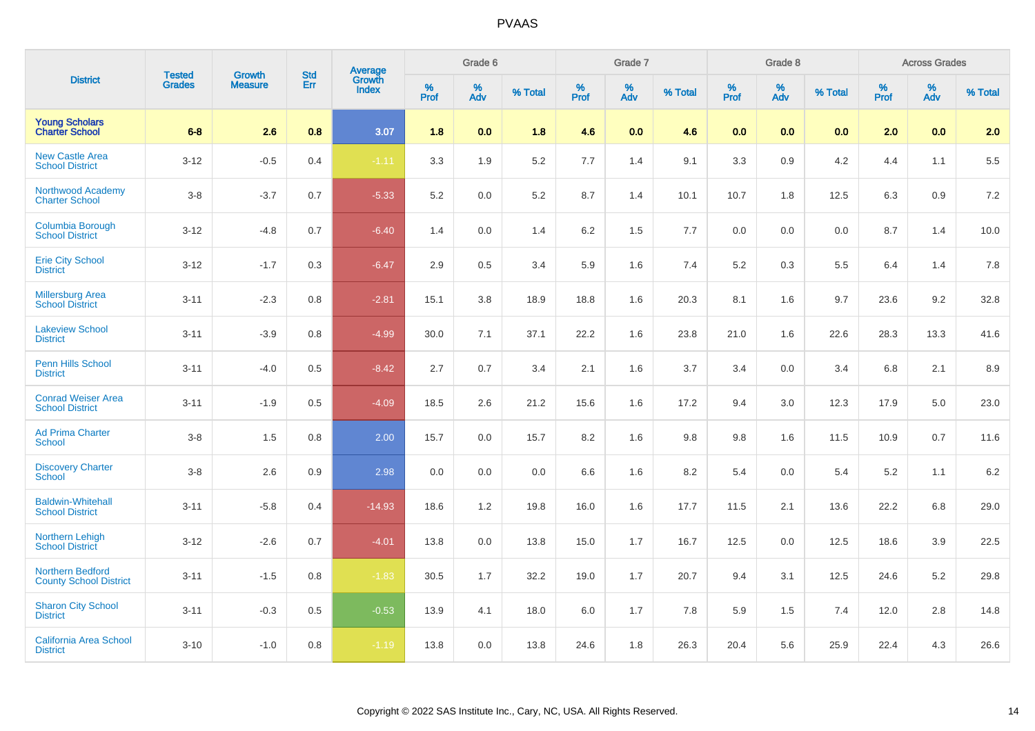| District | Tested Grades | Growth Measure | Std Err | Average Growth Index | Grade 6 | | | Grade 7 | | | Grade 8 | | | Across Grades | | |
|---|---|---|---|---|---|---|---|---|---|---|---|---|---|---|---|---|
| | | | | | % Prof | % Adv | % Total | % Prof | % Adv | % Total | % Prof | % Adv | % Total | % Prof | % Adv | % Total |
| **Young Scholars Charter School** | **6-8** | **2.6** | **0.8** | **3.07** | **1.8** | **0.0** | **1.8** | **4.6** | **0.0** | **4.6** | **0.0** | **0.0** | **0.0** | **2.0** | **0.0** | **2.0** |
| New Castle Area School District | 3-12 | -0.5 | 0.4 | -1.11 | 3.3 | 1.9 | 5.2 | 7.7 | 1.4 | 9.1 | 3.3 | 0.9 | 4.2 | 4.4 | 1.1 | 5.5 |
| Northwood Academy Charter School | 3-8 | -3.7 | 0.7 | -5.33 | 5.2 | 0.0 | 5.2 | 8.7 | 1.4 | 10.1 | 10.7 | 1.8 | 12.5 | 6.3 | 0.9 | 7.2 |
| Columbia Borough School District | 3-12 | -4.8 | 0.7 | -6.40 | 1.4 | 0.0 | 1.4 | 6.2 | 1.5 | 7.7 | 0.0 | 0.0 | 0.0 | 8.7 | 1.4 | 10.0 |
| Erie City School District | 3-12 | -1.7 | 0.3 | -6.47 | 2.9 | 0.5 | 3.4 | 5.9 | 1.6 | 7.4 | 5.2 | 0.3 | 5.5 | 6.4 | 1.4 | 7.8 |
| Millersburg Area School District | 3-11 | -2.3 | 0.8 | -2.81 | 15.1 | 3.8 | 18.9 | 18.8 | 1.6 | 20.3 | 8.1 | 1.6 | 9.7 | 23.6 | 9.2 | 32.8 |
| Lakeview School District | 3-11 | -3.9 | 0.8 | -4.99 | 30.0 | 7.1 | 37.1 | 22.2 | 1.6 | 23.8 | 21.0 | 1.6 | 22.6 | 28.3 | 13.3 | 41.6 |
| Penn Hills School District | 3-11 | -4.0 | 0.5 | -8.42 | 2.7 | 0.7 | 3.4 | 2.1 | 1.6 | 3.7 | 3.4 | 0.0 | 3.4 | 6.8 | 2.1 | 8.9 |
| Conrad Weiser Area School District | 3-11 | -1.9 | 0.5 | -4.09 | 18.5 | 2.6 | 21.2 | 15.6 | 1.6 | 17.2 | 9.4 | 3.0 | 12.3 | 17.9 | 5.0 | 23.0 |
| Ad Prima Charter School | 3-8 | 1.5 | 0.8 | 2.00 | 15.7 | 0.0 | 15.7 | 8.2 | 1.6 | 9.8 | 9.8 | 1.6 | 11.5 | 10.9 | 0.7 | 11.6 |
| Discovery Charter School | 3-8 | 2.6 | 0.9 | 2.98 | 0.0 | 0.0 | 0.0 | 6.6 | 1.6 | 8.2 | 5.4 | 0.0 | 5.4 | 5.2 | 1.1 | 6.2 |
| Baldwin-Whitehall School District | 3-11 | -5.8 | 0.4 | -14.93 | 18.6 | 1.2 | 19.8 | 16.0 | 1.6 | 17.7 | 11.5 | 2.1 | 13.6 | 22.2 | 6.8 | 29.0 |
| Northern Lehigh School District | 3-12 | -2.6 | 0.7 | -4.01 | 13.8 | 0.0 | 13.8 | 15.0 | 1.7 | 16.7 | 12.5 | 0.0 | 12.5 | 18.6 | 3.9 | 22.5 |
| Northern Bedford County School District | 3-11 | -1.5 | 0.8 | -1.83 | 30.5 | 1.7 | 32.2 | 19.0 | 1.7 | 20.7 | 9.4 | 3.1 | 12.5 | 24.6 | 5.2 | 29.8 |
| Sharon City School District | 3-11 | -0.3 | 0.5 | -0.53 | 13.9 | 4.1 | 18.0 | 6.0 | 1.7 | 7.8 | 5.9 | 1.5 | 7.4 | 12.0 | 2.8 | 14.8 |
| California Area School District | 3-10 | -1.0 | 0.8 | -1.19 | 13.8 | 0.0 | 13.8 | 24.6 | 1.8 | 26.3 | 20.4 | 5.6 | 25.9 | 22.4 | 4.3 | 26.6 |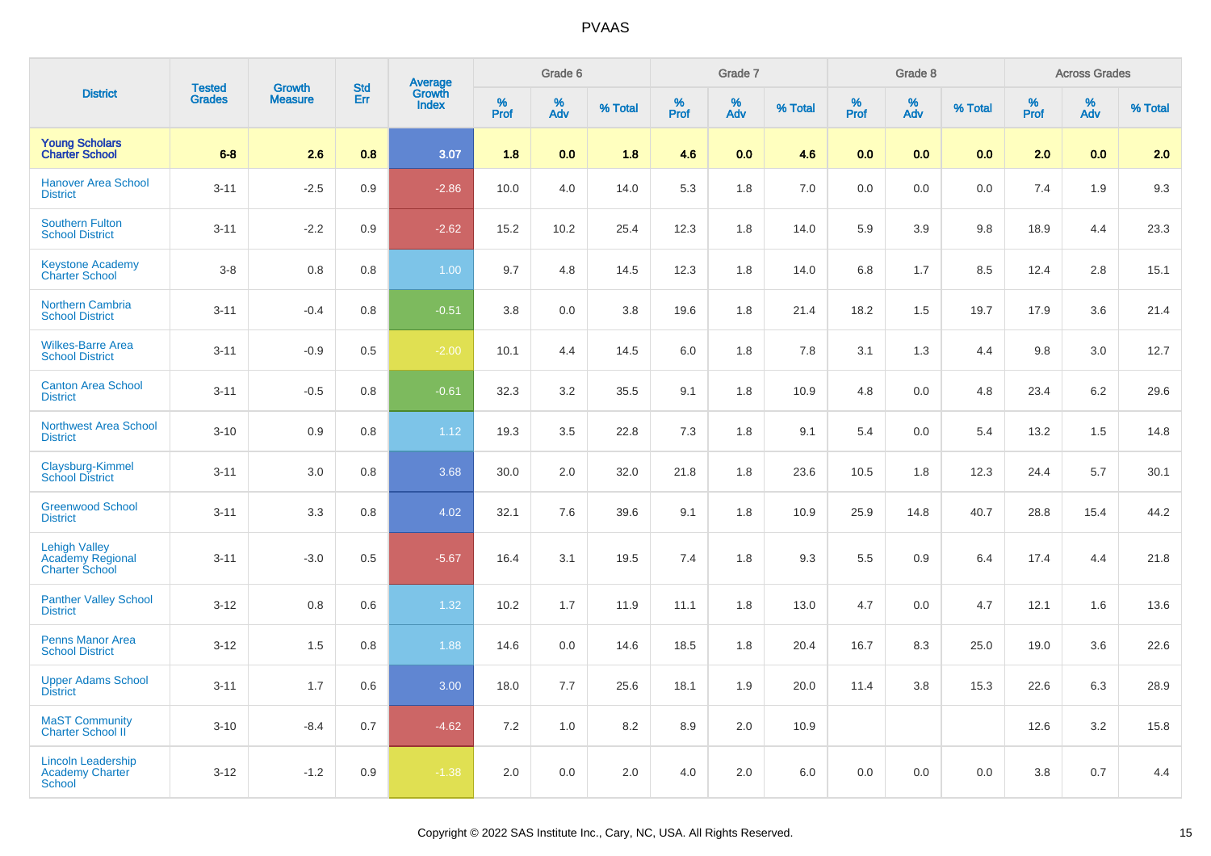PVAAS

| District | Tested Grades | Growth Measure | Std Err | Average Growth Index | Grade 6 | | | Grade 7 | | | Grade 8 | | | Across Grades | | |
|---|---|---|---|---|---|---|---|---|---|---|---|---|---|---|---|---|
| | | | | | % Prof | % Adv | % Total | % Prof | % Adv | % Total | % Prof | % Adv | % Total | % Prof | % Adv | % Total |
| **Young Scholars Charter School** | **6-8** | **2.6** | **0.8** | **3.07** | **1.8** | **0.0** | **1.8** | **4.6** | **0.0** | **4.6** | **0.0** | **0.0** | **0.0** | **2.0** | **0.0** | **2.0** |
| Hanover Area School District | 3-11 | -2.5 | 0.9 | -2.86 | 10.0 | 4.0 | 14.0 | 5.3 | 1.8 | 7.0 | 0.0 | 0.0 | 0.0 | 7.4 | 1.9 | 9.3 |
| Southern Fulton School District | 3-11 | -2.2 | 0.9 | -2.62 | 15.2 | 10.2 | 25.4 | 12.3 | 1.8 | 14.0 | 5.9 | 3.9 | 9.8 | 18.9 | 4.4 | 23.3 |
| Keystone Academy Charter School | 3-8 | 0.8 | 0.8 | 1.00 | 9.7 | 4.8 | 14.5 | 12.3 | 1.8 | 14.0 | 6.8 | 1.7 | 8.5 | 12.4 | 2.8 | 15.1 |
| Northern Cambria School District | 3-11 | -0.4 | 0.8 | -0.51 | 3.8 | 0.0 | 3.8 | 19.6 | 1.8 | 21.4 | 18.2 | 1.5 | 19.7 | 17.9 | 3.6 | 21.4 |
| Wilkes-Barre Area School District | 3-11 | -0.9 | 0.5 | -2.00 | 10.1 | 4.4 | 14.5 | 6.0 | 1.8 | 7.8 | 3.1 | 1.3 | 4.4 | 9.8 | 3.0 | 12.7 |
| Canton Area School District | 3-11 | -0.5 | 0.8 | -0.61 | 32.3 | 3.2 | 35.5 | 9.1 | 1.8 | 10.9 | 4.8 | 0.0 | 4.8 | 23.4 | 6.2 | 29.6 |
| Northwest Area School District | 3-10 | 0.9 | 0.8 | 1.12 | 19.3 | 3.5 | 22.8 | 7.3 | 1.8 | 9.1 | 5.4 | 0.0 | 5.4 | 13.2 | 1.5 | 14.8 |
| Claysburg-Kimmel School District | 3-11 | 3.0 | 0.8 | 3.68 | 30.0 | 2.0 | 32.0 | 21.8 | 1.8 | 23.6 | 10.5 | 1.8 | 12.3 | 24.4 | 5.7 | 30.1 |
| Greenwood School District | 3-11 | 3.3 | 0.8 | 4.02 | 32.1 | 7.6 | 39.6 | 9.1 | 1.8 | 10.9 | 25.9 | 14.8 | 40.7 | 28.8 | 15.4 | 44.2 |
| Lehigh Valley Academy Regional Charter School | 3-11 | -3.0 | 0.5 | -5.67 | 16.4 | 3.1 | 19.5 | 7.4 | 1.8 | 9.3 | 5.5 | 0.9 | 6.4 | 17.4 | 4.4 | 21.8 |
| Panther Valley School District | 3-12 | 0.8 | 0.6 | 1.32 | 10.2 | 1.7 | 11.9 | 11.1 | 1.8 | 13.0 | 4.7 | 0.0 | 4.7 | 12.1 | 1.6 | 13.6 |
| Penns Manor Area School District | 3-12 | 1.5 | 0.8 | 1.88 | 14.6 | 0.0 | 14.6 | 18.5 | 1.8 | 20.4 | 16.7 | 8.3 | 25.0 | 19.0 | 3.6 | 22.6 |
| Upper Adams School District | 3-11 | 1.7 | 0.6 | 3.00 | 18.0 | 7.7 | 25.6 | 18.1 | 1.9 | 20.0 | 11.4 | 3.8 | 15.3 | 22.6 | 6.3 | 28.9 |
| MaST Community Charter School II | 3-10 | -8.4 | 0.7 | -4.62 | 7.2 | 1.0 | 8.2 | 8.9 | 2.0 | 10.9 | | | | 12.6 | 3.2 | 15.8 |
| Lincoln Leadership Academy Charter School | 3-12 | -1.2 | 0.9 | -1.38 | 2.0 | 0.0 | 2.0 | 4.0 | 2.0 | 6.0 | 0.0 | 0.0 | 0.0 | 3.8 | 0.7 | 4.4 |

Copyright © 2022 SAS Institute Inc., Cary, NC, USA. All Rights Reserved.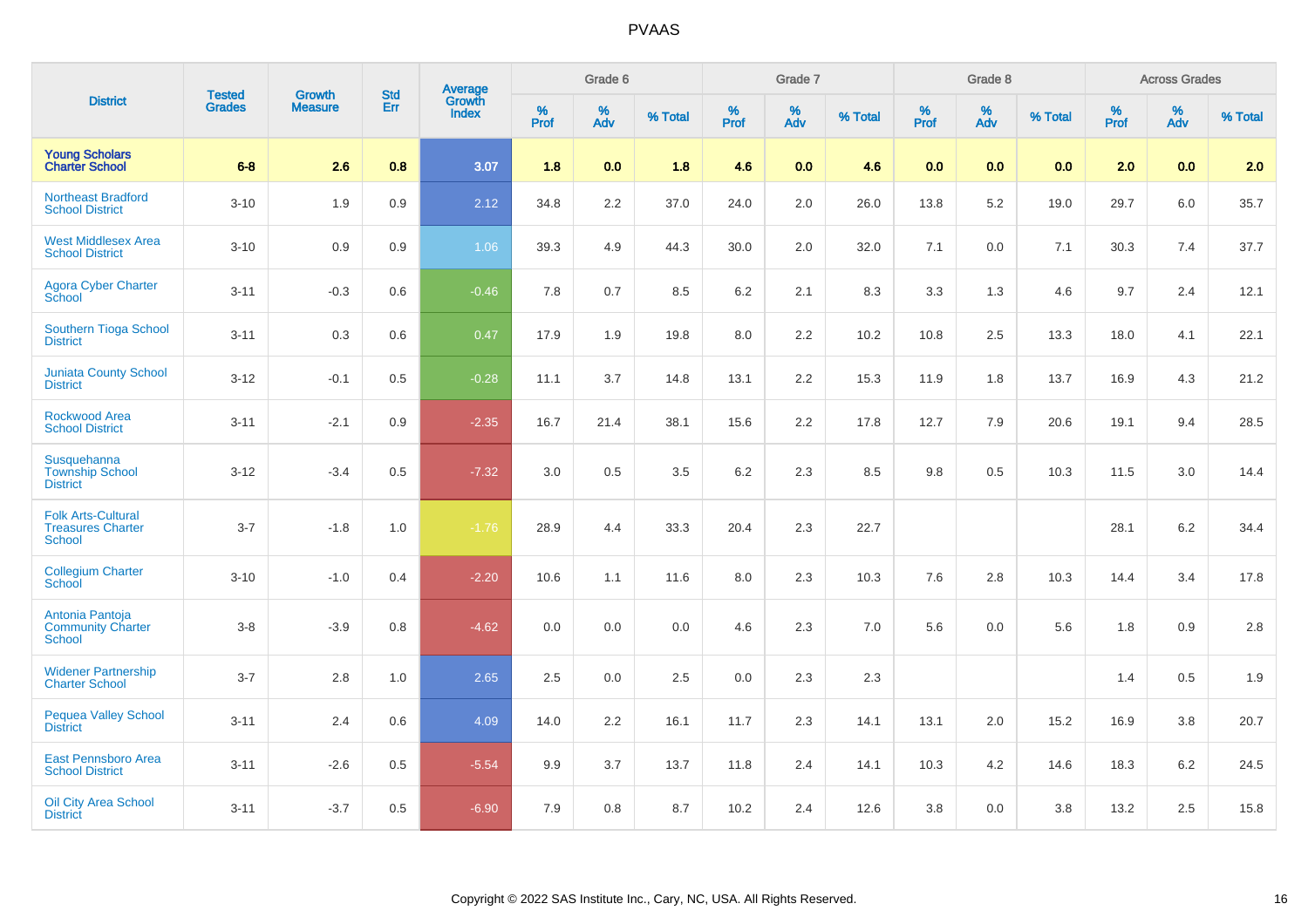| District | Tested Grades | Growth Measure | Std Err | Average Growth Index | Grade 6 | | | Grade 7 | | | Grade 8 | | | Across Grades | | |
|---|---|---|---|---|---|---|---|---|---|---|---|---|---|---|---|---|
| | | | | | % Prof | % Adv | % Total | % Prof | % Adv | % Total | % Prof | % Adv | % Total | % Prof | % Adv | % Total |
| **Young Scholars Charter School** | **6-8** | **2.6** | **0.8** | **3.07** | **1.8** | **0.0** | **1.8** | **4.6** | **0.0** | **4.6** | **0.0** | **0.0** | **0.0** | **2.0** | **0.0** | **2.0** |
| Northeast Bradford School District | 3-10 | 1.9 | 0.9 | 2.12 | 34.8 | 2.2 | 37.0 | 24.0 | 2.0 | 26.0 | 13.8 | 5.2 | 19.0 | 29.7 | 6.0 | 35.7 |
| West Middlesex Area School District | 3-10 | 0.9 | 0.9 | 1.06 | 39.3 | 4.9 | 44.3 | 30.0 | 2.0 | 32.0 | 7.1 | 0.0 | 7.1 | 30.3 | 7.4 | 37.7 |
| Agora Cyber Charter School | 3-11 | -0.3 | 0.6 | -0.46 | 7.8 | 0.7 | 8.5 | 6.2 | 2.1 | 8.3 | 3.3 | 1.3 | 4.6 | 9.7 | 2.4 | 12.1 |
| Southern Tioga School District | 3-11 | 0.3 | 0.6 | 0.47 | 17.9 | 1.9 | 19.8 | 8.0 | 2.2 | 10.2 | 10.8 | 2.5 | 13.3 | 18.0 | 4.1 | 22.1 |
| Juniata County School District | 3-12 | -0.1 | 0.5 | -0.28 | 11.1 | 3.7 | 14.8 | 13.1 | 2.2 | 15.3 | 11.9 | 1.8 | 13.7 | 16.9 | 4.3 | 21.2 |
| Rockwood Area School District | 3-11 | -2.1 | 0.9 | -2.35 | 16.7 | 21.4 | 38.1 | 15.6 | 2.2 | 17.8 | 12.7 | 7.9 | 20.6 | 19.1 | 9.4 | 28.5 |
| Susquehanna Township School District | 3-12 | -3.4 | 0.5 | -7.32 | 3.0 | 0.5 | 3.5 | 6.2 | 2.3 | 8.5 | 9.8 | 0.5 | 10.3 | 11.5 | 3.0 | 14.4 |
| Folk Arts-Cultural Treasures Charter School | 3-7 | -1.8 | 1.0 | -1.76 | 28.9 | 4.4 | 33.3 | 20.4 | 2.3 | 22.7 | | | | 28.1 | 6.2 | 34.4 |
| Collegium Charter School | 3-10 | -1.0 | 0.4 | -2.20 | 10.6 | 1.1 | 11.6 | 8.0 | 2.3 | 10.3 | 7.6 | 2.8 | 10.3 | 14.4 | 3.4 | 17.8 |
| Antonia Pantoja Community Charter School | 3-8 | -3.9 | 0.8 | -4.62 | 0.0 | 0.0 | 0.0 | 4.6 | 2.3 | 7.0 | 5.6 | 0.0 | 5.6 | 1.8 | 0.9 | 2.8 |
| Widener Partnership Charter School | 3-7 | 2.8 | 1.0 | 2.65 | 2.5 | 0.0 | 2.5 | 0.0 | 2.3 | 2.3 | | | | 1.4 | 0.5 | 1.9 |
| Pequea Valley School District | 3-11 | 2.4 | 0.6 | 4.09 | 14.0 | 2.2 | 16.1 | 11.7 | 2.3 | 14.1 | 13.1 | 2.0 | 15.2 | 16.9 | 3.8 | 20.7 |
| East Pennsboro Area School District | 3-11 | -2.6 | 0.5 | -5.54 | 9.9 | 3.7 | 13.7 | 11.8 | 2.4 | 14.1 | 10.3 | 4.2 | 14.6 | 18.3 | 6.2 | 24.5 |
| Oil City Area School District | 3-11 | -3.7 | 0.5 | -6.90 | 7.9 | 0.8 | 8.7 | 10.2 | 2.4 | 12.6 | 3.8 | 0.0 | 3.8 | 13.2 | 2.5 | 15.8 |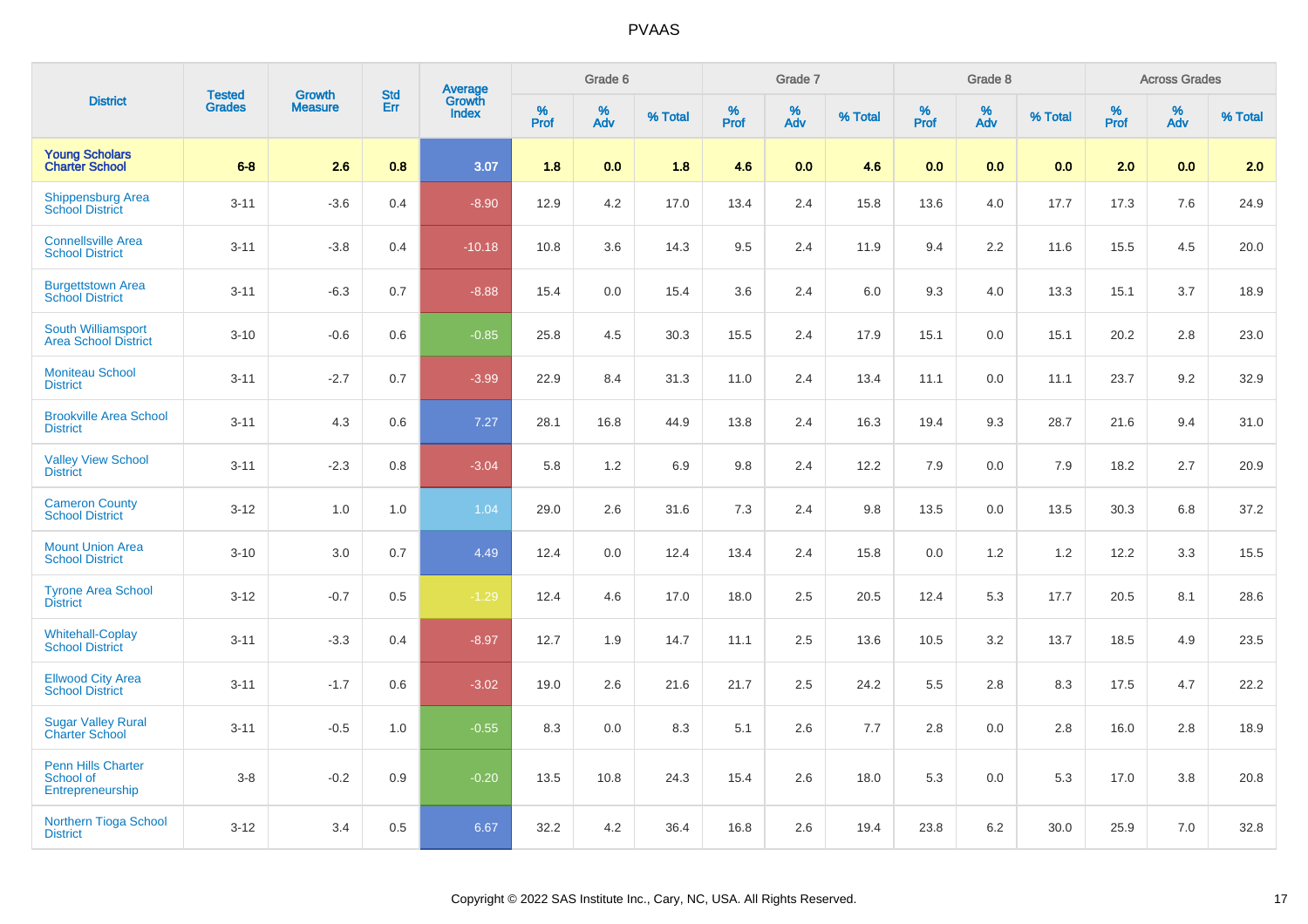# PVAAS

| District | Tested Grades | Growth Measure | Std Err | Average Growth Index | Grade 6 | | | Grade 7 | | | Grade 8 | | | Across Grades | | |
|---|---|---|---|---|---|---|---|---|---|---|---|---|---|---|---|---|
| | | | | | % Prof | % Adv | % Total | % Prof | % Adv | % Total | % Prof | % Adv | % Total | % Prof | % Adv | % Total |
| **Young Scholars Charter School** | **6-8** | **2.6** | **0.8** | **3.07** | **1.8** | **0.0** | **1.8** | **4.6** | **0.0** | **4.6** | **0.0** | **0.0** | **0.0** | **2.0** | **0.0** | **2.0** |
| Shippensburg Area School District | 3-11 | -3.6 | 0.4 | -8.90 | 12.9 | 4.2 | 17.0 | 13.4 | 2.4 | 15.8 | 13.6 | 4.0 | 17.7 | 17.3 | 7.6 | 24.9 |
| Connellsville Area School District | 3-11 | -3.8 | 0.4 | -10.18 | 10.8 | 3.6 | 14.3 | 9.5 | 2.4 | 11.9 | 9.4 | 2.2 | 11.6 | 15.5 | 4.5 | 20.0 |
| Burgettstown Area School District | 3-11 | -6.3 | 0.7 | -8.88 | 15.4 | 0.0 | 15.4 | 3.6 | 2.4 | 6.0 | 9.3 | 4.0 | 13.3 | 15.1 | 3.7 | 18.9 |
| South Williamsport Area School District | 3-10 | -0.6 | 0.6 | -0.85 | 25.8 | 4.5 | 30.3 | 15.5 | 2.4 | 17.9 | 15.1 | 0.0 | 15.1 | 20.2 | 2.8 | 23.0 |
| Moniteau School District | 3-11 | -2.7 | 0.7 | -3.99 | 22.9 | 8.4 | 31.3 | 11.0 | 2.4 | 13.4 | 11.1 | 0.0 | 11.1 | 23.7 | 9.2 | 32.9 |
| Brookville Area School District | 3-11 | 4.3 | 0.6 | 7.27 | 28.1 | 16.8 | 44.9 | 13.8 | 2.4 | 16.3 | 19.4 | 9.3 | 28.7 | 21.6 | 9.4 | 31.0 |
| Valley View School District | 3-11 | -2.3 | 0.8 | -3.04 | 5.8 | 1.2 | 6.9 | 9.8 | 2.4 | 12.2 | 7.9 | 0.0 | 7.9 | 18.2 | 2.7 | 20.9 |
| Cameron County School District | 3-12 | 1.0 | 1.0 | 1.04 | 29.0 | 2.6 | 31.6 | 7.3 | 2.4 | 9.8 | 13.5 | 0.0 | 13.5 | 30.3 | 6.8 | 37.2 |
| Mount Union Area School District | 3-10 | 3.0 | 0.7 | 4.49 | 12.4 | 0.0 | 12.4 | 13.4 | 2.4 | 15.8 | 0.0 | 1.2 | 1.2 | 12.2 | 3.3 | 15.5 |
| Tyrone Area School District | 3-12 | -0.7 | 0.5 | -1.29 | 12.4 | 4.6 | 17.0 | 18.0 | 2.5 | 20.5 | 12.4 | 5.3 | 17.7 | 20.5 | 8.1 | 28.6 |
| Whitehall-Coplay School District | 3-11 | -3.3 | 0.4 | -8.97 | 12.7 | 1.9 | 14.7 | 11.1 | 2.5 | 13.6 | 10.5 | 3.2 | 13.7 | 18.5 | 4.9 | 23.5 |
| Ellwood City Area School District | 3-11 | -1.7 | 0.6 | -3.02 | 19.0 | 2.6 | 21.6 | 21.7 | 2.5 | 24.2 | 5.5 | 2.8 | 8.3 | 17.5 | 4.7 | 22.2 |
| Sugar Valley Rural Charter School | 3-11 | -0.5 | 1.0 | -0.55 | 8.3 | 0.0 | 8.3 | 5.1 | 2.6 | 7.7 | 2.8 | 0.0 | 2.8 | 16.0 | 2.8 | 18.9 |
| Penn Hills Charter School of Entrepreneurship | 3-8 | -0.2 | 0.9 | -0.20 | 13.5 | 10.8 | 24.3 | 15.4 | 2.6 | 18.0 | 5.3 | 0.0 | 5.3 | 17.0 | 3.8 | 20.8 |
| Northern Tioga School District | 3-12 | 3.4 | 0.5 | 6.67 | 32.2 | 4.2 | 36.4 | 16.8 | 2.6 | 19.4 | 23.8 | 6.2 | 30.0 | 25.9 | 7.0 | 32.8 |

Copyright © 2022 SAS Institute Inc., Cary, NC, USA. All Rights Reserved.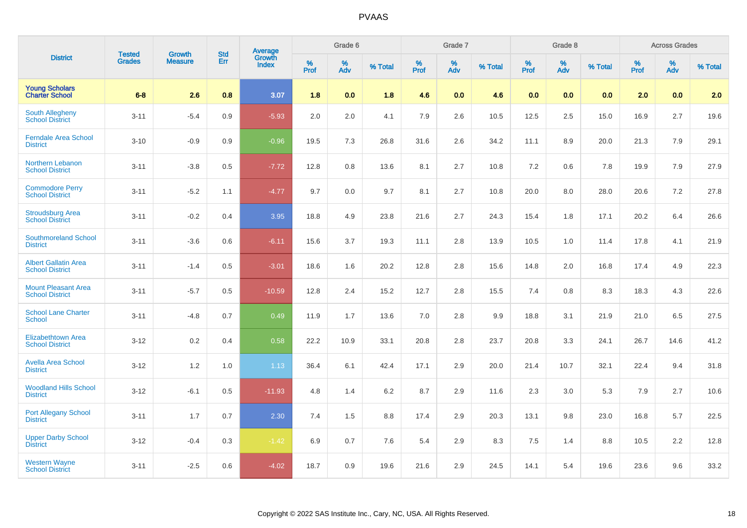# PVAAS

| District | Tested Grades | Growth Measure | Std Err | Average Growth Index | Grade 6 | | | Grade 7 | | | Grade 8 | | | Across Grades | | |
|---|---|---|---|---|---|---|---|---|---|---|---|---|---|---|---|---|
| | | | | | % Prof | % Adv | % Total | % Prof | % Adv | % Total | % Prof | % Adv | % Total | % Prof | % Adv | % Total |
| **Young Scholars Charter School** | **6-8** | **2.6** | **0.8** | **3.07** | **1.8** | **0.0** | **1.8** | **4.6** | **0.0** | **4.6** | **0.0** | **0.0** | **0.0** | **2.0** | **0.0** | **2.0** |
| South Allegheny School District | 3-11 | -5.4 | 0.9 | -5.93 | 2.0 | 2.0 | 4.1 | 7.9 | 2.6 | 10.5 | 12.5 | 2.5 | 15.0 | 16.9 | 2.7 | 19.6 |
| Ferndale Area School District | 3-10 | -0.9 | 0.9 | -0.96 | 19.5 | 7.3 | 26.8 | 31.6 | 2.6 | 34.2 | 11.1 | 8.9 | 20.0 | 21.3 | 7.9 | 29.1 |
| Northern Lebanon School District | 3-11 | -3.8 | 0.5 | -7.72 | 12.8 | 0.8 | 13.6 | 8.1 | 2.7 | 10.8 | 7.2 | 0.6 | 7.8 | 19.9 | 7.9 | 27.9 |
| Commodore Perry School District | 3-11 | -5.2 | 1.1 | -4.77 | 9.7 | 0.0 | 9.7 | 8.1 | 2.7 | 10.8 | 20.0 | 8.0 | 28.0 | 20.6 | 7.2 | 27.8 |
| Stroudsburg Area School District | 3-11 | -0.2 | 0.4 | 3.95 | 18.8 | 4.9 | 23.8 | 21.6 | 2.7 | 24.3 | 15.4 | 1.8 | 17.1 | 20.2 | 6.4 | 26.6 |
| Southmoreland School District | 3-11 | -3.6 | 0.6 | -6.11 | 15.6 | 3.7 | 19.3 | 11.1 | 2.8 | 13.9 | 10.5 | 1.0 | 11.4 | 17.8 | 4.1 | 21.9 |
| Albert Gallatin Area School District | 3-11 | -1.4 | 0.5 | -3.01 | 18.6 | 1.6 | 20.2 | 12.8 | 2.8 | 15.6 | 14.8 | 2.0 | 16.8 | 17.4 | 4.9 | 22.3 |
| Mount Pleasant Area School District | 3-11 | -5.7 | 0.5 | -10.59 | 12.8 | 2.4 | 15.2 | 12.7 | 2.8 | 15.5 | 7.4 | 0.8 | 8.3 | 18.3 | 4.3 | 22.6 |
| School Lane Charter School | 3-11 | -4.8 | 0.7 | 0.49 | 11.9 | 1.7 | 13.6 | 7.0 | 2.8 | 9.9 | 18.8 | 3.1 | 21.9 | 21.0 | 6.5 | 27.5 |
| Elizabethtown Area School District | 3-12 | 0.2 | 0.4 | 0.58 | 22.2 | 10.9 | 33.1 | 20.8 | 2.8 | 23.7 | 20.8 | 3.3 | 24.1 | 26.7 | 14.6 | 41.2 |
| Avella Area School District | 3-12 | 1.2 | 1.0 | 1.13 | 36.4 | 6.1 | 42.4 | 17.1 | 2.9 | 20.0 | 21.4 | 10.7 | 32.1 | 22.4 | 9.4 | 31.8 |
| Woodland Hills School District | 3-12 | -6.1 | 0.5 | -11.93 | 4.8 | 1.4 | 6.2 | 8.7 | 2.9 | 11.6 | 2.3 | 3.0 | 5.3 | 7.9 | 2.7 | 10.6 |
| Port Allegany School District | 3-11 | 1.7 | 0.7 | 2.30 | 7.4 | 1.5 | 8.8 | 17.4 | 2.9 | 20.3 | 13.1 | 9.8 | 23.0 | 16.8 | 5.7 | 22.5 |
| Upper Darby School District | 3-12 | -0.4 | 0.3 | -1.42 | 6.9 | 0.7 | 7.6 | 5.4 | 2.9 | 8.3 | 7.5 | 1.4 | 8.8 | 10.5 | 2.2 | 12.8 |
| Western Wayne School District | 3-11 | -2.5 | 0.6 | -4.02 | 18.7 | 0.9 | 19.6 | 21.6 | 2.9 | 24.5 | 14.1 | 5.4 | 19.6 | 23.6 | 9.6 | 33.2 |

Copyright © 2022 SAS Institute Inc., Cary, NC, USA. All Rights Reserved.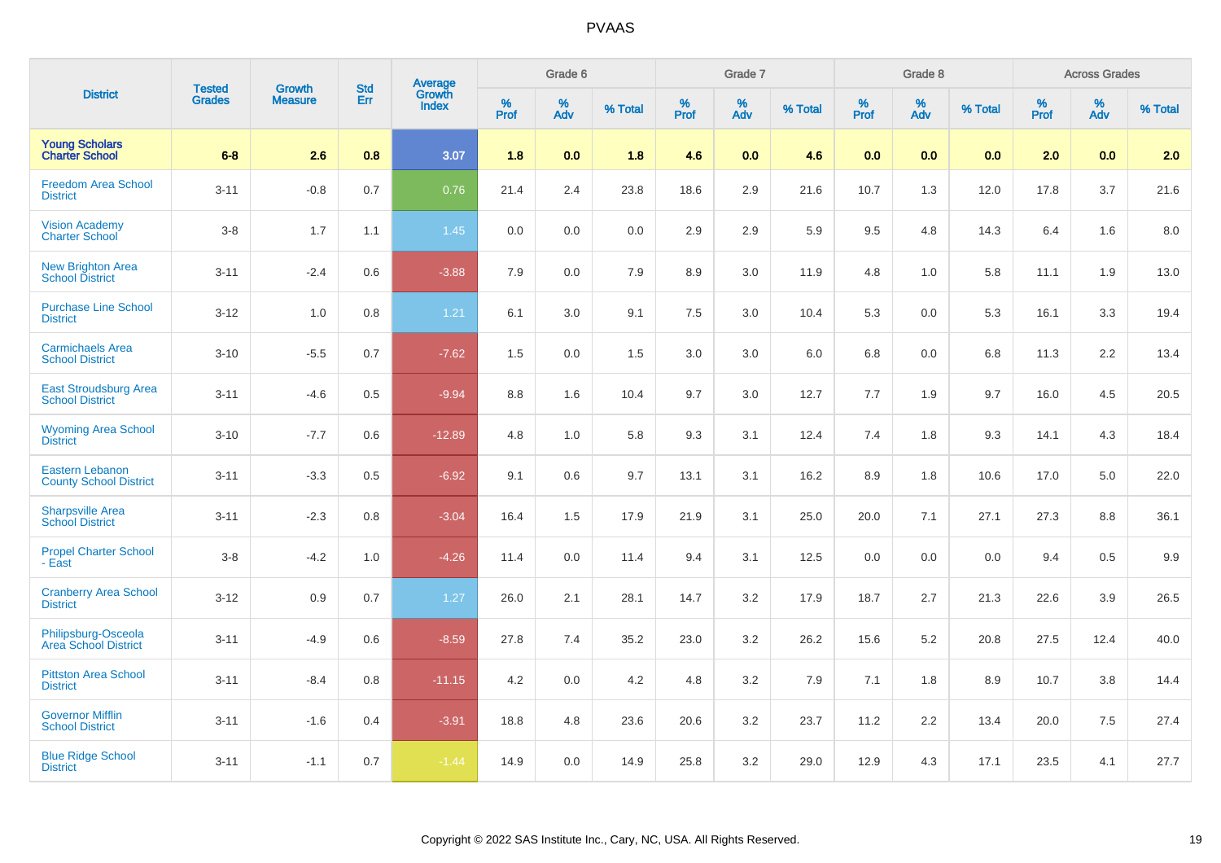| District | Tested Grades | Growth Measure | Std Err | Average Growth Index | Grade 6 | | | Grade 7 | | | Grade 8 | | | Across Grades | | |
|---|---|---|---|---|---|---|---|---|---|---|---|---|---|---|---|---|
| | | | | | % Prof | % Adv | % Total | % Prof | % Adv | % Total | % Prof | % Adv | % Total | % Prof | % Adv | % Total |
| **Young Scholars Charter School** | **6-8** | **2.6** | **0.8** | **3.07** | **1.8** | **0.0** | **1.8** | **4.6** | **0.0** | **4.6** | **0.0** | **0.0** | **0.0** | **2.0** | **0.0** | **2.0** |
| Freedom Area School District | 3-11 | -0.8 | 0.7 | 0.76 | 21.4 | 2.4 | 23.8 | 18.6 | 2.9 | 21.6 | 10.7 | 1.3 | 12.0 | 17.8 | 3.7 | 21.6 |
| Vision Academy Charter School | 3-8 | 1.7 | 1.1 | 1.45 | 0.0 | 0.0 | 0.0 | 2.9 | 2.9 | 5.9 | 9.5 | 4.8 | 14.3 | 6.4 | 1.6 | 8.0 |
| New Brighton Area School District | 3-11 | -2.4 | 0.6 | -3.88 | 7.9 | 0.0 | 7.9 | 8.9 | 3.0 | 11.9 | 4.8 | 1.0 | 5.8 | 11.1 | 1.9 | 13.0 |
| Purchase Line School District | 3-12 | 1.0 | 0.8 | 1.21 | 6.1 | 3.0 | 9.1 | 7.5 | 3.0 | 10.4 | 5.3 | 0.0 | 5.3 | 16.1 | 3.3 | 19.4 |
| Carmichaels Area School District | 3-10 | -5.5 | 0.7 | -7.62 | 1.5 | 0.0 | 1.5 | 3.0 | 3.0 | 6.0 | 6.8 | 0.0 | 6.8 | 11.3 | 2.2 | 13.4 |
| East Stroudsburg Area School District | 3-11 | -4.6 | 0.5 | -9.94 | 8.8 | 1.6 | 10.4 | 9.7 | 3.0 | 12.7 | 7.7 | 1.9 | 9.7 | 16.0 | 4.5 | 20.5 |
| Wyoming Area School District | 3-10 | -7.7 | 0.6 | -12.89 | 4.8 | 1.0 | 5.8 | 9.3 | 3.1 | 12.4 | 7.4 | 1.8 | 9.3 | 14.1 | 4.3 | 18.4 |
| Eastern Lebanon County School District | 3-11 | -3.3 | 0.5 | -6.92 | 9.1 | 0.6 | 9.7 | 13.1 | 3.1 | 16.2 | 8.9 | 1.8 | 10.6 | 17.0 | 5.0 | 22.0 |
| Sharpsville Area School District | 3-11 | -2.3 | 0.8 | -3.04 | 16.4 | 1.5 | 17.9 | 21.9 | 3.1 | 25.0 | 20.0 | 7.1 | 27.1 | 27.3 | 8.8 | 36.1 |
| Propel Charter School - East | 3-8 | -4.2 | 1.0 | -4.26 | 11.4 | 0.0 | 11.4 | 9.4 | 3.1 | 12.5 | 0.0 | 0.0 | 0.0 | 9.4 | 0.5 | 9.9 |
| Cranberry Area School District | 3-12 | 0.9 | 0.7 | 1.27 | 26.0 | 2.1 | 28.1 | 14.7 | 3.2 | 17.9 | 18.7 | 2.7 | 21.3 | 22.6 | 3.9 | 26.5 |
| Philipsburg-Osceola Area School District | 3-11 | -4.9 | 0.6 | -8.59 | 27.8 | 7.4 | 35.2 | 23.0 | 3.2 | 26.2 | 15.6 | 5.2 | 20.8 | 27.5 | 12.4 | 40.0 |
| Pittston Area School District | 3-11 | -8.4 | 0.8 | -11.15 | 4.2 | 0.0 | 4.2 | 4.8 | 3.2 | 7.9 | 7.1 | 1.8 | 8.9 | 10.7 | 3.8 | 14.4 |
| Governor Mifflin School District | 3-11 | -1.6 | 0.4 | -3.91 | 18.8 | 4.8 | 23.6 | 20.6 | 3.2 | 23.7 | 11.2 | 2.2 | 13.4 | 20.0 | 7.5 | 27.4 |
| Blue Ridge School District | 3-11 | -1.1 | 0.7 | -1.44 | 14.9 | 0.0 | 14.9 | 25.8 | 3.2 | 29.0 | 12.9 | 4.3 | 17.1 | 23.5 | 4.1 | 27.7 |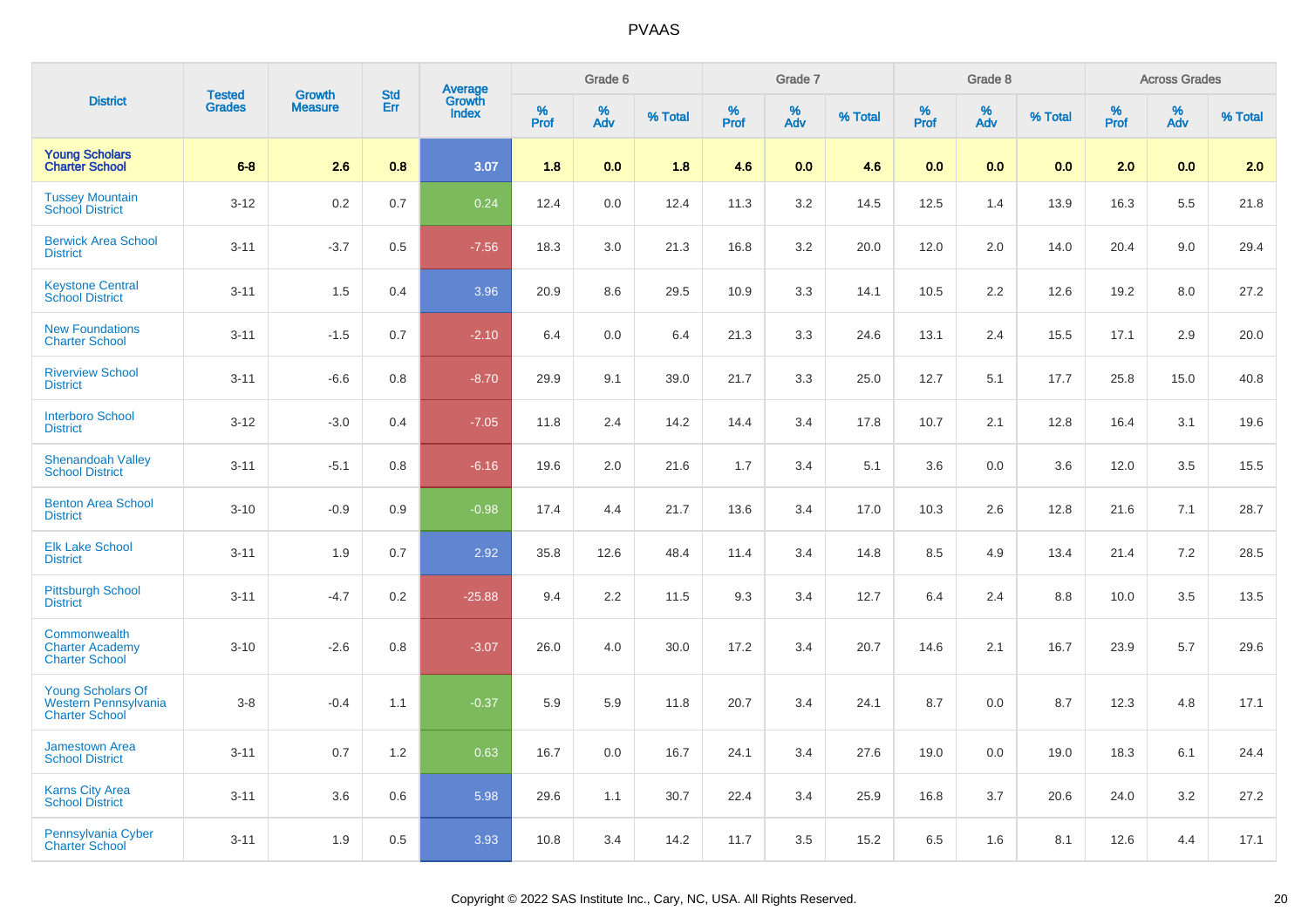# PVAAS

| District | Tested Grades | Growth Measure | Std Err | Average Growth Index | Grade 6 | | | Grade 7 | | | Grade 8 | | | Across Grades | | |
|---|---|---|---|---|---|---|---|---|---|---|---|---|---|---|---|---|
| | | | | | % Prof | % Adv | % Total | % Prof | % Adv | % Total | % Prof | % Adv | % Total | % Prof | % Adv | % Total |
| **Young Scholars Charter School** | **6-8** | **2.6** | **0.8** | **3.07** | **1.8** | **0.0** | **1.8** | **4.6** | **0.0** | **4.6** | **0.0** | **0.0** | **0.0** | **2.0** | **0.0** | **2.0** |
| Tussey Mountain School District | 3-12 | 0.2 | 0.7 | 0.24 | 12.4 | 0.0 | 12.4 | 11.3 | 3.2 | 14.5 | 12.5 | 1.4 | 13.9 | 16.3 | 5.5 | 21.8 |
| Berwick Area School District | 3-11 | -3.7 | 0.5 | -7.56 | 18.3 | 3.0 | 21.3 | 16.8 | 3.2 | 20.0 | 12.0 | 2.0 | 14.0 | 20.4 | 9.0 | 29.4 |
| Keystone Central School District | 3-11 | 1.5 | 0.4 | 3.96 | 20.9 | 8.6 | 29.5 | 10.9 | 3.3 | 14.1 | 10.5 | 2.2 | 12.6 | 19.2 | 8.0 | 27.2 |
| New Foundations Charter School | 3-11 | -1.5 | 0.7 | -2.10 | 6.4 | 0.0 | 6.4 | 21.3 | 3.3 | 24.6 | 13.1 | 2.4 | 15.5 | 17.1 | 2.9 | 20.0 |
| Riverview School District | 3-11 | -6.6 | 0.8 | -8.70 | 29.9 | 9.1 | 39.0 | 21.7 | 3.3 | 25.0 | 12.7 | 5.1 | 17.7 | 25.8 | 15.0 | 40.8 |
| Interboro School District | 3-12 | -3.0 | 0.4 | -7.05 | 11.8 | 2.4 | 14.2 | 14.4 | 3.4 | 17.8 | 10.7 | 2.1 | 12.8 | 16.4 | 3.1 | 19.6 |
| Shenandoah Valley School District | 3-11 | -5.1 | 0.8 | -6.16 | 19.6 | 2.0 | 21.6 | 1.7 | 3.4 | 5.1 | 3.6 | 0.0 | 3.6 | 12.0 | 3.5 | 15.5 |
| Benton Area School District | 3-10 | -0.9 | 0.9 | -0.98 | 17.4 | 4.4 | 21.7 | 13.6 | 3.4 | 17.0 | 10.3 | 2.6 | 12.8 | 21.6 | 7.1 | 28.7 |
| Elk Lake School District | 3-11 | 1.9 | 0.7 | 2.92 | 35.8 | 12.6 | 48.4 | 11.4 | 3.4 | 14.8 | 8.5 | 4.9 | 13.4 | 21.4 | 7.2 | 28.5 |
| Pittsburgh School District | 3-11 | -4.7 | 0.2 | -25.88 | 9.4 | 2.2 | 11.5 | 9.3 | 3.4 | 12.7 | 6.4 | 2.4 | 8.8 | 10.0 | 3.5 | 13.5 |
| Commonwealth Charter Academy Charter School | 3-10 | -2.6 | 0.8 | -3.07 | 26.0 | 4.0 | 30.0 | 17.2 | 3.4 | 20.7 | 14.6 | 2.1 | 16.7 | 23.9 | 5.7 | 29.6 |
| Young Scholars Of Western Pennsylvania Charter School | 3-8 | -0.4 | 1.1 | -0.37 | 5.9 | 5.9 | 11.8 | 20.7 | 3.4 | 24.1 | 8.7 | 0.0 | 8.7 | 12.3 | 4.8 | 17.1 |
| Jamestown Area School District | 3-11 | 0.7 | 1.2 | 0.63 | 16.7 | 0.0 | 16.7 | 24.1 | 3.4 | 27.6 | 19.0 | 0.0 | 19.0 | 18.3 | 6.1 | 24.4 |
| Karns City Area School District | 3-11 | 3.6 | 0.6 | 5.98 | 29.6 | 1.1 | 30.7 | 22.4 | 3.4 | 25.9 | 16.8 | 3.7 | 20.6 | 24.0 | 3.2 | 27.2 |
| Pennsylvania Cyber Charter School | 3-11 | 1.9 | 0.5 | 3.93 | 10.8 | 3.4 | 14.2 | 11.7 | 3.5 | 15.2 | 6.5 | 1.6 | 8.1 | 12.6 | 4.4 | 17.1 |

Copyright © 2022 SAS Institute Inc., Cary, NC, USA. All Rights Reserved.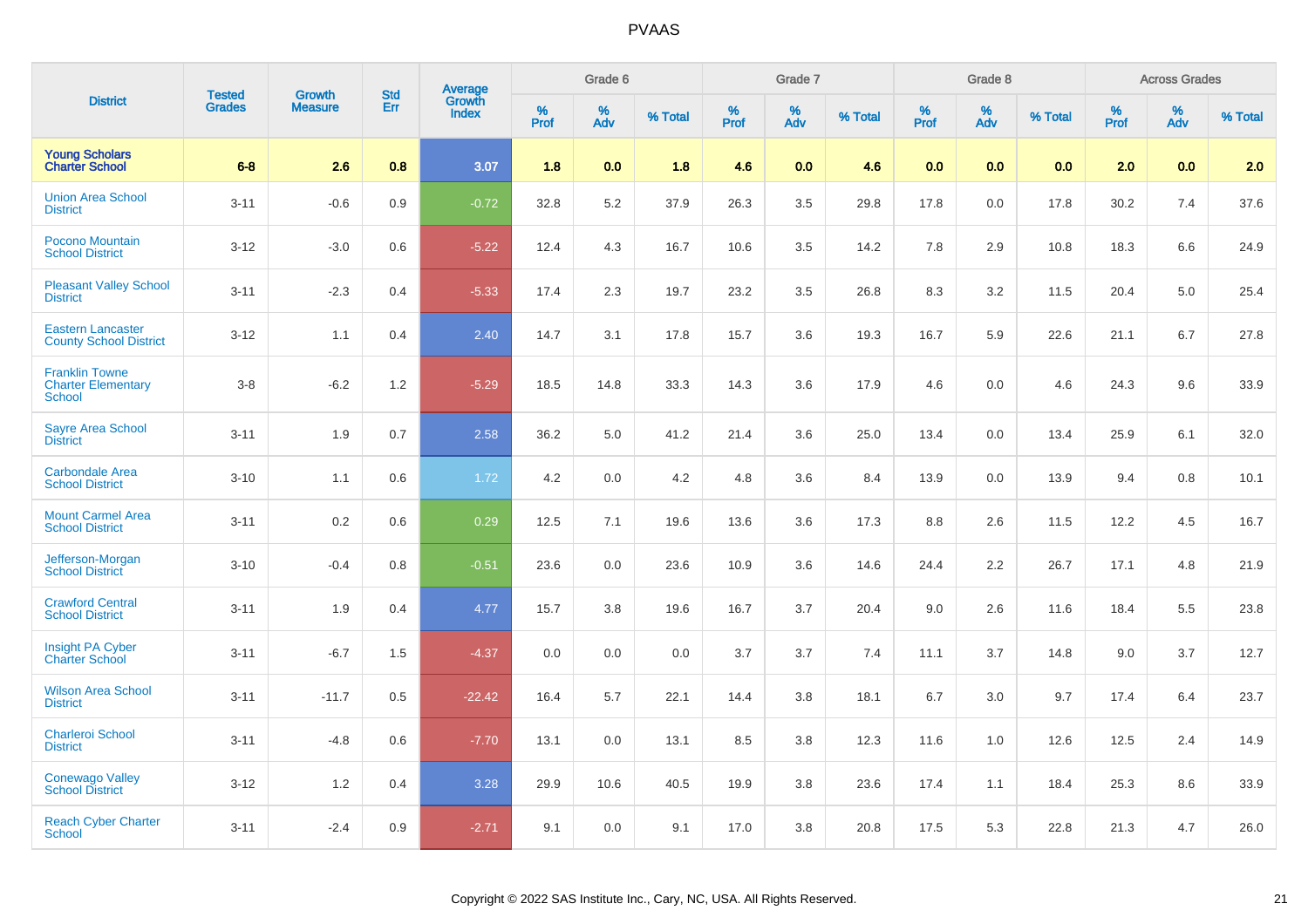# PVAAS

| District | Tested Grades | Growth Measure | Std Err | Average Growth Index | Grade 6 | | | Grade 7 | | | Grade 8 | | | Across Grades | | |
|---|---|---|---|---|---|---|---|---|---|---|---|---|---|---|---|---|
| | | | | | % Prof | % Adv | % Total | % Prof | % Adv | % Total | % Prof | % Adv | % Total | % Prof | % Adv | % Total |
| **Young Scholars Charter School** | **6-8** | **2.6** | **0.8** | **3.07** | **1.8** | **0.0** | **1.8** | **4.6** | **0.0** | **4.6** | **0.0** | **0.0** | **0.0** | **2.0** | **0.0** | **2.0** |
| Union Area School District | 3-11 | -0.6 | 0.9 | -0.72 | 32.8 | 5.2 | 37.9 | 26.3 | 3.5 | 29.8 | 17.8 | 0.0 | 17.8 | 30.2 | 7.4 | 37.6 |
| Pocono Mountain School District | 3-12 | -3.0 | 0.6 | -5.22 | 12.4 | 4.3 | 16.7 | 10.6 | 3.5 | 14.2 | 7.8 | 2.9 | 10.8 | 18.3 | 6.6 | 24.9 |
| Pleasant Valley School District | 3-11 | -2.3 | 0.4 | -5.33 | 17.4 | 2.3 | 19.7 | 23.2 | 3.5 | 26.8 | 8.3 | 3.2 | 11.5 | 20.4 | 5.0 | 25.4 |
| Eastern Lancaster County School District | 3-12 | 1.1 | 0.4 | 2.40 | 14.7 | 3.1 | 17.8 | 15.7 | 3.6 | 19.3 | 16.7 | 5.9 | 22.6 | 21.1 | 6.7 | 27.8 |
| Franklin Towne Charter Elementary School | 3-8 | -6.2 | 1.2 | -5.29 | 18.5 | 14.8 | 33.3 | 14.3 | 3.6 | 17.9 | 4.6 | 0.0 | 4.6 | 24.3 | 9.6 | 33.9 |
| Sayre Area School District | 3-11 | 1.9 | 0.7 | 2.58 | 36.2 | 5.0 | 41.2 | 21.4 | 3.6 | 25.0 | 13.4 | 0.0 | 13.4 | 25.9 | 6.1 | 32.0 |
| Carbondale Area School District | 3-10 | 1.1 | 0.6 | 1.72 | 4.2 | 0.0 | 4.2 | 4.8 | 3.6 | 8.4 | 13.9 | 0.0 | 13.9 | 9.4 | 0.8 | 10.1 |
| Mount Carmel Area School District | 3-11 | 0.2 | 0.6 | 0.29 | 12.5 | 7.1 | 19.6 | 13.6 | 3.6 | 17.3 | 8.8 | 2.6 | 11.5 | 12.2 | 4.5 | 16.7 |
| Jefferson-Morgan School District | 3-10 | -0.4 | 0.8 | -0.51 | 23.6 | 0.0 | 23.6 | 10.9 | 3.6 | 14.6 | 24.4 | 2.2 | 26.7 | 17.1 | 4.8 | 21.9 |
| Crawford Central School District | 3-11 | 1.9 | 0.4 | 4.77 | 15.7 | 3.8 | 19.6 | 16.7 | 3.7 | 20.4 | 9.0 | 2.6 | 11.6 | 18.4 | 5.5 | 23.8 |
| Insight PA Cyber Charter School | 3-11 | -6.7 | 1.5 | -4.37 | 0.0 | 0.0 | 0.0 | 3.7 | 3.7 | 7.4 | 11.1 | 3.7 | 14.8 | 9.0 | 3.7 | 12.7 |
| Wilson Area School District | 3-11 | -11.7 | 0.5 | -22.42 | 16.4 | 5.7 | 22.1 | 14.4 | 3.8 | 18.1 | 6.7 | 3.0 | 9.7 | 17.4 | 6.4 | 23.7 |
| Charleroi School District | 3-11 | -4.8 | 0.6 | -7.70 | 13.1 | 0.0 | 13.1 | 8.5 | 3.8 | 12.3 | 11.6 | 1.0 | 12.6 | 12.5 | 2.4 | 14.9 |
| Conewago Valley School District | 3-12 | 1.2 | 0.4 | 3.28 | 29.9 | 10.6 | 40.5 | 19.9 | 3.8 | 23.6 | 17.4 | 1.1 | 18.4 | 25.3 | 8.6 | 33.9 |
| Reach Cyber Charter School | 3-11 | -2.4 | 0.9 | -2.71 | 9.1 | 0.0 | 9.1 | 17.0 | 3.8 | 20.8 | 17.5 | 5.3 | 22.8 | 21.3 | 4.7 | 26.0 |

Copyright © 2022 SAS Institute Inc., Cary, NC, USA. All Rights Reserved.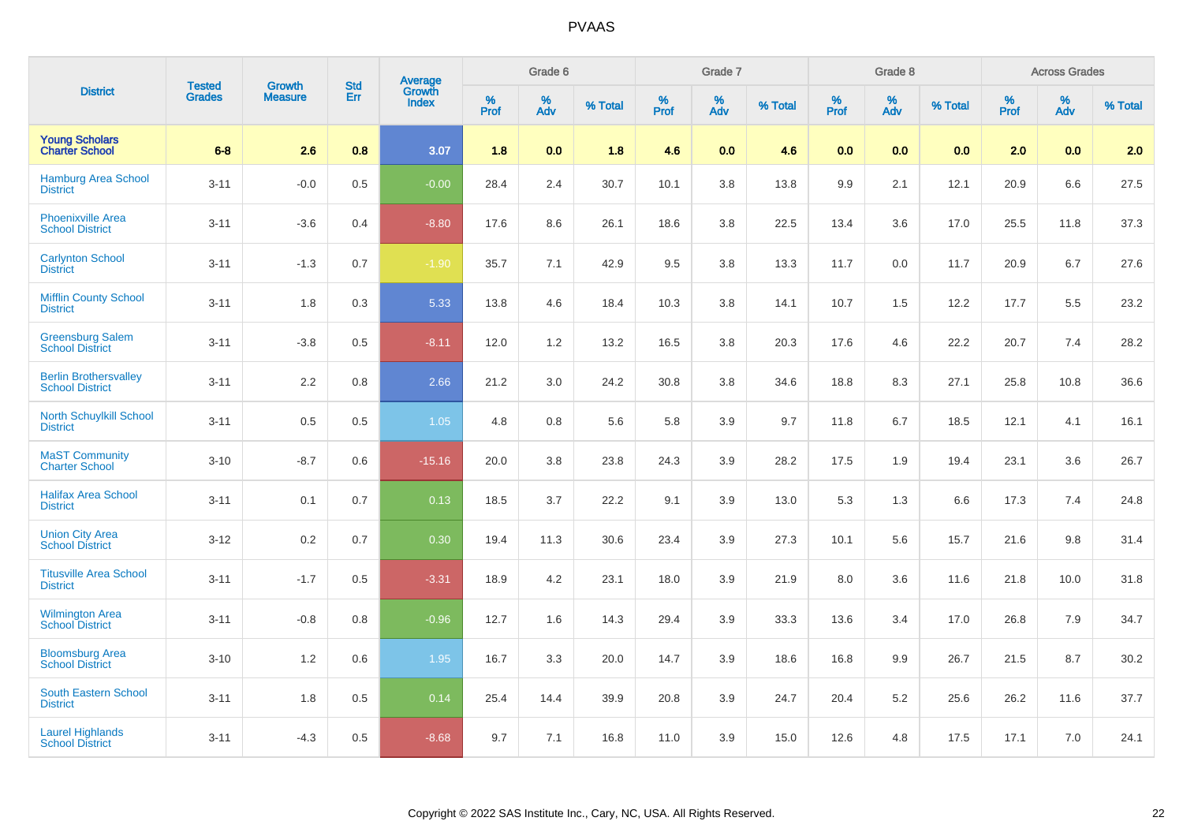# PVAAS

| District | Tested Grades | Growth Measure | Std Err | Average Growth Index | Grade 6 | | | Grade 7 | | | Grade 8 | | | Across Grades | | |
|---|---|---|---|---|---|---|---|---|---|---|---|---|---|---|---|---|
| | | | | | % Prof | % Adv | % Total | % Prof | % Adv | % Total | % Prof | % Adv | % Total | % Prof | % Adv | % Total |
| **Young Scholars Charter School** | **6-8** | **2.6** | **0.8** | **3.07** | **1.8** | **0.0** | **1.8** | **4.6** | **0.0** | **4.6** | **0.0** | **0.0** | **0.0** | **2.0** | **0.0** | **2.0** |
| Hamburg Area School District | 3-11 | -0.0 | 0.5 | -0.00 | 28.4 | 2.4 | 30.7 | 10.1 | 3.8 | 13.8 | 9.9 | 2.1 | 12.1 | 20.9 | 6.6 | 27.5 |
| Phoenixville Area School District | 3-11 | -3.6 | 0.4 | -8.80 | 17.6 | 8.6 | 26.1 | 18.6 | 3.8 | 22.5 | 13.4 | 3.6 | 17.0 | 25.5 | 11.8 | 37.3 |
| Carlynton School District | 3-11 | -1.3 | 0.7 | -1.90 | 35.7 | 7.1 | 42.9 | 9.5 | 3.8 | 13.3 | 11.7 | 0.0 | 11.7 | 20.9 | 6.7 | 27.6 |
| Mifflin County School District | 3-11 | 1.8 | 0.3 | 5.33 | 13.8 | 4.6 | 18.4 | 10.3 | 3.8 | 14.1 | 10.7 | 1.5 | 12.2 | 17.7 | 5.5 | 23.2 |
| Greensburg Salem School District | 3-11 | -3.8 | 0.5 | -8.11 | 12.0 | 1.2 | 13.2 | 16.5 | 3.8 | 20.3 | 17.6 | 4.6 | 22.2 | 20.7 | 7.4 | 28.2 |
| Berlin Brothersvalley School District | 3-11 | 2.2 | 0.8 | 2.66 | 21.2 | 3.0 | 24.2 | 30.8 | 3.8 | 34.6 | 18.8 | 8.3 | 27.1 | 25.8 | 10.8 | 36.6 |
| North Schuylkill School District | 3-11 | 0.5 | 0.5 | 1.05 | 4.8 | 0.8 | 5.6 | 5.8 | 3.9 | 9.7 | 11.8 | 6.7 | 18.5 | 12.1 | 4.1 | 16.1 |
| MaST Community Charter School | 3-10 | -8.7 | 0.6 | -15.16 | 20.0 | 3.8 | 23.8 | 24.3 | 3.9 | 28.2 | 17.5 | 1.9 | 19.4 | 23.1 | 3.6 | 26.7 |
| Halifax Area School District | 3-11 | 0.1 | 0.7 | 0.13 | 18.5 | 3.7 | 22.2 | 9.1 | 3.9 | 13.0 | 5.3 | 1.3 | 6.6 | 17.3 | 7.4 | 24.8 |
| Union City Area School District | 3-12 | 0.2 | 0.7 | 0.30 | 19.4 | 11.3 | 30.6 | 23.4 | 3.9 | 27.3 | 10.1 | 5.6 | 15.7 | 21.6 | 9.8 | 31.4 |
| Titusville Area School District | 3-11 | -1.7 | 0.5 | -3.31 | 18.9 | 4.2 | 23.1 | 18.0 | 3.9 | 21.9 | 8.0 | 3.6 | 11.6 | 21.8 | 10.0 | 31.8 |
| Wilmington Area School District | 3-11 | -0.8 | 0.8 | -0.96 | 12.7 | 1.6 | 14.3 | 29.4 | 3.9 | 33.3 | 13.6 | 3.4 | 17.0 | 26.8 | 7.9 | 34.7 |
| Bloomsburg Area School District | 3-10 | 1.2 | 0.6 | 1.95 | 16.7 | 3.3 | 20.0 | 14.7 | 3.9 | 18.6 | 16.8 | 9.9 | 26.7 | 21.5 | 8.7 | 30.2 |
| South Eastern School District | 3-11 | 1.8 | 0.5 | 0.14 | 25.4 | 14.4 | 39.9 | 20.8 | 3.9 | 24.7 | 20.4 | 5.2 | 25.6 | 26.2 | 11.6 | 37.7 |
| Laurel Highlands School District | 3-11 | -4.3 | 0.5 | -8.68 | 9.7 | 7.1 | 16.8 | 11.0 | 3.9 | 15.0 | 12.6 | 4.8 | 17.5 | 17.1 | 7.0 | 24.1 |

Copyright © 2022 SAS Institute Inc., Cary, NC, USA. All Rights Reserved.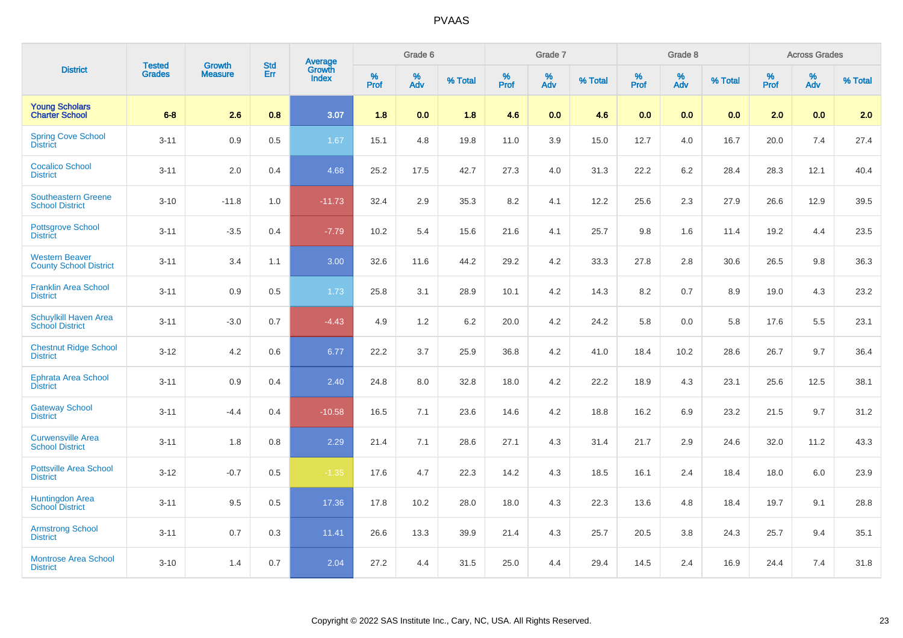# PVAAS

| District | Tested Grades | Growth Measure | Std Err | Average Growth Index | Grade 6 | | | Grade 7 | | | Grade 8 | | | Across Grades | | |
|---|---|---|---|---|---|---|---|---|---|---|---|---|---|---|---|---|
| | | | | | % Prof | % Adv | % Total | % Prof | % Adv | % Total | % Prof | % Adv | % Total | % Prof | % Adv | % Total |
| **Young Scholars Charter School** | **6-8** | **2.6** | **0.8** | **3.07** | **1.8** | **0.0** | **1.8** | **4.6** | **0.0** | **4.6** | **0.0** | **0.0** | **0.0** | **2.0** | **0.0** | **2.0** |
| Spring Cove School District | 3-11 | 0.9 | 0.5 | 1.67 | 15.1 | 4.8 | 19.8 | 11.0 | 3.9 | 15.0 | 12.7 | 4.0 | 16.7 | 20.0 | 7.4 | 27.4 |
| Cocalico School District | 3-11 | 2.0 | 0.4 | 4.68 | 25.2 | 17.5 | 42.7 | 27.3 | 4.0 | 31.3 | 22.2 | 6.2 | 28.4 | 28.3 | 12.1 | 40.4 |
| Southeastern Greene School District | 3-10 | -11.8 | 1.0 | -11.73 | 32.4 | 2.9 | 35.3 | 8.2 | 4.1 | 12.2 | 25.6 | 2.3 | 27.9 | 26.6 | 12.9 | 39.5 |
| Pottsgrove School District | 3-11 | -3.5 | 0.4 | -7.79 | 10.2 | 5.4 | 15.6 | 21.6 | 4.1 | 25.7 | 9.8 | 1.6 | 11.4 | 19.2 | 4.4 | 23.5 |
| Western Beaver County School District | 3-11 | 3.4 | 1.1 | 3.00 | 32.6 | 11.6 | 44.2 | 29.2 | 4.2 | 33.3 | 27.8 | 2.8 | 30.6 | 26.5 | 9.8 | 36.3 |
| Franklin Area School District | 3-11 | 0.9 | 0.5 | 1.73 | 25.8 | 3.1 | 28.9 | 10.1 | 4.2 | 14.3 | 8.2 | 0.7 | 8.9 | 19.0 | 4.3 | 23.2 |
| Schuylkill Haven Area School District | 3-11 | -3.0 | 0.7 | -4.43 | 4.9 | 1.2 | 6.2 | 20.0 | 4.2 | 24.2 | 5.8 | 0.0 | 5.8 | 17.6 | 5.5 | 23.1 |
| Chestnut Ridge School District | 3-12 | 4.2 | 0.6 | 6.77 | 22.2 | 3.7 | 25.9 | 36.8 | 4.2 | 41.0 | 18.4 | 10.2 | 28.6 | 26.7 | 9.7 | 36.4 |
| Ephrata Area School District | 3-11 | 0.9 | 0.4 | 2.40 | 24.8 | 8.0 | 32.8 | 18.0 | 4.2 | 22.2 | 18.9 | 4.3 | 23.1 | 25.6 | 12.5 | 38.1 |
| Gateway School District | 3-11 | -4.4 | 0.4 | -10.58 | 16.5 | 7.1 | 23.6 | 14.6 | 4.2 | 18.8 | 16.2 | 6.9 | 23.2 | 21.5 | 9.7 | 31.2 |
| Curwensville Area School District | 3-11 | 1.8 | 0.8 | 2.29 | 21.4 | 7.1 | 28.6 | 27.1 | 4.3 | 31.4 | 21.7 | 2.9 | 24.6 | 32.0 | 11.2 | 43.3 |
| Pottsville Area School District | 3-12 | -0.7 | 0.5 | -1.35 | 17.6 | 4.7 | 22.3 | 14.2 | 4.3 | 18.5 | 16.1 | 2.4 | 18.4 | 18.0 | 6.0 | 23.9 |
| Huntingdon Area School District | 3-11 | 9.5 | 0.5 | 17.36 | 17.8 | 10.2 | 28.0 | 18.0 | 4.3 | 22.3 | 13.6 | 4.8 | 18.4 | 19.7 | 9.1 | 28.8 |
| Armstrong School District | 3-11 | 0.7 | 0.3 | 11.41 | 26.6 | 13.3 | 39.9 | 21.4 | 4.3 | 25.7 | 20.5 | 3.8 | 24.3 | 25.7 | 9.4 | 35.1 |
| Montrose Area School District | 3-10 | 1.4 | 0.7 | 2.04 | 27.2 | 4.4 | 31.5 | 25.0 | 4.4 | 29.4 | 14.5 | 2.4 | 16.9 | 24.4 | 7.4 | 31.8 |

Copyright © 2022 SAS Institute Inc., Cary, NC, USA. All Rights Reserved.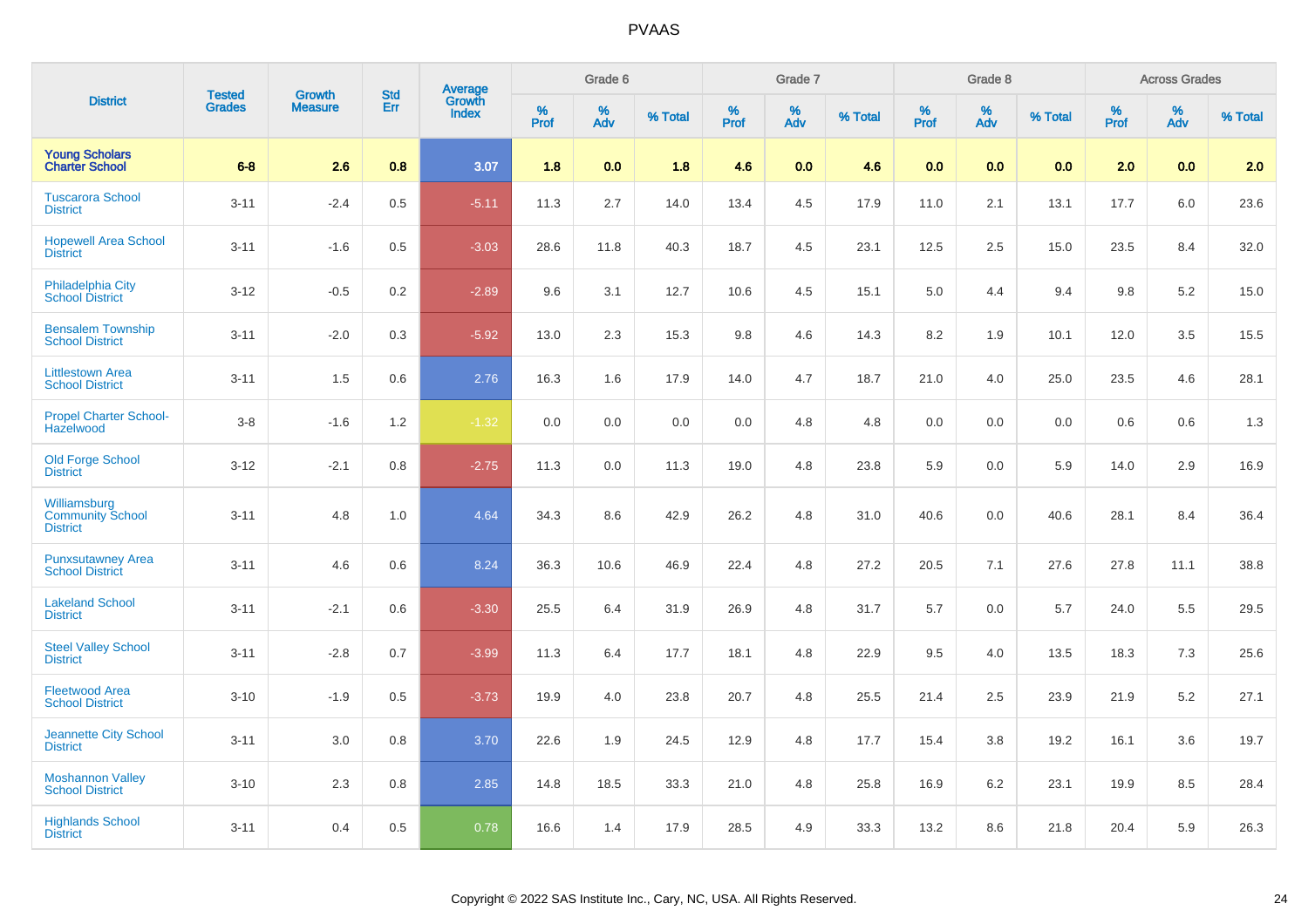| District | Tested Grades | Growth Measure | Std Err | Average Growth Index | Grade 6 | | | Grade 7 | | | Grade 8 | | | Across Grades | | |
|---|---|---|---|---|---|---|---|---|---|---|---|---|---|---|---|---|
| | | | | | % Prof | % Adv | % Total | % Prof | % Adv | % Total | % Prof | % Adv | % Total | % Prof | % Adv | % Total |
| **Young Scholars Charter School** | **6-8** | **2.6** | **0.8** | **3.07** | **1.8** | **0.0** | **1.8** | **4.6** | **0.0** | **4.6** | **0.0** | **0.0** | **0.0** | **2.0** | **0.0** | **2.0** |
| Tuscarora School District | 3-11 | -2.4 | 0.5 | -5.11 | 11.3 | 2.7 | 14.0 | 13.4 | 4.5 | 17.9 | 11.0 | 2.1 | 13.1 | 17.7 | 6.0 | 23.6 |
| Hopewell Area School District | 3-11 | -1.6 | 0.5 | -3.03 | 28.6 | 11.8 | 40.3 | 18.7 | 4.5 | 23.1 | 12.5 | 2.5 | 15.0 | 23.5 | 8.4 | 32.0 |
| Philadelphia City School District | 3-12 | -0.5 | 0.2 | -2.89 | 9.6 | 3.1 | 12.7 | 10.6 | 4.5 | 15.1 | 5.0 | 4.4 | 9.4 | 9.8 | 5.2 | 15.0 |
| Bensalem Township School District | 3-11 | -2.0 | 0.3 | -5.92 | 13.0 | 2.3 | 15.3 | 9.8 | 4.6 | 14.3 | 8.2 | 1.9 | 10.1 | 12.0 | 3.5 | 15.5 |
| Littlestown Area School District | 3-11 | 1.5 | 0.6 | 2.76 | 16.3 | 1.6 | 17.9 | 14.0 | 4.7 | 18.7 | 21.0 | 4.0 | 25.0 | 23.5 | 4.6 | 28.1 |
| Propel Charter School-Hazelwood | 3-8 | -1.6 | 1.2 | -1.32 | 0.0 | 0.0 | 0.0 | 0.0 | 4.8 | 4.8 | 0.0 | 0.0 | 0.0 | 0.6 | 0.6 | 1.3 |
| Old Forge School District | 3-12 | -2.1 | 0.8 | -2.75 | 11.3 | 0.0 | 11.3 | 19.0 | 4.8 | 23.8 | 5.9 | 0.0 | 5.9 | 14.0 | 2.9 | 16.9 |
| Williamsburg Community School District | 3-11 | 4.8 | 1.0 | 4.64 | 34.3 | 8.6 | 42.9 | 26.2 | 4.8 | 31.0 | 40.6 | 0.0 | 40.6 | 28.1 | 8.4 | 36.4 |
| Punxsutawney Area School District | 3-11 | 4.6 | 0.6 | 8.24 | 36.3 | 10.6 | 46.9 | 22.4 | 4.8 | 27.2 | 20.5 | 7.1 | 27.6 | 27.8 | 11.1 | 38.8 |
| Lakeland School District | 3-11 | -2.1 | 0.6 | -3.30 | 25.5 | 6.4 | 31.9 | 26.9 | 4.8 | 31.7 | 5.7 | 0.0 | 5.7 | 24.0 | 5.5 | 29.5 |
| Steel Valley School District | 3-11 | -2.8 | 0.7 | -3.99 | 11.3 | 6.4 | 17.7 | 18.1 | 4.8 | 22.9 | 9.5 | 4.0 | 13.5 | 18.3 | 7.3 | 25.6 |
| Fleetwood Area School District | 3-10 | -1.9 | 0.5 | -3.73 | 19.9 | 4.0 | 23.8 | 20.7 | 4.8 | 25.5 | 21.4 | 2.5 | 23.9 | 21.9 | 5.2 | 27.1 |
| Jeannette City School District | 3-11 | 3.0 | 0.8 | 3.70 | 22.6 | 1.9 | 24.5 | 12.9 | 4.8 | 17.7 | 15.4 | 3.8 | 19.2 | 16.1 | 3.6 | 19.7 |
| Moshannon Valley School District | 3-10 | 2.3 | 0.8 | 2.85 | 14.8 | 18.5 | 33.3 | 21.0 | 4.8 | 25.8 | 16.9 | 6.2 | 23.1 | 19.9 | 8.5 | 28.4 |
| Highlands School District | 3-11 | 0.4 | 0.5 | 0.78 | 16.6 | 1.4 | 17.9 | 28.5 | 4.9 | 33.3 | 13.2 | 8.6 | 21.8 | 20.4 | 5.9 | 26.3 |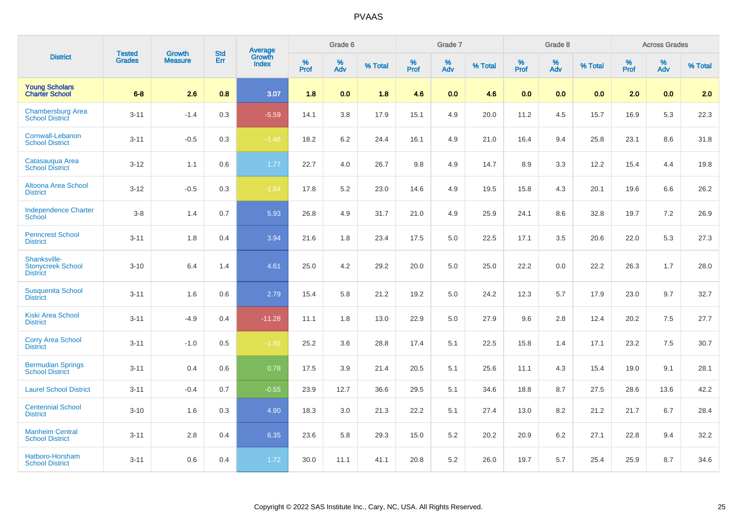# PVAAS

| District | Tested Grades | Growth Measure | Std Err | Average Growth Index | Grade 6 | | | Grade 7 | | | Grade 8 | | | Across Grades | | |
|---|---|---|---|---|---|---|---|---|---|---|---|---|---|---|---|---|
| | | | | | % Prof | % Adv | % Total | % Prof | % Adv | % Total | % Prof | % Adv | % Total | % Prof | % Adv | % Total |
| **Young Scholars Charter School** | **6-8** | **2.6** | **0.8** | **3.07** | **1.8** | **0.0** | **1.8** | **4.6** | **0.0** | **4.6** | **0.0** | **0.0** | **0.0** | **2.0** | **0.0** | **2.0** |
| Chambersburg Area School District | 3-11 | -1.4 | 0.3 | -5.59 | 14.1 | 3.8 | 17.9 | 15.1 | 4.9 | 20.0 | 11.2 | 4.5 | 15.7 | 16.9 | 5.3 | 22.3 |
| Cornwall-Lebanon School District | 3-11 | -0.5 | 0.3 | -1.48 | 18.2 | 6.2 | 24.4 | 16.1 | 4.9 | 21.0 | 16.4 | 9.4 | 25.8 | 23.1 | 8.6 | 31.8 |
| Catasauqua Area School District | 3-12 | 1.1 | 0.6 | 1.77 | 22.7 | 4.0 | 26.7 | 9.8 | 4.9 | 14.7 | 8.9 | 3.3 | 12.2 | 15.4 | 4.4 | 19.8 |
| Altoona Area School District | 3-12 | -0.5 | 0.3 | -1.84 | 17.8 | 5.2 | 23.0 | 14.6 | 4.9 | 19.5 | 15.8 | 4.3 | 20.1 | 19.6 | 6.6 | 26.2 |
| Independence Charter School | 3-8 | 1.4 | 0.7 | 5.93 | 26.8 | 4.9 | 31.7 | 21.0 | 4.9 | 25.9 | 24.1 | 8.6 | 32.8 | 19.7 | 7.2 | 26.9 |
| Penncrest School District | 3-11 | 1.8 | 0.4 | 3.94 | 21.6 | 1.8 | 23.4 | 17.5 | 5.0 | 22.5 | 17.1 | 3.5 | 20.6 | 22.0 | 5.3 | 27.3 |
| Shanksville-Stonycreek School District | 3-10 | 6.4 | 1.4 | 4.61 | 25.0 | 4.2 | 29.2 | 20.0 | 5.0 | 25.0 | 22.2 | 0.0 | 22.2 | 26.3 | 1.7 | 28.0 |
| Susquenita School District | 3-11 | 1.6 | 0.6 | 2.79 | 15.4 | 5.8 | 21.2 | 19.2 | 5.0 | 24.2 | 12.3 | 5.7 | 17.9 | 23.0 | 9.7 | 32.7 |
| Kiski Area School District | 3-11 | -4.9 | 0.4 | -11.28 | 11.1 | 1.8 | 13.0 | 22.9 | 5.0 | 27.9 | 9.6 | 2.8 | 12.4 | 20.2 | 7.5 | 27.7 |
| Corry Area School District | 3-11 | -1.0 | 0.5 | -1.92 | 25.2 | 3.6 | 28.8 | 17.4 | 5.1 | 22.5 | 15.8 | 1.4 | 17.1 | 23.2 | 7.5 | 30.7 |
| Bermudian Springs School District | 3-11 | 0.4 | 0.6 | 0.78 | 17.5 | 3.9 | 21.4 | 20.5 | 5.1 | 25.6 | 11.1 | 4.3 | 15.4 | 19.0 | 9.1 | 28.1 |
| Laurel School District | 3-11 | -0.4 | 0.7 | -0.55 | 23.9 | 12.7 | 36.6 | 29.5 | 5.1 | 34.6 | 18.8 | 8.7 | 27.5 | 28.6 | 13.6 | 42.2 |
| Centennial School District | 3-10 | 1.6 | 0.3 | 4.90 | 18.3 | 3.0 | 21.3 | 22.2 | 5.1 | 27.4 | 13.0 | 8.2 | 21.2 | 21.7 | 6.7 | 28.4 |
| Manheim Central School District | 3-11 | 2.8 | 0.4 | 6.35 | 23.6 | 5.8 | 29.3 | 15.0 | 5.2 | 20.2 | 20.9 | 6.2 | 27.1 | 22.8 | 9.4 | 32.2 |
| Hatboro-Horsham School District | 3-11 | 0.6 | 0.4 | 1.72 | 30.0 | 11.1 | 41.1 | 20.8 | 5.2 | 26.0 | 19.7 | 5.7 | 25.4 | 25.9 | 8.7 | 34.6 |

Copyright © 2022 SAS Institute Inc., Cary, NC, USA. All Rights Reserved.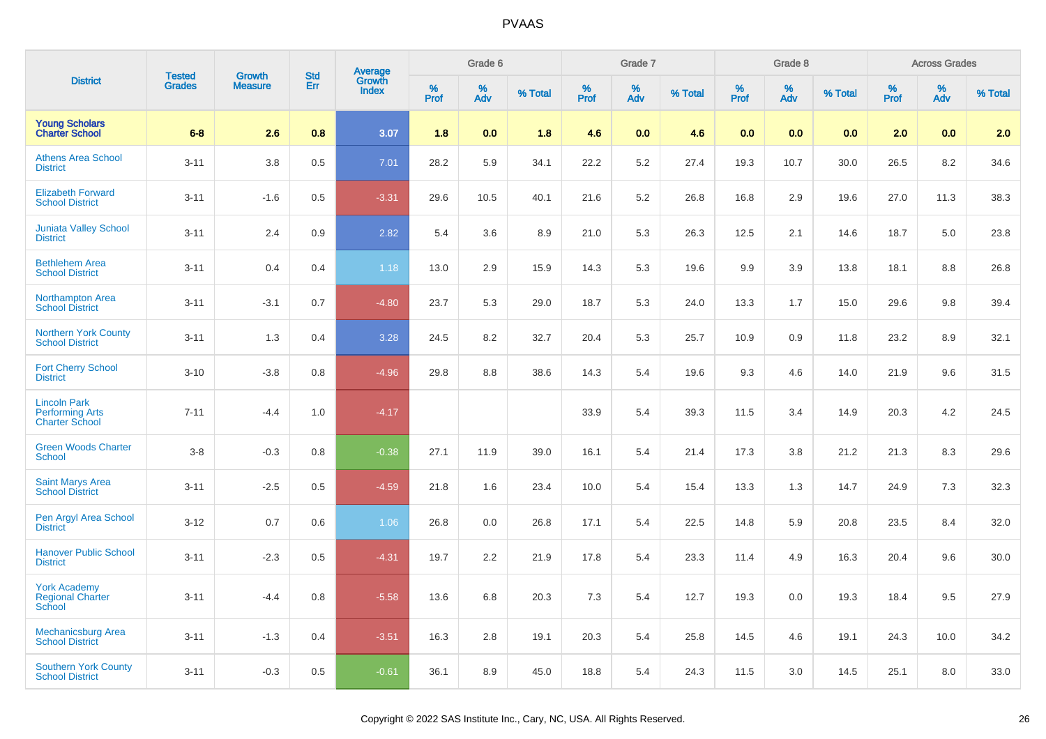# PVAAS

| District | Tested Grades | Growth Measure | Std Err | Average Growth Index | Grade 6 | | | Grade 7 | | | Grade 8 | | | Across Grades | | |
|---|---|---|---|---|---|---|---|---|---|---|---|---|---|---|---|---|
| | | | | | % Prof | % Adv | % Total | % Prof | % Adv | % Total | % Prof | % Adv | % Total | % Prof | % Adv | % Total |
| **Young Scholars Charter School** | **6-8** | **2.6** | **0.8** | **3.07** | **1.8** | **0.0** | **1.8** | **4.6** | **0.0** | **4.6** | **0.0** | **0.0** | **0.0** | **2.0** | **0.0** | **2.0** |
| Athens Area School District | 3-11 | 3.8 | 0.5 | 7.01 | 28.2 | 5.9 | 34.1 | 22.2 | 5.2 | 27.4 | 19.3 | 10.7 | 30.0 | 26.5 | 8.2 | 34.6 |
| Elizabeth Forward School District | 3-11 | -1.6 | 0.5 | -3.31 | 29.6 | 10.5 | 40.1 | 21.6 | 5.2 | 26.8 | 16.8 | 2.9 | 19.6 | 27.0 | 11.3 | 38.3 |
| Juniata Valley School District | 3-11 | 2.4 | 0.9 | 2.82 | 5.4 | 3.6 | 8.9 | 21.0 | 5.3 | 26.3 | 12.5 | 2.1 | 14.6 | 18.7 | 5.0 | 23.8 |
| Bethlehem Area School District | 3-11 | 0.4 | 0.4 | 1.18 | 13.0 | 2.9 | 15.9 | 14.3 | 5.3 | 19.6 | 9.9 | 3.9 | 13.8 | 18.1 | 8.8 | 26.8 |
| Northampton Area School District | 3-11 | -3.1 | 0.7 | -4.80 | 23.7 | 5.3 | 29.0 | 18.7 | 5.3 | 24.0 | 13.3 | 1.7 | 15.0 | 29.6 | 9.8 | 39.4 |
| Northern York County School District | 3-11 | 1.3 | 0.4 | 3.28 | 24.5 | 8.2 | 32.7 | 20.4 | 5.3 | 25.7 | 10.9 | 0.9 | 11.8 | 23.2 | 8.9 | 32.1 |
| Fort Cherry School District | 3-10 | -3.8 | 0.8 | -4.96 | 29.8 | 8.8 | 38.6 | 14.3 | 5.4 | 19.6 | 9.3 | 4.6 | 14.0 | 21.9 | 9.6 | 31.5 |
| Lincoln Park Performing Arts Charter School | 7-11 | -4.4 | 1.0 | -4.17 | | | | 33.9 | 5.4 | 39.3 | 11.5 | 3.4 | 14.9 | 20.3 | 4.2 | 24.5 |
| Green Woods Charter School | 3-8 | -0.3 | 0.8 | -0.38 | 27.1 | 11.9 | 39.0 | 16.1 | 5.4 | 21.4 | 17.3 | 3.8 | 21.2 | 21.3 | 8.3 | 29.6 |
| Saint Marys Area School District | 3-11 | -2.5 | 0.5 | -4.59 | 21.8 | 1.6 | 23.4 | 10.0 | 5.4 | 15.4 | 13.3 | 1.3 | 14.7 | 24.9 | 7.3 | 32.3 |
| Pen Argyl Area School District | 3-12 | 0.7 | 0.6 | 1.06 | 26.8 | 0.0 | 26.8 | 17.1 | 5.4 | 22.5 | 14.8 | 5.9 | 20.8 | 23.5 | 8.4 | 32.0 |
| Hanover Public School District | 3-11 | -2.3 | 0.5 | -4.31 | 19.7 | 2.2 | 21.9 | 17.8 | 5.4 | 23.3 | 11.4 | 4.9 | 16.3 | 20.4 | 9.6 | 30.0 |
| York Academy Regional Charter School | 3-11 | -4.4 | 0.8 | -5.58 | 13.6 | 6.8 | 20.3 | 7.3 | 5.4 | 12.7 | 19.3 | 0.0 | 19.3 | 18.4 | 9.5 | 27.9 |
| Mechanicsburg Area School District | 3-11 | -1.3 | 0.4 | -3.51 | 16.3 | 2.8 | 19.1 | 20.3 | 5.4 | 25.8 | 14.5 | 4.6 | 19.1 | 24.3 | 10.0 | 34.2 |
| Southern York County School District | 3-11 | -0.3 | 0.5 | -0.61 | 36.1 | 8.9 | 45.0 | 18.8 | 5.4 | 24.3 | 11.5 | 3.0 | 14.5 | 25.1 | 8.0 | 33.0 |

Copyright © 2022 SAS Institute Inc., Cary, NC, USA. All Rights Reserved.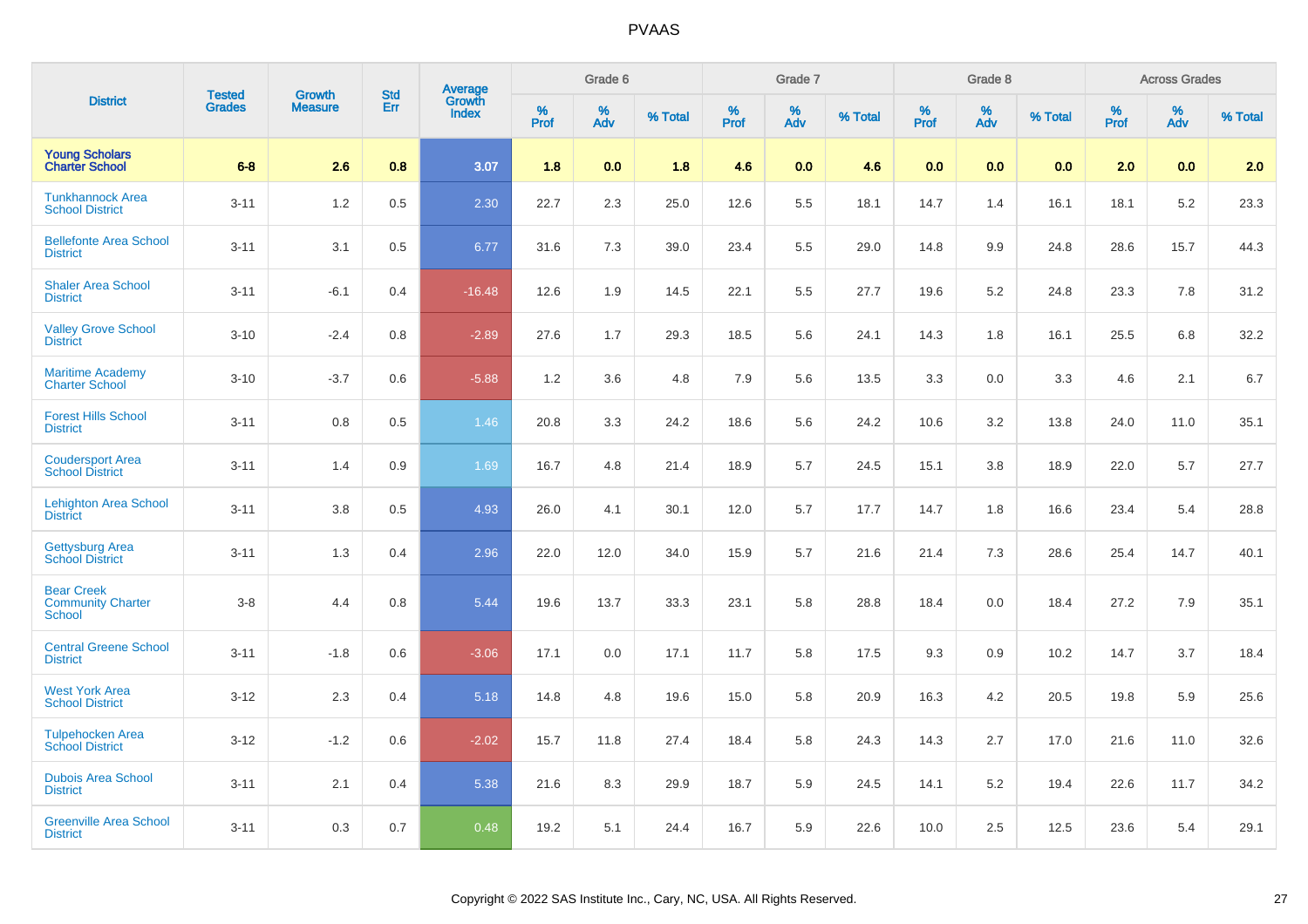# PVAAS

| District | Tested Grades | Growth Measure | Std Err | Average Growth Index | Grade 6 | | | Grade 7 | | | Grade 8 | | | Across Grades | | |
|---|---|---|---|---|---|---|---|---|---|---|---|---|---|---|---|---|
| | | | | | % Prof | % Adv | % Total | % Prof | % Adv | % Total | % Prof | % Adv | % Total | % Prof | % Adv | % Total |
| **Young Scholars Charter School** | **6-8** | **2.6** | **0.8** | **3.07** | **1.8** | **0.0** | **1.8** | **4.6** | **0.0** | **4.6** | **0.0** | **0.0** | **0.0** | **2.0** | **0.0** | **2.0** |
| Tunkhannock Area School District | 3-11 | 1.2 | 0.5 | 2.30 | 22.7 | 2.3 | 25.0 | 12.6 | 5.5 | 18.1 | 14.7 | 1.4 | 16.1 | 18.1 | 5.2 | 23.3 |
| Bellefonte Area School District | 3-11 | 3.1 | 0.5 | 6.77 | 31.6 | 7.3 | 39.0 | 23.4 | 5.5 | 29.0 | 14.8 | 9.9 | 24.8 | 28.6 | 15.7 | 44.3 |
| Shaler Area School District | 3-11 | -6.1 | 0.4 | -16.48 | 12.6 | 1.9 | 14.5 | 22.1 | 5.5 | 27.7 | 19.6 | 5.2 | 24.8 | 23.3 | 7.8 | 31.2 |
| Valley Grove School District | 3-10 | -2.4 | 0.8 | -2.89 | 27.6 | 1.7 | 29.3 | 18.5 | 5.6 | 24.1 | 14.3 | 1.8 | 16.1 | 25.5 | 6.8 | 32.2 |
| Maritime Academy Charter School | 3-10 | -3.7 | 0.6 | -5.88 | 1.2 | 3.6 | 4.8 | 7.9 | 5.6 | 13.5 | 3.3 | 0.0 | 3.3 | 4.6 | 2.1 | 6.7 |
| Forest Hills School District | 3-11 | 0.8 | 0.5 | 1.46 | 20.8 | 3.3 | 24.2 | 18.6 | 5.6 | 24.2 | 10.6 | 3.2 | 13.8 | 24.0 | 11.0 | 35.1 |
| Coudersport Area School District | 3-11 | 1.4 | 0.9 | 1.69 | 16.7 | 4.8 | 21.4 | 18.9 | 5.7 | 24.5 | 15.1 | 3.8 | 18.9 | 22.0 | 5.7 | 27.7 |
| Lehighton Area School District | 3-11 | 3.8 | 0.5 | 4.93 | 26.0 | 4.1 | 30.1 | 12.0 | 5.7 | 17.7 | 14.7 | 1.8 | 16.6 | 23.4 | 5.4 | 28.8 |
| Gettysburg Area School District | 3-11 | 1.3 | 0.4 | 2.96 | 22.0 | 12.0 | 34.0 | 15.9 | 5.7 | 21.6 | 21.4 | 7.3 | 28.6 | 25.4 | 14.7 | 40.1 |
| Bear Creek Community Charter School | 3-8 | 4.4 | 0.8 | 5.44 | 19.6 | 13.7 | 33.3 | 23.1 | 5.8 | 28.8 | 18.4 | 0.0 | 18.4 | 27.2 | 7.9 | 35.1 |
| Central Greene School District | 3-11 | -1.8 | 0.6 | -3.06 | 17.1 | 0.0 | 17.1 | 11.7 | 5.8 | 17.5 | 9.3 | 0.9 | 10.2 | 14.7 | 3.7 | 18.4 |
| West York Area School District | 3-12 | 2.3 | 0.4 | 5.18 | 14.8 | 4.8 | 19.6 | 15.0 | 5.8 | 20.9 | 16.3 | 4.2 | 20.5 | 19.8 | 5.9 | 25.6 |
| Tulpehocken Area School District | 3-12 | -1.2 | 0.6 | -2.02 | 15.7 | 11.8 | 27.4 | 18.4 | 5.8 | 24.3 | 14.3 | 2.7 | 17.0 | 21.6 | 11.0 | 32.6 |
| Dubois Area School District | 3-11 | 2.1 | 0.4 | 5.38 | 21.6 | 8.3 | 29.9 | 18.7 | 5.9 | 24.5 | 14.1 | 5.2 | 19.4 | 22.6 | 11.7 | 34.2 |
| Greenville Area School District | 3-11 | 0.3 | 0.7 | 0.48 | 19.2 | 5.1 | 24.4 | 16.7 | 5.9 | 22.6 | 10.0 | 2.5 | 12.5 | 23.6 | 5.4 | 29.1 |

Copyright © 2022 SAS Institute Inc., Cary, NC, USA. All Rights Reserved.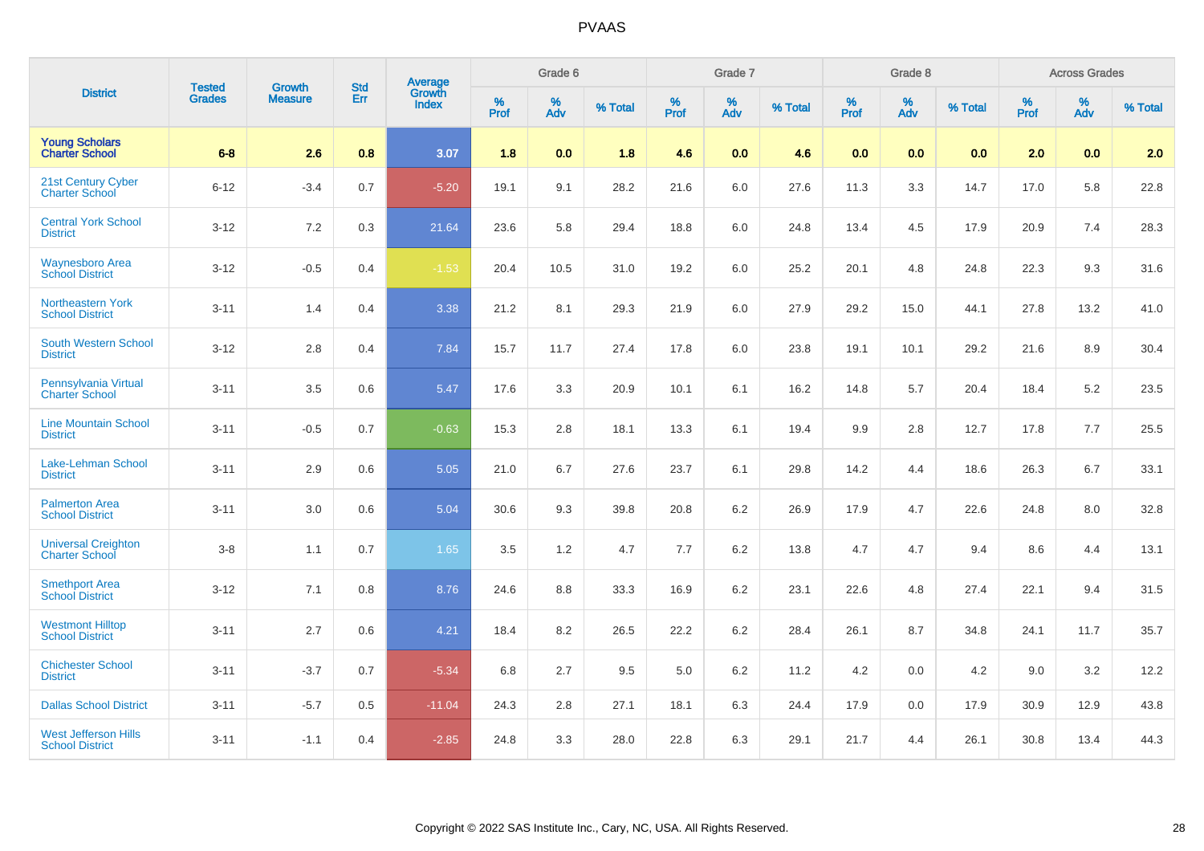# PVAAS

| District | Tested Grades | Growth Measure | Std Err | Average Growth Index | Grade 6 | | | Grade 7 | | | Grade 8 | | | Across Grades | | |
|---|---|---|---|---|---|---|---|---|---|---|---|---|---|---|---|---|
| | | | | | % Prof | % Adv | % Total | % Prof | % Adv | % Total | % Prof | % Adv | % Total | % Prof | % Adv | % Total |
| **Young Scholars Charter School** | **6-8** | **2.6** | **0.8** | **3.07** | **1.8** | **0.0** | **1.8** | **4.6** | **0.0** | **4.6** | **0.0** | **0.0** | **0.0** | **2.0** | **0.0** | **2.0** |
| 21st Century Cyber Charter School | 6-12 | -3.4 | 0.7 | -5.20 | 19.1 | 9.1 | 28.2 | 21.6 | 6.0 | 27.6 | 11.3 | 3.3 | 14.7 | 17.0 | 5.8 | 22.8 |
| Central York School District | 3-12 | 7.2 | 0.3 | 21.64 | 23.6 | 5.8 | 29.4 | 18.8 | 6.0 | 24.8 | 13.4 | 4.5 | 17.9 | 20.9 | 7.4 | 28.3 |
| Waynesboro Area School District | 3-12 | -0.5 | 0.4 | -1.53 | 20.4 | 10.5 | 31.0 | 19.2 | 6.0 | 25.2 | 20.1 | 4.8 | 24.8 | 22.3 | 9.3 | 31.6 |
| Northeastern York School District | 3-11 | 1.4 | 0.4 | 3.38 | 21.2 | 8.1 | 29.3 | 21.9 | 6.0 | 27.9 | 29.2 | 15.0 | 44.1 | 27.8 | 13.2 | 41.0 |
| South Western School District | 3-12 | 2.8 | 0.4 | 7.84 | 15.7 | 11.7 | 27.4 | 17.8 | 6.0 | 23.8 | 19.1 | 10.1 | 29.2 | 21.6 | 8.9 | 30.4 |
| Pennsylvania Virtual Charter School | 3-11 | 3.5 | 0.6 | 5.47 | 17.6 | 3.3 | 20.9 | 10.1 | 6.1 | 16.2 | 14.8 | 5.7 | 20.4 | 18.4 | 5.2 | 23.5 |
| Line Mountain School District | 3-11 | -0.5 | 0.7 | -0.63 | 15.3 | 2.8 | 18.1 | 13.3 | 6.1 | 19.4 | 9.9 | 2.8 | 12.7 | 17.8 | 7.7 | 25.5 |
| Lake-Lehman School District | 3-11 | 2.9 | 0.6 | 5.05 | 21.0 | 6.7 | 27.6 | 23.7 | 6.1 | 29.8 | 14.2 | 4.4 | 18.6 | 26.3 | 6.7 | 33.1 |
| Palmerton Area School District | 3-11 | 3.0 | 0.6 | 5.04 | 30.6 | 9.3 | 39.8 | 20.8 | 6.2 | 26.9 | 17.9 | 4.7 | 22.6 | 24.8 | 8.0 | 32.8 |
| Universal Creighton Charter School | 3-8 | 1.1 | 0.7 | 1.65 | 3.5 | 1.2 | 4.7 | 7.7 | 6.2 | 13.8 | 4.7 | 4.7 | 9.4 | 8.6 | 4.4 | 13.1 |
| Smethport Area School District | 3-12 | 7.1 | 0.8 | 8.76 | 24.6 | 8.8 | 33.3 | 16.9 | 6.2 | 23.1 | 22.6 | 4.8 | 27.4 | 22.1 | 9.4 | 31.5 |
| Westmont Hilltop School District | 3-11 | 2.7 | 0.6 | 4.21 | 18.4 | 8.2 | 26.5 | 22.2 | 6.2 | 28.4 | 26.1 | 8.7 | 34.8 | 24.1 | 11.7 | 35.7 |
| Chichester School District | 3-11 | -3.7 | 0.7 | -5.34 | 6.8 | 2.7 | 9.5 | 5.0 | 6.2 | 11.2 | 4.2 | 0.0 | 4.2 | 9.0 | 3.2 | 12.2 |
| Dallas School District | 3-11 | -5.7 | 0.5 | -11.04 | 24.3 | 2.8 | 27.1 | 18.1 | 6.3 | 24.4 | 17.9 | 0.0 | 17.9 | 30.9 | 12.9 | 43.8 |
| West Jefferson Hills School District | 3-11 | -1.1 | 0.4 | -2.85 | 24.8 | 3.3 | 28.0 | 22.8 | 6.3 | 29.1 | 21.7 | 4.4 | 26.1 | 30.8 | 13.4 | 44.3 |

Copyright © 2022 SAS Institute Inc., Cary, NC, USA. All Rights Reserved.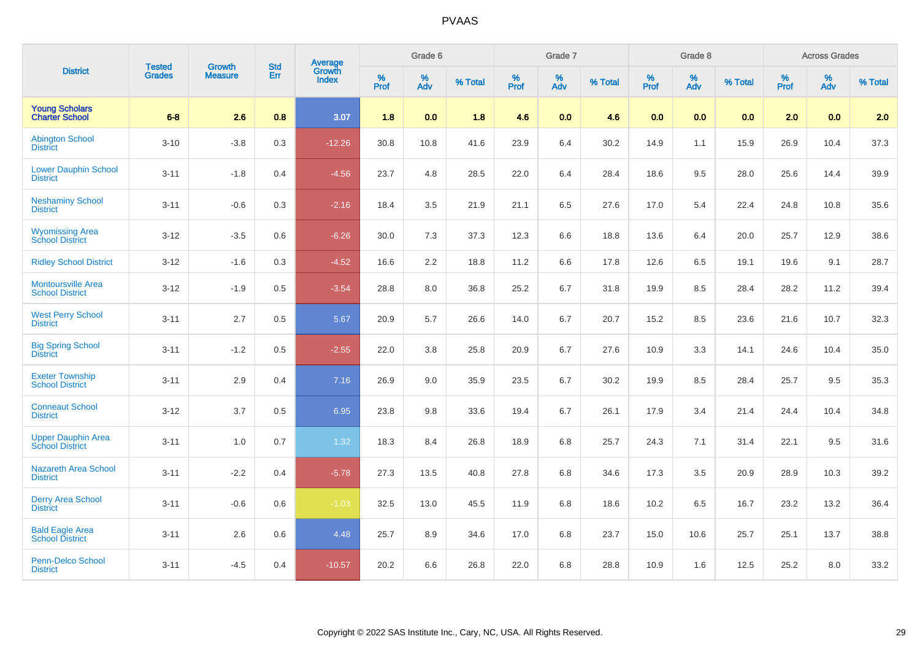# PVAAS

| District | Tested Grades | Growth Measure | Std Err | Average Growth Index | Grade 6 | | | Grade 7 | | | Grade 8 | | | Across Grades | | |
|---|---|---|---|---|---|---|---|---|---|---|---|---|---|---|---|---|
| | | | | | % Prof | % Adv | % Total | % Prof | % Adv | % Total | % Prof | % Adv | % Total | % Prof | % Adv | % Total |
| **Young Scholars Charter School** | **6-8** | **2.6** | **0.8** | **3.07** | **1.8** | **0.0** | **1.8** | **4.6** | **0.0** | **4.6** | **0.0** | **0.0** | **0.0** | **2.0** | **0.0** | **2.0** |
| Abington School District | 3-10 | -3.8 | 0.3 | -12.26 | 30.8 | 10.8 | 41.6 | 23.9 | 6.4 | 30.2 | 14.9 | 1.1 | 15.9 | 26.9 | 10.4 | 37.3 |
| Lower Dauphin School District | 3-11 | -1.8 | 0.4 | -4.56 | 23.7 | 4.8 | 28.5 | 22.0 | 6.4 | 28.4 | 18.6 | 9.5 | 28.0 | 25.6 | 14.4 | 39.9 |
| Neshaminy School District | 3-11 | -0.6 | 0.3 | -2.16 | 18.4 | 3.5 | 21.9 | 21.1 | 6.5 | 27.6 | 17.0 | 5.4 | 22.4 | 24.8 | 10.8 | 35.6 |
| Wyomissing Area School District | 3-12 | -3.5 | 0.6 | -6.26 | 30.0 | 7.3 | 37.3 | 12.3 | 6.6 | 18.8 | 13.6 | 6.4 | 20.0 | 25.7 | 12.9 | 38.6 |
| Ridley School District | 3-12 | -1.6 | 0.3 | -4.52 | 16.6 | 2.2 | 18.8 | 11.2 | 6.6 | 17.8 | 12.6 | 6.5 | 19.1 | 19.6 | 9.1 | 28.7 |
| Montoursville Area School District | 3-12 | -1.9 | 0.5 | -3.54 | 28.8 | 8.0 | 36.8 | 25.2 | 6.7 | 31.8 | 19.9 | 8.5 | 28.4 | 28.2 | 11.2 | 39.4 |
| West Perry School District | 3-11 | 2.7 | 0.5 | 5.67 | 20.9 | 5.7 | 26.6 | 14.0 | 6.7 | 20.7 | 15.2 | 8.5 | 23.6 | 21.6 | 10.7 | 32.3 |
| Big Spring School District | 3-11 | -1.2 | 0.5 | -2.55 | 22.0 | 3.8 | 25.8 | 20.9 | 6.7 | 27.6 | 10.9 | 3.3 | 14.1 | 24.6 | 10.4 | 35.0 |
| Exeter Township School District | 3-11 | 2.9 | 0.4 | 7.16 | 26.9 | 9.0 | 35.9 | 23.5 | 6.7 | 30.2 | 19.9 | 8.5 | 28.4 | 25.7 | 9.5 | 35.3 |
| Conneaut School District | 3-12 | 3.7 | 0.5 | 6.95 | 23.8 | 9.8 | 33.6 | 19.4 | 6.7 | 26.1 | 17.9 | 3.4 | 21.4 | 24.4 | 10.4 | 34.8 |
| Upper Dauphin Area School District | 3-11 | 1.0 | 0.7 | 1.32 | 18.3 | 8.4 | 26.8 | 18.9 | 6.8 | 25.7 | 24.3 | 7.1 | 31.4 | 22.1 | 9.5 | 31.6 |
| Nazareth Area School District | 3-11 | -2.2 | 0.4 | -5.78 | 27.3 | 13.5 | 40.8 | 27.8 | 6.8 | 34.6 | 17.3 | 3.5 | 20.9 | 28.9 | 10.3 | 39.2 |
| Derry Area School District | 3-11 | -0.6 | 0.6 | -1.03 | 32.5 | 13.0 | 45.5 | 11.9 | 6.8 | 18.6 | 10.2 | 6.5 | 16.7 | 23.2 | 13.2 | 36.4 |
| Bald Eagle Area School District | 3-11 | 2.6 | 0.6 | 4.48 | 25.7 | 8.9 | 34.6 | 17.0 | 6.8 | 23.7 | 15.0 | 10.6 | 25.7 | 25.1 | 13.7 | 38.8 |
| Penn-Delco School District | 3-11 | -4.5 | 0.4 | -10.57 | 20.2 | 6.6 | 26.8 | 22.0 | 6.8 | 28.8 | 10.9 | 1.6 | 12.5 | 25.2 | 8.0 | 33.2 |

Copyright © 2022 SAS Institute Inc., Cary, NC, USA. All Rights Reserved.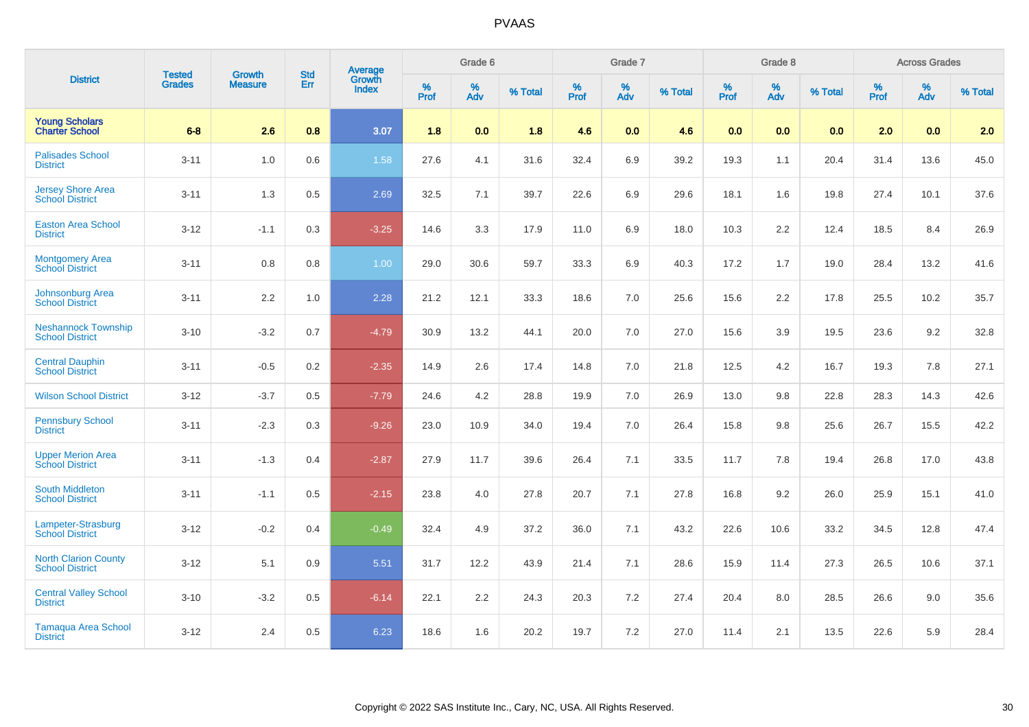# PVAAS

| District | Tested Grades | Growth Measure | Std Err | Average Growth Index | Grade 6 | | | Grade 7 | | | Grade 8 | | | Across Grades | | |
|---|---|---|---|---|---|---|---|---|---|---|---|---|---|---|---|---|
| | | | | | % Prof | % Adv | % Total | % Prof | % Adv | % Total | % Prof | % Adv | % Total | % Prof | % Adv | % Total |
| **Young Scholars Charter School** | **6-8** | **2.6** | **0.8** | **3.07** | **1.8** | **0.0** | **1.8** | **4.6** | **0.0** | **4.6** | **0.0** | **0.0** | **0.0** | **2.0** | **0.0** | **2.0** |
| Palisades School District | 3-11 | 1.0 | 0.6 | 1.58 | 27.6 | 4.1 | 31.6 | 32.4 | 6.9 | 39.2 | 19.3 | 1.1 | 20.4 | 31.4 | 13.6 | 45.0 |
| Jersey Shore Area School District | 3-11 | 1.3 | 0.5 | 2.69 | 32.5 | 7.1 | 39.7 | 22.6 | 6.9 | 29.6 | 18.1 | 1.6 | 19.8 | 27.4 | 10.1 | 37.6 |
| Easton Area School District | 3-12 | -1.1 | 0.3 | -3.25 | 14.6 | 3.3 | 17.9 | 11.0 | 6.9 | 18.0 | 10.3 | 2.2 | 12.4 | 18.5 | 8.4 | 26.9 |
| Montgomery Area School District | 3-11 | 0.8 | 0.8 | 1.00 | 29.0 | 30.6 | 59.7 | 33.3 | 6.9 | 40.3 | 17.2 | 1.7 | 19.0 | 28.4 | 13.2 | 41.6 |
| Johnsonburg Area School District | 3-11 | 2.2 | 1.0 | 2.28 | 21.2 | 12.1 | 33.3 | 18.6 | 7.0 | 25.6 | 15.6 | 2.2 | 17.8 | 25.5 | 10.2 | 35.7 |
| Neshannock Township School District | 3-10 | -3.2 | 0.7 | -4.79 | 30.9 | 13.2 | 44.1 | 20.0 | 7.0 | 27.0 | 15.6 | 3.9 | 19.5 | 23.6 | 9.2 | 32.8 |
| Central Dauphin School District | 3-11 | -0.5 | 0.2 | -2.35 | 14.9 | 2.6 | 17.4 | 14.8 | 7.0 | 21.8 | 12.5 | 4.2 | 16.7 | 19.3 | 7.8 | 27.1 |
| Wilson School District | 3-12 | -3.7 | 0.5 | -7.79 | 24.6 | 4.2 | 28.8 | 19.9 | 7.0 | 26.9 | 13.0 | 9.8 | 22.8 | 28.3 | 14.3 | 42.6 |
| Pennsbury School District | 3-11 | -2.3 | 0.3 | -9.26 | 23.0 | 10.9 | 34.0 | 19.4 | 7.0 | 26.4 | 15.8 | 9.8 | 25.6 | 26.7 | 15.5 | 42.2 |
| Upper Merion Area School District | 3-11 | -1.3 | 0.4 | -2.87 | 27.9 | 11.7 | 39.6 | 26.4 | 7.1 | 33.5 | 11.7 | 7.8 | 19.4 | 26.8 | 17.0 | 43.8 |
| South Middleton School District | 3-11 | -1.1 | 0.5 | -2.15 | 23.8 | 4.0 | 27.8 | 20.7 | 7.1 | 27.8 | 16.8 | 9.2 | 26.0 | 25.9 | 15.1 | 41.0 |
| Lampeter-Strasburg School District | 3-12 | -0.2 | 0.4 | -0.49 | 32.4 | 4.9 | 37.2 | 36.0 | 7.1 | 43.2 | 22.6 | 10.6 | 33.2 | 34.5 | 12.8 | 47.4 |
| North Clarion County School District | 3-12 | 5.1 | 0.9 | 5.51 | 31.7 | 12.2 | 43.9 | 21.4 | 7.1 | 28.6 | 15.9 | 11.4 | 27.3 | 26.5 | 10.6 | 37.1 |
| Central Valley School District | 3-10 | -3.2 | 0.5 | -6.14 | 22.1 | 2.2 | 24.3 | 20.3 | 7.2 | 27.4 | 20.4 | 8.0 | 28.5 | 26.6 | 9.0 | 35.6 |
| Tamaqua Area School District | 3-12 | 2.4 | 0.5 | 6.23 | 18.6 | 1.6 | 20.2 | 19.7 | 7.2 | 27.0 | 11.4 | 2.1 | 13.5 | 22.6 | 5.9 | 28.4 |

Copyright © 2022 SAS Institute Inc., Cary, NC, USA. All Rights Reserved.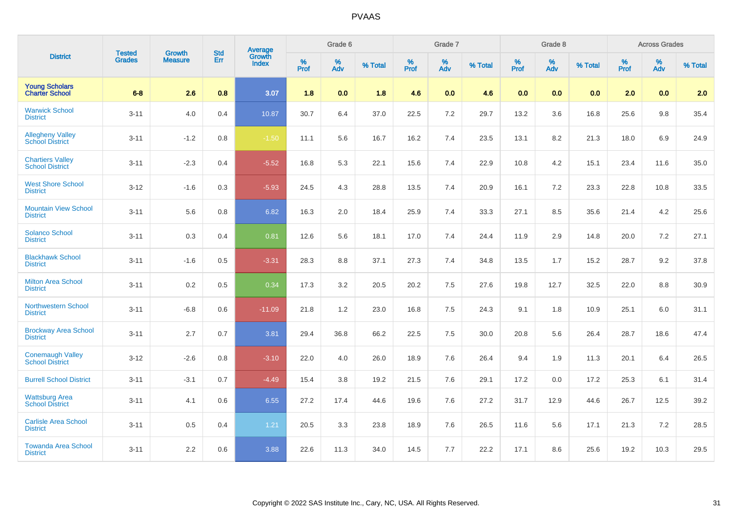| District | Tested Grades | Growth Measure | Std Err | Average Growth Index | Grade 6 | | | Grade 7 | | | Grade 8 | | | Across Grades | | |
|---|---|---|---|---|---|---|---|---|---|---|---|---|---|---|---|---|
| | | | | | % Prof | % Adv | % Total | % Prof | % Adv | % Total | % Prof | % Adv | % Total | % Prof | % Adv | % Total |
| **Young Scholars Charter School** | **6-8** | **2.6** | **0.8** | **3.07** | **1.8** | **0.0** | **1.8** | **4.6** | **0.0** | **4.6** | **0.0** | **0.0** | **0.0** | **2.0** | **0.0** | **2.0** |
| Warwick School District | 3-11 | 4.0 | 0.4 | 10.87 | 30.7 | 6.4 | 37.0 | 22.5 | 7.2 | 29.7 | 13.2 | 3.6 | 16.8 | 25.6 | 9.8 | 35.4 |
| Allegheny Valley School District | 3-11 | -1.2 | 0.8 | -1.50 | 11.1 | 5.6 | 16.7 | 16.2 | 7.4 | 23.5 | 13.1 | 8.2 | 21.3 | 18.0 | 6.9 | 24.9 |
| Chartiers Valley School District | 3-11 | -2.3 | 0.4 | -5.52 | 16.8 | 5.3 | 22.1 | 15.6 | 7.4 | 22.9 | 10.8 | 4.2 | 15.1 | 23.4 | 11.6 | 35.0 |
| West Shore School District | 3-12 | -1.6 | 0.3 | -5.93 | 24.5 | 4.3 | 28.8 | 13.5 | 7.4 | 20.9 | 16.1 | 7.2 | 23.3 | 22.8 | 10.8 | 33.5 |
| Mountain View School District | 3-11 | 5.6 | 0.8 | 6.82 | 16.3 | 2.0 | 18.4 | 25.9 | 7.4 | 33.3 | 27.1 | 8.5 | 35.6 | 21.4 | 4.2 | 25.6 |
| Solanco School District | 3-11 | 0.3 | 0.4 | 0.81 | 12.6 | 5.6 | 18.1 | 17.0 | 7.4 | 24.4 | 11.9 | 2.9 | 14.8 | 20.0 | 7.2 | 27.1 |
| Blackhawk School District | 3-11 | -1.6 | 0.5 | -3.31 | 28.3 | 8.8 | 37.1 | 27.3 | 7.4 | 34.8 | 13.5 | 1.7 | 15.2 | 28.7 | 9.2 | 37.8 |
| Milton Area School District | 3-11 | 0.2 | 0.5 | 0.34 | 17.3 | 3.2 | 20.5 | 20.2 | 7.5 | 27.6 | 19.8 | 12.7 | 32.5 | 22.0 | 8.8 | 30.9 |
| Northwestern School District | 3-11 | -6.8 | 0.6 | -11.09 | 21.8 | 1.2 | 23.0 | 16.8 | 7.5 | 24.3 | 9.1 | 1.8 | 10.9 | 25.1 | 6.0 | 31.1 |
| Brockway Area School District | 3-11 | 2.7 | 0.7 | 3.81 | 29.4 | 36.8 | 66.2 | 22.5 | 7.5 | 30.0 | 20.8 | 5.6 | 26.4 | 28.7 | 18.6 | 47.4 |
| Conemaugh Valley School District | 3-12 | -2.6 | 0.8 | -3.10 | 22.0 | 4.0 | 26.0 | 18.9 | 7.6 | 26.4 | 9.4 | 1.9 | 11.3 | 20.1 | 6.4 | 26.5 |
| Burrell School District | 3-11 | -3.1 | 0.7 | -4.49 | 15.4 | 3.8 | 19.2 | 21.5 | 7.6 | 29.1 | 17.2 | 0.0 | 17.2 | 25.3 | 6.1 | 31.4 |
| Wattsburg Area School District | 3-11 | 4.1 | 0.6 | 6.55 | 27.2 | 17.4 | 44.6 | 19.6 | 7.6 | 27.2 | 31.7 | 12.9 | 44.6 | 26.7 | 12.5 | 39.2 |
| Carlisle Area School District | 3-11 | 0.5 | 0.4 | 1.21 | 20.5 | 3.3 | 23.8 | 18.9 | 7.6 | 26.5 | 11.6 | 5.6 | 17.1 | 21.3 | 7.2 | 28.5 |
| Towanda Area School District | 3-11 | 2.2 | 0.6 | 3.88 | 22.6 | 11.3 | 34.0 | 14.5 | 7.7 | 22.2 | 17.1 | 8.6 | 25.6 | 19.2 | 10.3 | 29.5 |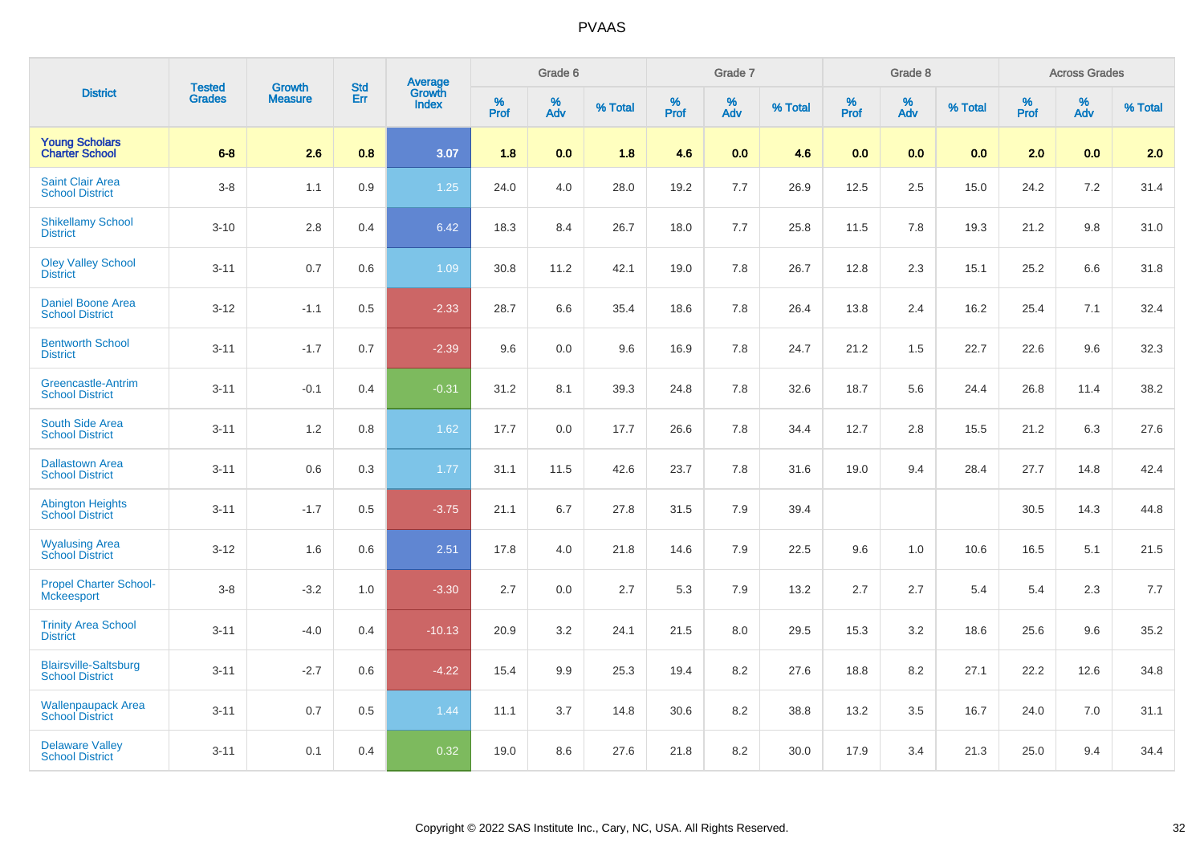| District | Tested Grades | Growth Measure | Std Err | Average Growth Index | Grade 6 | | | Grade 7 | | | Grade 8 | | | Across Grades | | |
|---|---|---|---|---|---|---|---|---|---|---|---|---|---|---|---|---|
| | | | | | % Prof | % Adv | % Total | % Prof | % Adv | % Total | % Prof | % Adv | % Total | % Prof | % Adv | % Total |
| **Young Scholars Charter School** | **6-8** | **2.6** | **0.8** | **3.07** | **1.8** | **0.0** | **1.8** | **4.6** | **0.0** | **4.6** | **0.0** | **0.0** | **0.0** | **2.0** | **0.0** | **2.0** |
| Saint Clair Area School District | 3-8 | 1.1 | 0.9 | 1.25 | 24.0 | 4.0 | 28.0 | 19.2 | 7.7 | 26.9 | 12.5 | 2.5 | 15.0 | 24.2 | 7.2 | 31.4 |
| Shikellamy School District | 3-10 | 2.8 | 0.4 | 6.42 | 18.3 | 8.4 | 26.7 | 18.0 | 7.7 | 25.8 | 11.5 | 7.8 | 19.3 | 21.2 | 9.8 | 31.0 |
| Oley Valley School District | 3-11 | 0.7 | 0.6 | 1.09 | 30.8 | 11.2 | 42.1 | 19.0 | 7.8 | 26.7 | 12.8 | 2.3 | 15.1 | 25.2 | 6.6 | 31.8 |
| Daniel Boone Area School District | 3-12 | -1.1 | 0.5 | -2.33 | 28.7 | 6.6 | 35.4 | 18.6 | 7.8 | 26.4 | 13.8 | 2.4 | 16.2 | 25.4 | 7.1 | 32.4 |
| Bentworth School District | 3-11 | -1.7 | 0.7 | -2.39 | 9.6 | 0.0 | 9.6 | 16.9 | 7.8 | 24.7 | 21.2 | 1.5 | 22.7 | 22.6 | 9.6 | 32.3 |
| Greencastle-Antrim School District | 3-11 | -0.1 | 0.4 | -0.31 | 31.2 | 8.1 | 39.3 | 24.8 | 7.8 | 32.6 | 18.7 | 5.6 | 24.4 | 26.8 | 11.4 | 38.2 |
| South Side Area School District | 3-11 | 1.2 | 0.8 | 1.62 | 17.7 | 0.0 | 17.7 | 26.6 | 7.8 | 34.4 | 12.7 | 2.8 | 15.5 | 21.2 | 6.3 | 27.6 |
| Dallastown Area School District | 3-11 | 0.6 | 0.3 | 1.77 | 31.1 | 11.5 | 42.6 | 23.7 | 7.8 | 31.6 | 19.0 | 9.4 | 28.4 | 27.7 | 14.8 | 42.4 |
| Abington Heights School District | 3-11 | -1.7 | 0.5 | -3.75 | 21.1 | 6.7 | 27.8 | 31.5 | 7.9 | 39.4 | | | | 30.5 | 14.3 | 44.8 |
| Wyalusing Area School District | 3-12 | 1.6 | 0.6 | 2.51 | 17.8 | 4.0 | 21.8 | 14.6 | 7.9 | 22.5 | 9.6 | 1.0 | 10.6 | 16.5 | 5.1 | 21.5 |
| Propel Charter School-Mckeesport | 3-8 | -3.2 | 1.0 | -3.30 | 2.7 | 0.0 | 2.7 | 5.3 | 7.9 | 13.2 | 2.7 | 2.7 | 5.4 | 5.4 | 2.3 | 7.7 |
| Trinity Area School District | 3-11 | -4.0 | 0.4 | -10.13 | 20.9 | 3.2 | 24.1 | 21.5 | 8.0 | 29.5 | 15.3 | 3.2 | 18.6 | 25.6 | 9.6 | 35.2 |
| Blairsville-Saltsburg School District | 3-11 | -2.7 | 0.6 | -4.22 | 15.4 | 9.9 | 25.3 | 19.4 | 8.2 | 27.6 | 18.8 | 8.2 | 27.1 | 22.2 | 12.6 | 34.8 |
| Wallenpaupack Area School District | 3-11 | 0.7 | 0.5 | 1.44 | 11.1 | 3.7 | 14.8 | 30.6 | 8.2 | 38.8 | 13.2 | 3.5 | 16.7 | 24.0 | 7.0 | 31.1 |
| Delaware Valley School District | 3-11 | 0.1 | 0.4 | 0.32 | 19.0 | 8.6 | 27.6 | 21.8 | 8.2 | 30.0 | 17.9 | 3.4 | 21.3 | 25.0 | 9.4 | 34.4 |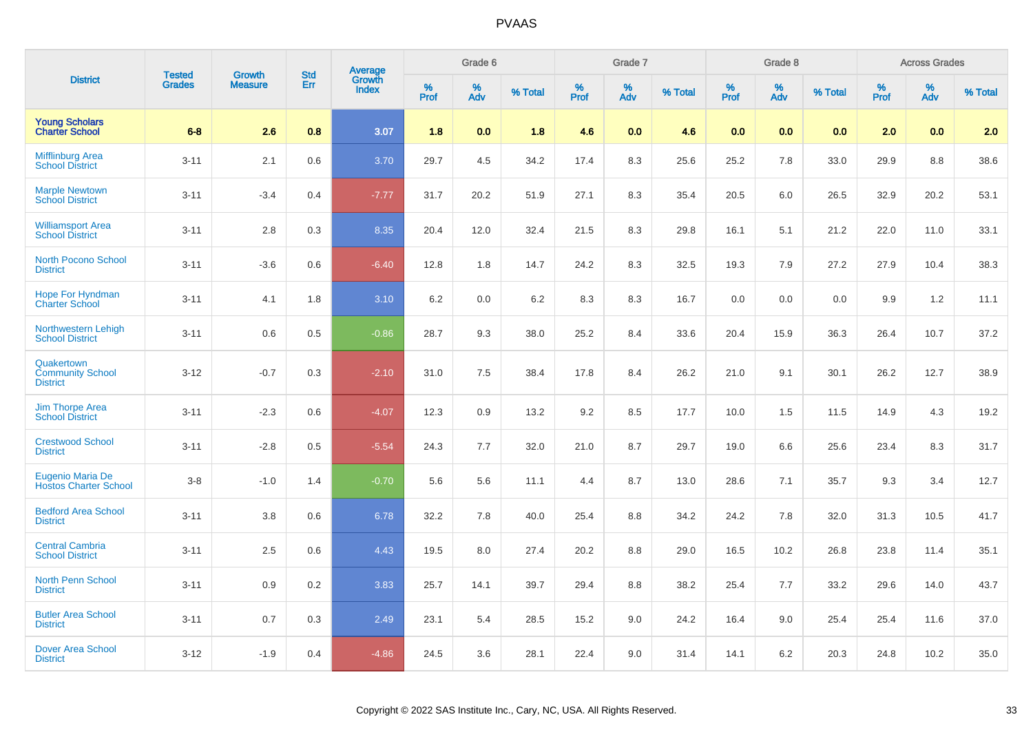# PVAAS

| District | Tested Grades | Growth Measure | Std Err | Average Growth Index | Grade 6 | | | Grade 7 | | | Grade 8 | | | Across Grades | | |
|---|---|---|---|---|---|---|---|---|---|---|---|---|---|---|---|---|
| | | | | | % Prof | % Adv | % Total | % Prof | % Adv | % Total | % Prof | % Adv | % Total | % Prof | % Adv | % Total |
| **Young Scholars Charter School** | **6-8** | **2.6** | **0.8** | **3.07** | **1.8** | **0.0** | **1.8** | **4.6** | **0.0** | **4.6** | **0.0** | **0.0** | **0.0** | **2.0** | **0.0** | **2.0** |
| Mifflinburg Area School District | 3-11 | 2.1 | 0.6 | 3.70 | 29.7 | 4.5 | 34.2 | 17.4 | 8.3 | 25.6 | 25.2 | 7.8 | 33.0 | 29.9 | 8.8 | 38.6 |
| Marple Newtown School District | 3-11 | -3.4 | 0.4 | -7.77 | 31.7 | 20.2 | 51.9 | 27.1 | 8.3 | 35.4 | 20.5 | 6.0 | 26.5 | 32.9 | 20.2 | 53.1 |
| Williamsport Area School District | 3-11 | 2.8 | 0.3 | 8.35 | 20.4 | 12.0 | 32.4 | 21.5 | 8.3 | 29.8 | 16.1 | 5.1 | 21.2 | 22.0 | 11.0 | 33.1 |
| North Pocono School District | 3-11 | -3.6 | 0.6 | -6.40 | 12.8 | 1.8 | 14.7 | 24.2 | 8.3 | 32.5 | 19.3 | 7.9 | 27.2 | 27.9 | 10.4 | 38.3 |
| Hope For Hyndman Charter School | 3-11 | 4.1 | 1.8 | 3.10 | 6.2 | 0.0 | 6.2 | 8.3 | 8.3 | 16.7 | 0.0 | 0.0 | 0.0 | 9.9 | 1.2 | 11.1 |
| Northwestern Lehigh School District | 3-11 | 0.6 | 0.5 | -0.86 | 28.7 | 9.3 | 38.0 | 25.2 | 8.4 | 33.6 | 20.4 | 15.9 | 36.3 | 26.4 | 10.7 | 37.2 |
| Quakertown Community School District | 3-12 | -0.7 | 0.3 | -2.10 | 31.0 | 7.5 | 38.4 | 17.8 | 8.4 | 26.2 | 21.0 | 9.1 | 30.1 | 26.2 | 12.7 | 38.9 |
| Jim Thorpe Area School District | 3-11 | -2.3 | 0.6 | -4.07 | 12.3 | 0.9 | 13.2 | 9.2 | 8.5 | 17.7 | 10.0 | 1.5 | 11.5 | 14.9 | 4.3 | 19.2 |
| Crestwood School District | 3-11 | -2.8 | 0.5 | -5.54 | 24.3 | 7.7 | 32.0 | 21.0 | 8.7 | 29.7 | 19.0 | 6.6 | 25.6 | 23.4 | 8.3 | 31.7 |
| Eugenio Maria De Hostos Charter School | 3-8 | -1.0 | 1.4 | -0.70 | 5.6 | 5.6 | 11.1 | 4.4 | 8.7 | 13.0 | 28.6 | 7.1 | 35.7 | 9.3 | 3.4 | 12.7 |
| Bedford Area School District | 3-11 | 3.8 | 0.6 | 6.78 | 32.2 | 7.8 | 40.0 | 25.4 | 8.8 | 34.2 | 24.2 | 7.8 | 32.0 | 31.3 | 10.5 | 41.7 |
| Central Cambria School District | 3-11 | 2.5 | 0.6 | 4.43 | 19.5 | 8.0 | 27.4 | 20.2 | 8.8 | 29.0 | 16.5 | 10.2 | 26.8 | 23.8 | 11.4 | 35.1 |
| North Penn School District | 3-11 | 0.9 | 0.2 | 3.83 | 25.7 | 14.1 | 39.7 | 29.4 | 8.8 | 38.2 | 25.4 | 7.7 | 33.2 | 29.6 | 14.0 | 43.7 |
| Butler Area School District | 3-11 | 0.7 | 0.3 | 2.49 | 23.1 | 5.4 | 28.5 | 15.2 | 9.0 | 24.2 | 16.4 | 9.0 | 25.4 | 25.4 | 11.6 | 37.0 |
| Dover Area School District | 3-12 | -1.9 | 0.4 | -4.86 | 24.5 | 3.6 | 28.1 | 22.4 | 9.0 | 31.4 | 14.1 | 6.2 | 20.3 | 24.8 | 10.2 | 35.0 |

Copyright © 2022 SAS Institute Inc., Cary, NC, USA. All Rights Reserved.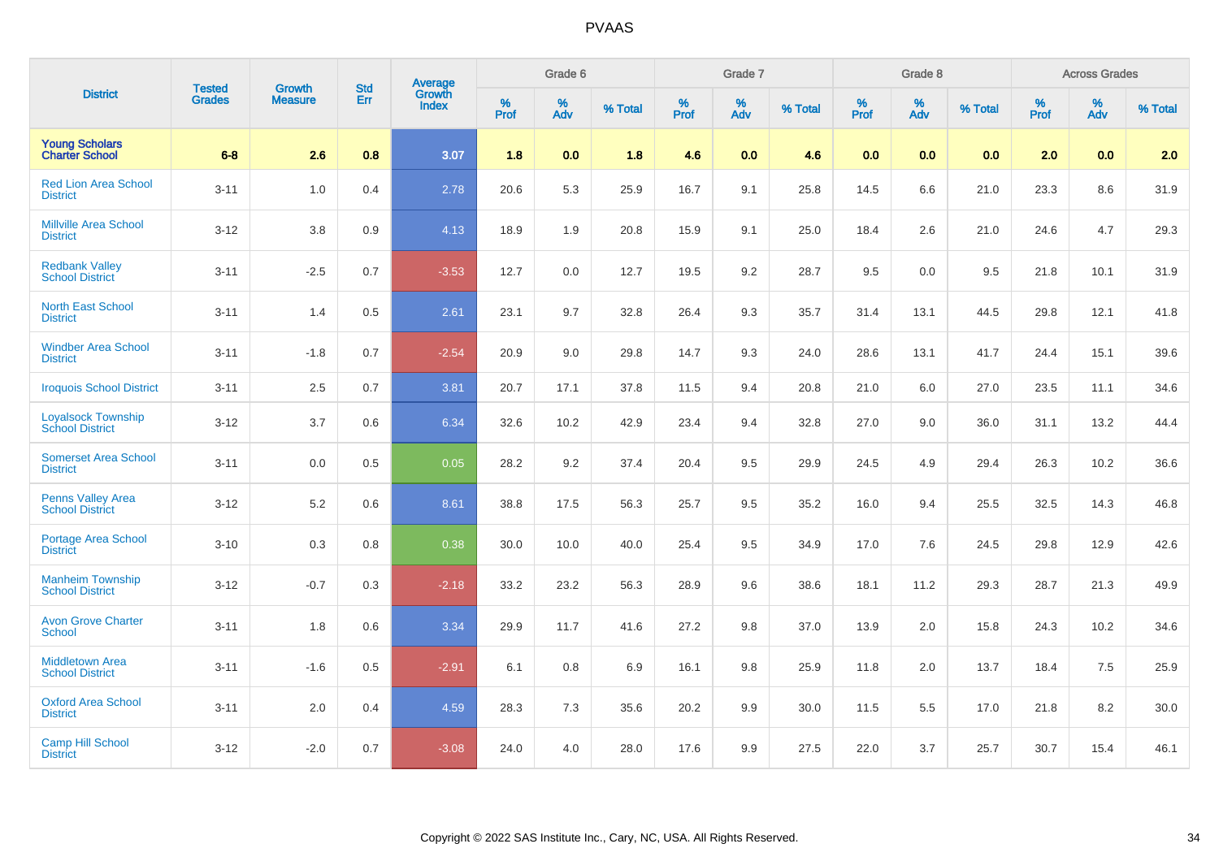# PVAAS

| District | Tested Grades | Growth Measure | Std Err | Average Growth Index | Grade 6 | | | Grade 7 | | | Grade 8 | | | Across Grades | | |
|---|---|---|---|---|---|---|---|---|---|---|---|---|---|---|---|---|
| | | | | | % Prof | % Adv | % Total | % Prof | % Adv | % Total | % Prof | % Adv | % Total | % Prof | % Adv | % Total |
| **Young Scholars Charter School** | **6-8** | **2.6** | **0.8** | **3.07** | **1.8** | **0.0** | **1.8** | **4.6** | **0.0** | **4.6** | **0.0** | **0.0** | **0.0** | **2.0** | **0.0** | **2.0** |
| Red Lion Area School District | 3-11 | 1.0 | 0.4 | 2.78 | 20.6 | 5.3 | 25.9 | 16.7 | 9.1 | 25.8 | 14.5 | 6.6 | 21.0 | 23.3 | 8.6 | 31.9 |
| Millville Area School District | 3-12 | 3.8 | 0.9 | 4.13 | 18.9 | 1.9 | 20.8 | 15.9 | 9.1 | 25.0 | 18.4 | 2.6 | 21.0 | 24.6 | 4.7 | 29.3 |
| Redbank Valley School District | 3-11 | -2.5 | 0.7 | -3.53 | 12.7 | 0.0 | 12.7 | 19.5 | 9.2 | 28.7 | 9.5 | 0.0 | 9.5 | 21.8 | 10.1 | 31.9 |
| North East School District | 3-11 | 1.4 | 0.5 | 2.61 | 23.1 | 9.7 | 32.8 | 26.4 | 9.3 | 35.7 | 31.4 | 13.1 | 44.5 | 29.8 | 12.1 | 41.8 |
| Windber Area School District | 3-11 | -1.8 | 0.7 | -2.54 | 20.9 | 9.0 | 29.8 | 14.7 | 9.3 | 24.0 | 28.6 | 13.1 | 41.7 | 24.4 | 15.1 | 39.6 |
| Iroquois School District | 3-11 | 2.5 | 0.7 | 3.81 | 20.7 | 17.1 | 37.8 | 11.5 | 9.4 | 20.8 | 21.0 | 6.0 | 27.0 | 23.5 | 11.1 | 34.6 |
| Loyalsock Township School District | 3-12 | 3.7 | 0.6 | 6.34 | 32.6 | 10.2 | 42.9 | 23.4 | 9.4 | 32.8 | 27.0 | 9.0 | 36.0 | 31.1 | 13.2 | 44.4 |
| Somerset Area School District | 3-11 | 0.0 | 0.5 | 0.05 | 28.2 | 9.2 | 37.4 | 20.4 | 9.5 | 29.9 | 24.5 | 4.9 | 29.4 | 26.3 | 10.2 | 36.6 |
| Penns Valley Area School District | 3-12 | 5.2 | 0.6 | 8.61 | 38.8 | 17.5 | 56.3 | 25.7 | 9.5 | 35.2 | 16.0 | 9.4 | 25.5 | 32.5 | 14.3 | 46.8 |
| Portage Area School District | 3-10 | 0.3 | 0.8 | 0.38 | 30.0 | 10.0 | 40.0 | 25.4 | 9.5 | 34.9 | 17.0 | 7.6 | 24.5 | 29.8 | 12.9 | 42.6 |
| Manheim Township School District | 3-12 | -0.7 | 0.3 | -2.18 | 33.2 | 23.2 | 56.3 | 28.9 | 9.6 | 38.6 | 18.1 | 11.2 | 29.3 | 28.7 | 21.3 | 49.9 |
| Avon Grove Charter School | 3-11 | 1.8 | 0.6 | 3.34 | 29.9 | 11.7 | 41.6 | 27.2 | 9.8 | 37.0 | 13.9 | 2.0 | 15.8 | 24.3 | 10.2 | 34.6 |
| Middletown Area School District | 3-11 | -1.6 | 0.5 | -2.91 | 6.1 | 0.8 | 6.9 | 16.1 | 9.8 | 25.9 | 11.8 | 2.0 | 13.7 | 18.4 | 7.5 | 25.9 |
| Oxford Area School District | 3-11 | 2.0 | 0.4 | 4.59 | 28.3 | 7.3 | 35.6 | 20.2 | 9.9 | 30.0 | 11.5 | 5.5 | 17.0 | 21.8 | 8.2 | 30.0 |
| Camp Hill School District | 3-12 | -2.0 | 0.7 | -3.08 | 24.0 | 4.0 | 28.0 | 17.6 | 9.9 | 27.5 | 22.0 | 3.7 | 25.7 | 30.7 | 15.4 | 46.1 |

Copyright © 2022 SAS Institute Inc., Cary, NC, USA. All Rights Reserved.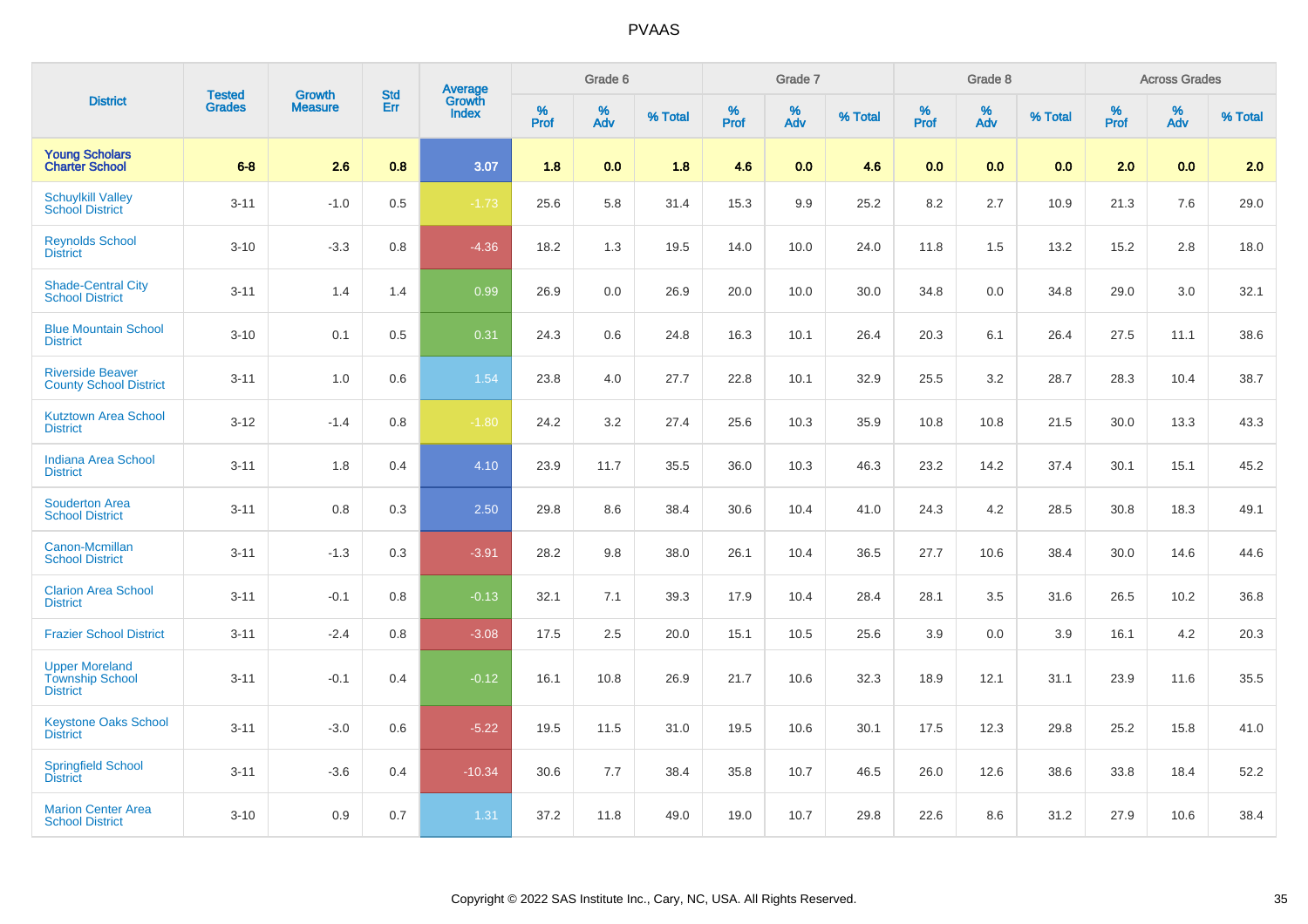# PVAAS

| District | Tested Grades | Growth Measure | Std Err | Average Growth Index | Grade 6 | | | Grade 7 | | | Grade 8 | | | Across Grades | | |
|---|---|---|---|---|---|---|---|---|---|---|---|---|---|---|---|---|
| | | | | | % Prof | % Adv | % Total | % Prof | % Adv | % Total | % Prof | % Adv | % Total | % Prof | % Adv | % Total |
| **Young Scholars Charter School** | **6-8** | **2.6** | **0.8** | **3.07** | **1.8** | **0.0** | **1.8** | **4.6** | **0.0** | **4.6** | **0.0** | **0.0** | **0.0** | **2.0** | **0.0** | **2.0** |
| Schuylkill Valley School District | 3-11 | -1.0 | 0.5 | -1.73 | 25.6 | 5.8 | 31.4 | 15.3 | 9.9 | 25.2 | 8.2 | 2.7 | 10.9 | 21.3 | 7.6 | 29.0 |
| Reynolds School District | 3-10 | -3.3 | 0.8 | -4.36 | 18.2 | 1.3 | 19.5 | 14.0 | 10.0 | 24.0 | 11.8 | 1.5 | 13.2 | 15.2 | 2.8 | 18.0 |
| Shade-Central City School District | 3-11 | 1.4 | 1.4 | 0.99 | 26.9 | 0.0 | 26.9 | 20.0 | 10.0 | 30.0 | 34.8 | 0.0 | 34.8 | 29.0 | 3.0 | 32.1 |
| Blue Mountain School District | 3-10 | 0.1 | 0.5 | 0.31 | 24.3 | 0.6 | 24.8 | 16.3 | 10.1 | 26.4 | 20.3 | 6.1 | 26.4 | 27.5 | 11.1 | 38.6 |
| Riverside Beaver County School District | 3-11 | 1.0 | 0.6 | 1.54 | 23.8 | 4.0 | 27.7 | 22.8 | 10.1 | 32.9 | 25.5 | 3.2 | 28.7 | 28.3 | 10.4 | 38.7 |
| Kutztown Area School District | 3-12 | -1.4 | 0.8 | -1.80 | 24.2 | 3.2 | 27.4 | 25.6 | 10.3 | 35.9 | 10.8 | 10.8 | 21.5 | 30.0 | 13.3 | 43.3 |
| Indiana Area School District | 3-11 | 1.8 | 0.4 | 4.10 | 23.9 | 11.7 | 35.5 | 36.0 | 10.3 | 46.3 | 23.2 | 14.2 | 37.4 | 30.1 | 15.1 | 45.2 |
| Souderton Area School District | 3-11 | 0.8 | 0.3 | 2.50 | 29.8 | 8.6 | 38.4 | 30.6 | 10.4 | 41.0 | 24.3 | 4.2 | 28.5 | 30.8 | 18.3 | 49.1 |
| Canon-Mcmillan School District | 3-11 | -1.3 | 0.3 | -3.91 | 28.2 | 9.8 | 38.0 | 26.1 | 10.4 | 36.5 | 27.7 | 10.6 | 38.4 | 30.0 | 14.6 | 44.6 |
| Clarion Area School District | 3-11 | -0.1 | 0.8 | -0.13 | 32.1 | 7.1 | 39.3 | 17.9 | 10.4 | 28.4 | 28.1 | 3.5 | 31.6 | 26.5 | 10.2 | 36.8 |
| Frazier School District | 3-11 | -2.4 | 0.8 | -3.08 | 17.5 | 2.5 | 20.0 | 15.1 | 10.5 | 25.6 | 3.9 | 0.0 | 3.9 | 16.1 | 4.2 | 20.3 |
| Upper Moreland Township School District | 3-11 | -0.1 | 0.4 | -0.12 | 16.1 | 10.8 | 26.9 | 21.7 | 10.6 | 32.3 | 18.9 | 12.1 | 31.1 | 23.9 | 11.6 | 35.5 |
| Keystone Oaks School District | 3-11 | -3.0 | 0.6 | -5.22 | 19.5 | 11.5 | 31.0 | 19.5 | 10.6 | 30.1 | 17.5 | 12.3 | 29.8 | 25.2 | 15.8 | 41.0 |
| Springfield School District | 3-11 | -3.6 | 0.4 | -10.34 | 30.6 | 7.7 | 38.4 | 35.8 | 10.7 | 46.5 | 26.0 | 12.6 | 38.6 | 33.8 | 18.4 | 52.2 |
| Marion Center Area School District | 3-10 | 0.9 | 0.7 | 1.31 | 37.2 | 11.8 | 49.0 | 19.0 | 10.7 | 29.8 | 22.6 | 8.6 | 31.2 | 27.9 | 10.6 | 38.4 |

Copyright © 2022 SAS Institute Inc., Cary, NC, USA. All Rights Reserved.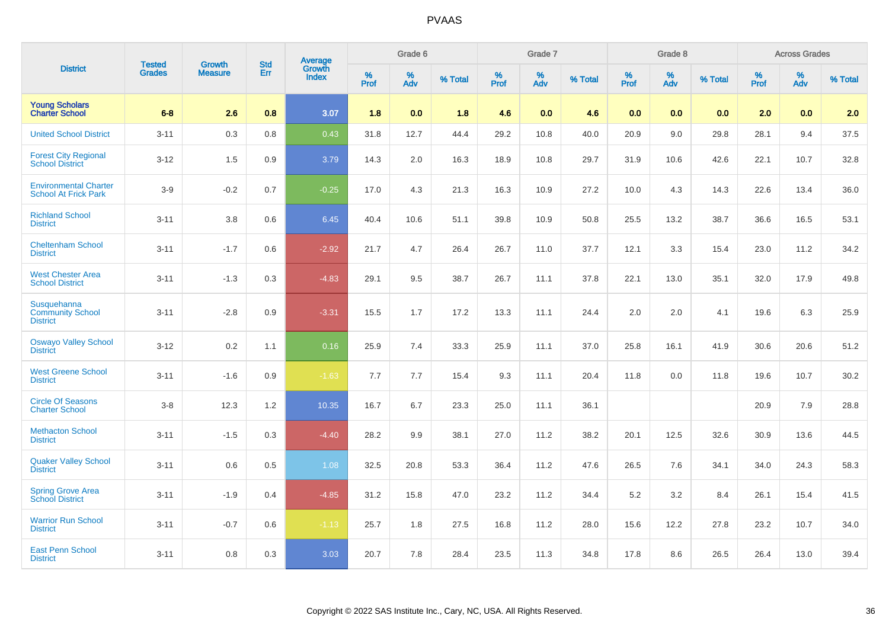# PVAAS

| District | Tested Grades | Growth Measure | Std Err | Average Growth Index | Grade 6 | | | Grade 7 | | | Grade 8 | | | Across Grades | | |
|---|---|---|---|---|---|---|---|---|---|---|---|---|---|---|---|---|
| | | | | | % Prof | % Adv | % Total | % Prof | % Adv | % Total | % Prof | % Adv | % Total | % Prof | % Adv | % Total |
| **Young Scholars Charter School** | **6-8** | **2.6** | **0.8** | **3.07** | **1.8** | **0.0** | **1.8** | **4.6** | **0.0** | **4.6** | **0.0** | **0.0** | **0.0** | **2.0** | **0.0** | **2.0** |
| United School District | 3-11 | 0.3 | 0.8 | 0.43 | 31.8 | 12.7 | 44.4 | 29.2 | 10.8 | 40.0 | 20.9 | 9.0 | 29.8 | 28.1 | 9.4 | 37.5 |
| Forest City Regional School District | 3-12 | 1.5 | 0.9 | 3.79 | 14.3 | 2.0 | 16.3 | 18.9 | 10.8 | 29.7 | 31.9 | 10.6 | 42.6 | 22.1 | 10.7 | 32.8 |
| Environmental Charter School At Frick Park | 3-9 | -0.2 | 0.7 | -0.25 | 17.0 | 4.3 | 21.3 | 16.3 | 10.9 | 27.2 | 10.0 | 4.3 | 14.3 | 22.6 | 13.4 | 36.0 |
| Richland School District | 3-11 | 3.8 | 0.6 | 6.45 | 40.4 | 10.6 | 51.1 | 39.8 | 10.9 | 50.8 | 25.5 | 13.2 | 38.7 | 36.6 | 16.5 | 53.1 |
| Cheltenham School District | 3-11 | -1.7 | 0.6 | -2.92 | 21.7 | 4.7 | 26.4 | 26.7 | 11.0 | 37.7 | 12.1 | 3.3 | 15.4 | 23.0 | 11.2 | 34.2 |
| West Chester Area School District | 3-11 | -1.3 | 0.3 | -4.83 | 29.1 | 9.5 | 38.7 | 26.7 | 11.1 | 37.8 | 22.1 | 13.0 | 35.1 | 32.0 | 17.9 | 49.8 |
| Susquehanna Community School District | 3-11 | -2.8 | 0.9 | -3.31 | 15.5 | 1.7 | 17.2 | 13.3 | 11.1 | 24.4 | 2.0 | 2.0 | 4.1 | 19.6 | 6.3 | 25.9 |
| Oswayo Valley School District | 3-12 | 0.2 | 1.1 | 0.16 | 25.9 | 7.4 | 33.3 | 25.9 | 11.1 | 37.0 | 25.8 | 16.1 | 41.9 | 30.6 | 20.6 | 51.2 |
| West Greene School District | 3-11 | -1.6 | 0.9 | -1.63 | 7.7 | 7.7 | 15.4 | 9.3 | 11.1 | 20.4 | 11.8 | 0.0 | 11.8 | 19.6 | 10.7 | 30.2 |
| Circle Of Seasons Charter School | 3-8 | 12.3 | 1.2 | 10.35 | 16.7 | 6.7 | 23.3 | 25.0 | 11.1 | 36.1 | | | | 20.9 | 7.9 | 28.8 |
| Methacton School District | 3-11 | -1.5 | 0.3 | -4.40 | 28.2 | 9.9 | 38.1 | 27.0 | 11.2 | 38.2 | 20.1 | 12.5 | 32.6 | 30.9 | 13.6 | 44.5 |
| Quaker Valley School District | 3-11 | 0.6 | 0.5 | 1.08 | 32.5 | 20.8 | 53.3 | 36.4 | 11.2 | 47.6 | 26.5 | 7.6 | 34.1 | 34.0 | 24.3 | 58.3 |
| Spring Grove Area School District | 3-11 | -1.9 | 0.4 | -4.85 | 31.2 | 15.8 | 47.0 | 23.2 | 11.2 | 34.4 | 5.2 | 3.2 | 8.4 | 26.1 | 15.4 | 41.5 |
| Warrior Run School District | 3-11 | -0.7 | 0.6 | -1.13 | 25.7 | 1.8 | 27.5 | 16.8 | 11.2 | 28.0 | 15.6 | 12.2 | 27.8 | 23.2 | 10.7 | 34.0 |
| East Penn School District | 3-11 | 0.8 | 0.3 | 3.03 | 20.7 | 7.8 | 28.4 | 23.5 | 11.3 | 34.8 | 17.8 | 8.6 | 26.5 | 26.4 | 13.0 | 39.4 |

Copyright © 2022 SAS Institute Inc., Cary, NC, USA. All Rights Reserved.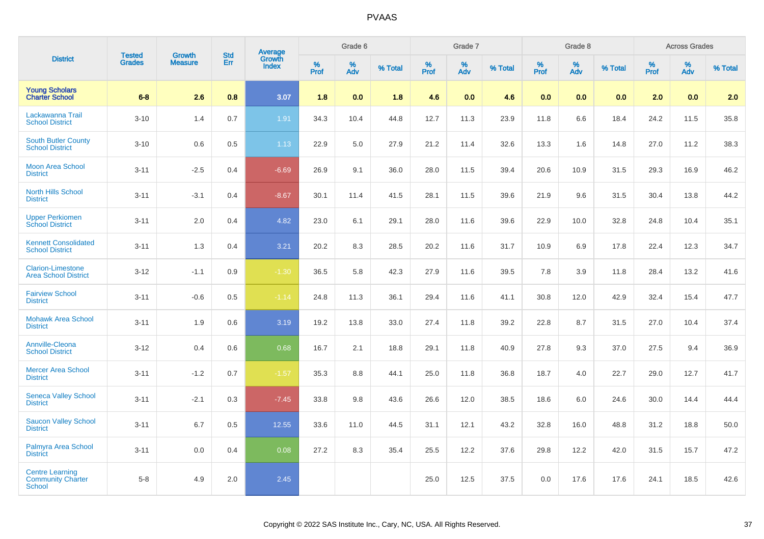| District | Tested Grades | Growth Measure | Std Err | Average Growth Index | Grade 6 | | | Grade 7 | | | Grade 8 | | | Across Grades | | |
|---|---|---|---|---|---|---|---|---|---|---|---|---|---|---|---|---|
| | | | | | % Prof | % Adv | % Total | % Prof | % Adv | % Total | % Prof | % Adv | % Total | % Prof | % Adv | % Total |
| **Young Scholars Charter School** | **6-8** | **2.6** | **0.8** | **3.07** | **1.8** | **0.0** | **1.8** | **4.6** | **0.0** | **4.6** | **0.0** | **0.0** | **0.0** | **2.0** | **0.0** | **2.0** |
| Lackawanna Trail School District | 3-10 | 1.4 | 0.7 | 1.91 | 34.3 | 10.4 | 44.8 | 12.7 | 11.3 | 23.9 | 11.8 | 6.6 | 18.4 | 24.2 | 11.5 | 35.8 |
| South Butler County School District | 3-10 | 0.6 | 0.5 | 1.13 | 22.9 | 5.0 | 27.9 | 21.2 | 11.4 | 32.6 | 13.3 | 1.6 | 14.8 | 27.0 | 11.2 | 38.3 |
| Moon Area School District | 3-11 | -2.5 | 0.4 | -6.69 | 26.9 | 9.1 | 36.0 | 28.0 | 11.5 | 39.4 | 20.6 | 10.9 | 31.5 | 29.3 | 16.9 | 46.2 |
| North Hills School District | 3-11 | -3.1 | 0.4 | -8.67 | 30.1 | 11.4 | 41.5 | 28.1 | 11.5 | 39.6 | 21.9 | 9.6 | 31.5 | 30.4 | 13.8 | 44.2 |
| Upper Perkiomen School District | 3-11 | 2.0 | 0.4 | 4.82 | 23.0 | 6.1 | 29.1 | 28.0 | 11.6 | 39.6 | 22.9 | 10.0 | 32.8 | 24.8 | 10.4 | 35.1 |
| Kennett Consolidated School District | 3-11 | 1.3 | 0.4 | 3.21 | 20.2 | 8.3 | 28.5 | 20.2 | 11.6 | 31.7 | 10.9 | 6.9 | 17.8 | 22.4 | 12.3 | 34.7 |
| Clarion-Limestone Area School District | 3-12 | -1.1 | 0.9 | -1.30 | 36.5 | 5.8 | 42.3 | 27.9 | 11.6 | 39.5 | 7.8 | 3.9 | 11.8 | 28.4 | 13.2 | 41.6 |
| Fairview School District | 3-11 | -0.6 | 0.5 | -1.14 | 24.8 | 11.3 | 36.1 | 29.4 | 11.6 | 41.1 | 30.8 | 12.0 | 42.9 | 32.4 | 15.4 | 47.7 |
| Mohawk Area School District | 3-11 | 1.9 | 0.6 | 3.19 | 19.2 | 13.8 | 33.0 | 27.4 | 11.8 | 39.2 | 22.8 | 8.7 | 31.5 | 27.0 | 10.4 | 37.4 |
| Annville-Cleona School District | 3-12 | 0.4 | 0.6 | 0.68 | 16.7 | 2.1 | 18.8 | 29.1 | 11.8 | 40.9 | 27.8 | 9.3 | 37.0 | 27.5 | 9.4 | 36.9 |
| Mercer Area School District | 3-11 | -1.2 | 0.7 | -1.57 | 35.3 | 8.8 | 44.1 | 25.0 | 11.8 | 36.8 | 18.7 | 4.0 | 22.7 | 29.0 | 12.7 | 41.7 |
| Seneca Valley School District | 3-11 | -2.1 | 0.3 | -7.45 | 33.8 | 9.8 | 43.6 | 26.6 | 12.0 | 38.5 | 18.6 | 6.0 | 24.6 | 30.0 | 14.4 | 44.4 |
| Saucon Valley School District | 3-11 | 6.7 | 0.5 | 12.55 | 33.6 | 11.0 | 44.5 | 31.1 | 12.1 | 43.2 | 32.8 | 16.0 | 48.8 | 31.2 | 18.8 | 50.0 |
| Palmyra Area School District | 3-11 | 0.0 | 0.4 | 0.08 | 27.2 | 8.3 | 35.4 | 25.5 | 12.2 | 37.6 | 29.8 | 12.2 | 42.0 | 31.5 | 15.7 | 47.2 |
| Centre Learning Community Charter School | 5-8 | 4.9 | 2.0 | 2.45 | | | | 25.0 | 12.5 | 37.5 | 0.0 | 17.6 | 17.6 | 24.1 | 18.5 | 42.6 |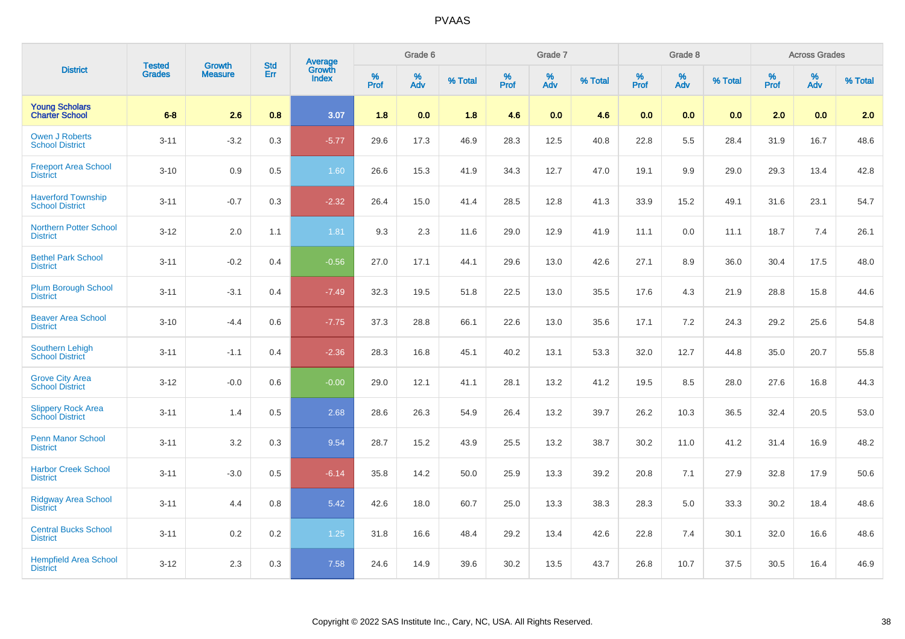# PVAAS

| District | Tested Grades | Growth Measure | Std Err | Average Growth Index | Grade 6 | | | Grade 7 | | | Grade 8 | | | Across Grades | | |
|---|---|---|---|---|---|---|---|---|---|---|---|---|---|---|---|---|
| | | | | | % Prof | % Adv | % Total | % Prof | % Adv | % Total | % Prof | % Adv | % Total | % Prof | % Adv | % Total |
| **Young Scholars Charter School** | **6-8** | **2.6** | **0.8** | **3.07** | **1.8** | **0.0** | **1.8** | **4.6** | **0.0** | **4.6** | **0.0** | **0.0** | **0.0** | **2.0** | **0.0** | **2.0** |
| Owen J Roberts School District | 3-11 | -3.2 | 0.3 | -5.77 | 29.6 | 17.3 | 46.9 | 28.3 | 12.5 | 40.8 | 22.8 | 5.5 | 28.4 | 31.9 | 16.7 | 48.6 |
| Freeport Area School District | 3-10 | 0.9 | 0.5 | 1.60 | 26.6 | 15.3 | 41.9 | 34.3 | 12.7 | 47.0 | 19.1 | 9.9 | 29.0 | 29.3 | 13.4 | 42.8 |
| Haverford Township School District | 3-11 | -0.7 | 0.3 | -2.32 | 26.4 | 15.0 | 41.4 | 28.5 | 12.8 | 41.3 | 33.9 | 15.2 | 49.1 | 31.6 | 23.1 | 54.7 |
| Northern Potter School District | 3-12 | 2.0 | 1.1 | 1.81 | 9.3 | 2.3 | 11.6 | 29.0 | 12.9 | 41.9 | 11.1 | 0.0 | 11.1 | 18.7 | 7.4 | 26.1 |
| Bethel Park School District | 3-11 | -0.2 | 0.4 | -0.56 | 27.0 | 17.1 | 44.1 | 29.6 | 13.0 | 42.6 | 27.1 | 8.9 | 36.0 | 30.4 | 17.5 | 48.0 |
| Plum Borough School District | 3-11 | -3.1 | 0.4 | -7.49 | 32.3 | 19.5 | 51.8 | 22.5 | 13.0 | 35.5 | 17.6 | 4.3 | 21.9 | 28.8 | 15.8 | 44.6 |
| Beaver Area School District | 3-10 | -4.4 | 0.6 | -7.75 | 37.3 | 28.8 | 66.1 | 22.6 | 13.0 | 35.6 | 17.1 | 7.2 | 24.3 | 29.2 | 25.6 | 54.8 |
| Southern Lehigh School District | 3-11 | -1.1 | 0.4 | -2.36 | 28.3 | 16.8 | 45.1 | 40.2 | 13.1 | 53.3 | 32.0 | 12.7 | 44.8 | 35.0 | 20.7 | 55.8 |
| Grove City Area School District | 3-12 | -0.0 | 0.6 | -0.00 | 29.0 | 12.1 | 41.1 | 28.1 | 13.2 | 41.2 | 19.5 | 8.5 | 28.0 | 27.6 | 16.8 | 44.3 |
| Slippery Rock Area School District | 3-11 | 1.4 | 0.5 | 2.68 | 28.6 | 26.3 | 54.9 | 26.4 | 13.2 | 39.7 | 26.2 | 10.3 | 36.5 | 32.4 | 20.5 | 53.0 |
| Penn Manor School District | 3-11 | 3.2 | 0.3 | 9.54 | 28.7 | 15.2 | 43.9 | 25.5 | 13.2 | 38.7 | 30.2 | 11.0 | 41.2 | 31.4 | 16.9 | 48.2 |
| Harbor Creek School District | 3-11 | -3.0 | 0.5 | -6.14 | 35.8 | 14.2 | 50.0 | 25.9 | 13.3 | 39.2 | 20.8 | 7.1 | 27.9 | 32.8 | 17.9 | 50.6 |
| Ridgway Area School District | 3-11 | 4.4 | 0.8 | 5.42 | 42.6 | 18.0 | 60.7 | 25.0 | 13.3 | 38.3 | 28.3 | 5.0 | 33.3 | 30.2 | 18.4 | 48.6 |
| Central Bucks School District | 3-11 | 0.2 | 0.2 | 1.25 | 31.8 | 16.6 | 48.4 | 29.2 | 13.4 | 42.6 | 22.8 | 7.4 | 30.1 | 32.0 | 16.6 | 48.6 |
| Hempfield Area School District | 3-12 | 2.3 | 0.3 | 7.58 | 24.6 | 14.9 | 39.6 | 30.2 | 13.5 | 43.7 | 26.8 | 10.7 | 37.5 | 30.5 | 16.4 | 46.9 |

Copyright © 2022 SAS Institute Inc., Cary, NC, USA. All Rights Reserved.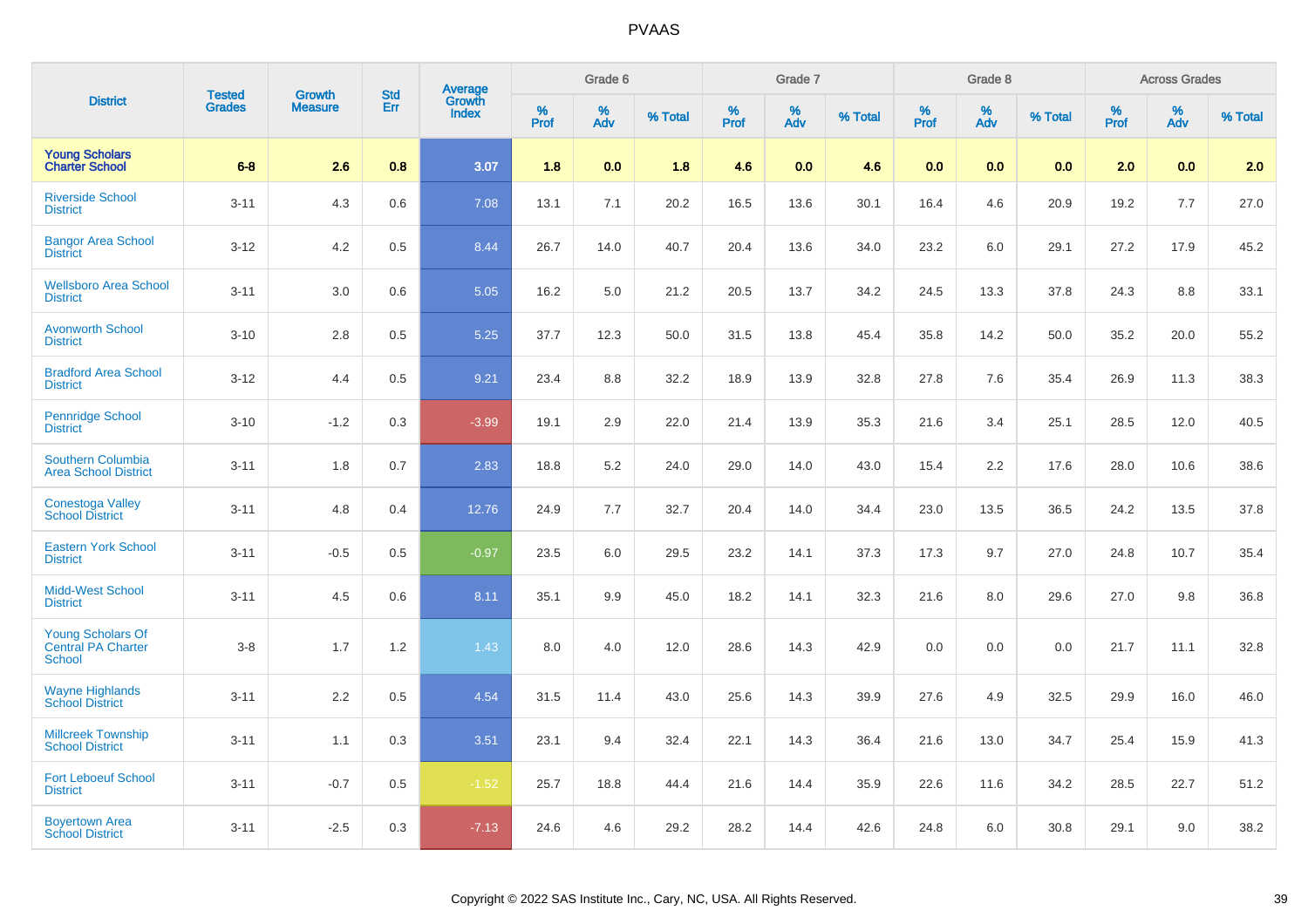| District | Tested Grades | Growth Measure | Std Err | Average Growth Index | Grade 6 | | | Grade 7 | | | Grade 8 | | | Across Grades | | |
|---|---|---|---|---|---|---|---|---|---|---|---|---|---|---|---|---|
| | | | | | % Prof | % Adv | % Total | % Prof | % Adv | % Total | % Prof | % Adv | % Total | % Prof | % Adv | % Total |
| **Young Scholars Charter School** | **6-8** | **2.6** | **0.8** | **3.07** | **1.8** | **0.0** | **1.8** | **4.6** | **0.0** | **4.6** | **0.0** | **0.0** | **0.0** | **2.0** | **0.0** | **2.0** |
| Riverside School District | 3-11 | 4.3 | 0.6 | 7.08 | 13.1 | 7.1 | 20.2 | 16.5 | 13.6 | 30.1 | 16.4 | 4.6 | 20.9 | 19.2 | 7.7 | 27.0 |
| Bangor Area School District | 3-12 | 4.2 | 0.5 | 8.44 | 26.7 | 14.0 | 40.7 | 20.4 | 13.6 | 34.0 | 23.2 | 6.0 | 29.1 | 27.2 | 17.9 | 45.2 |
| Wellsboro Area School District | 3-11 | 3.0 | 0.6 | 5.05 | 16.2 | 5.0 | 21.2 | 20.5 | 13.7 | 34.2 | 24.5 | 13.3 | 37.8 | 24.3 | 8.8 | 33.1 |
| Avonworth School District | 3-10 | 2.8 | 0.5 | 5.25 | 37.7 | 12.3 | 50.0 | 31.5 | 13.8 | 45.4 | 35.8 | 14.2 | 50.0 | 35.2 | 20.0 | 55.2 |
| Bradford Area School District | 3-12 | 4.4 | 0.5 | 9.21 | 23.4 | 8.8 | 32.2 | 18.9 | 13.9 | 32.8 | 27.8 | 7.6 | 35.4 | 26.9 | 11.3 | 38.3 |
| Pennridge School District | 3-10 | -1.2 | 0.3 | -3.99 | 19.1 | 2.9 | 22.0 | 21.4 | 13.9 | 35.3 | 21.6 | 3.4 | 25.1 | 28.5 | 12.0 | 40.5 |
| Southern Columbia Area School District | 3-11 | 1.8 | 0.7 | 2.83 | 18.8 | 5.2 | 24.0 | 29.0 | 14.0 | 43.0 | 15.4 | 2.2 | 17.6 | 28.0 | 10.6 | 38.6 |
| Conestoga Valley School District | 3-11 | 4.8 | 0.4 | 12.76 | 24.9 | 7.7 | 32.7 | 20.4 | 14.0 | 34.4 | 23.0 | 13.5 | 36.5 | 24.2 | 13.5 | 37.8 |
| Eastern York School District | 3-11 | -0.5 | 0.5 | -0.97 | 23.5 | 6.0 | 29.5 | 23.2 | 14.1 | 37.3 | 17.3 | 9.7 | 27.0 | 24.8 | 10.7 | 35.4 |
| Midd-West School District | 3-11 | 4.5 | 0.6 | 8.11 | 35.1 | 9.9 | 45.0 | 18.2 | 14.1 | 32.3 | 21.6 | 8.0 | 29.6 | 27.0 | 9.8 | 36.8 |
| Young Scholars Of Central PA Charter School | 3-8 | 1.7 | 1.2 | 1.43 | 8.0 | 4.0 | 12.0 | 28.6 | 14.3 | 42.9 | 0.0 | 0.0 | 0.0 | 21.7 | 11.1 | 32.8 |
| Wayne Highlands School District | 3-11 | 2.2 | 0.5 | 4.54 | 31.5 | 11.4 | 43.0 | 25.6 | 14.3 | 39.9 | 27.6 | 4.9 | 32.5 | 29.9 | 16.0 | 46.0 |
| Millcreek Township School District | 3-11 | 1.1 | 0.3 | 3.51 | 23.1 | 9.4 | 32.4 | 22.1 | 14.3 | 36.4 | 21.6 | 13.0 | 34.7 | 25.4 | 15.9 | 41.3 |
| Fort Leboeuf School District | 3-11 | -0.7 | 0.5 | -1.52 | 25.7 | 18.8 | 44.4 | 21.6 | 14.4 | 35.9 | 22.6 | 11.6 | 34.2 | 28.5 | 22.7 | 51.2 |
| Boyertown Area School District | 3-11 | -2.5 | 0.3 | -7.13 | 24.6 | 4.6 | 29.2 | 28.2 | 14.4 | 42.6 | 24.8 | 6.0 | 30.8 | 29.1 | 9.0 | 38.2 |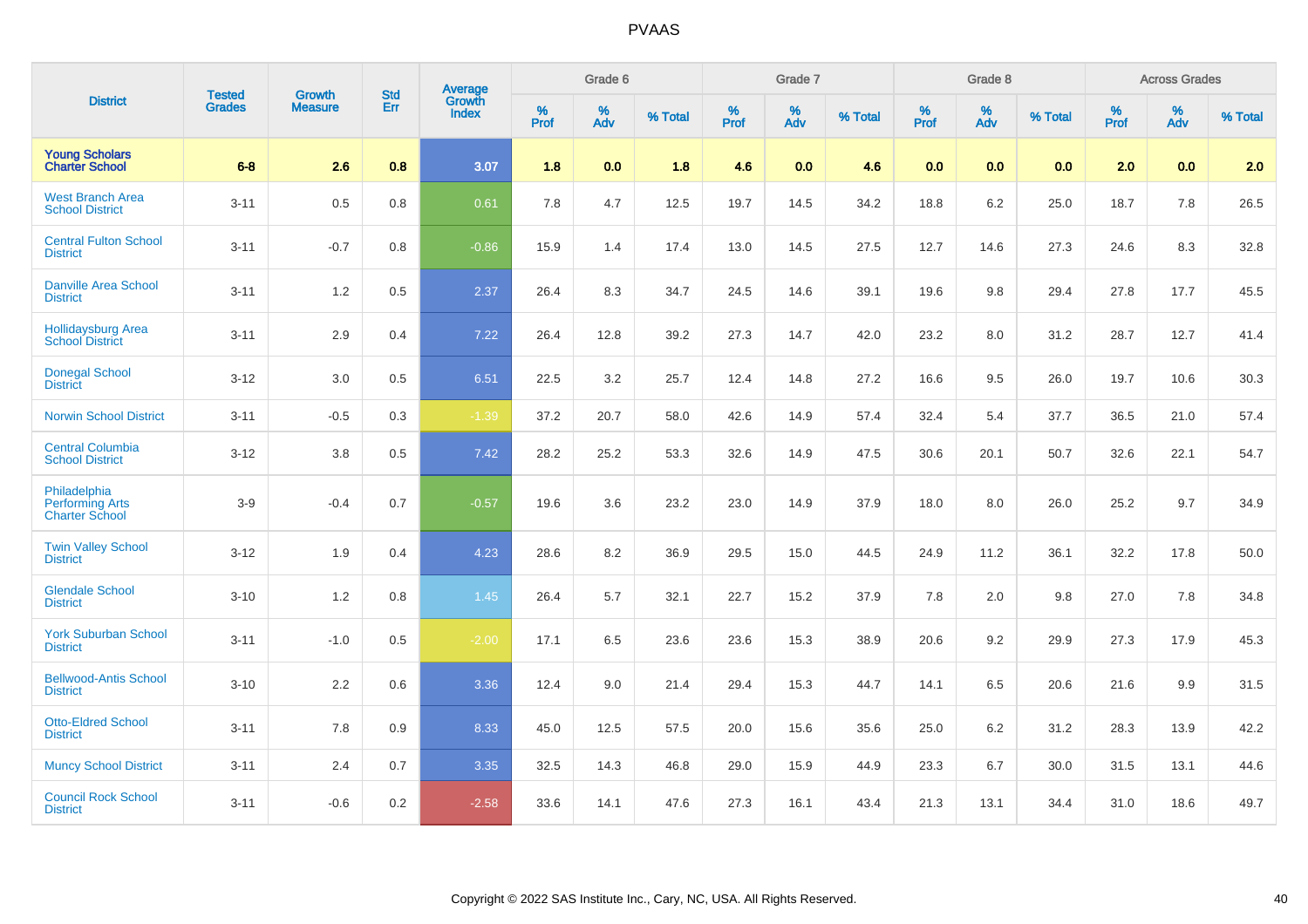# PVAAS

| District | Tested Grades | Growth Measure | Std Err | Average Growth Index | Grade 6 | | | Grade 7 | | | Grade 8 | | | Across Grades | | |
|---|---|---|---|---|---|---|---|---|---|---|---|---|---|---|---|---|
| | | | | | % Prof | % Adv | % Total | % Prof | % Adv | % Total | % Prof | % Adv | % Total | % Prof | % Adv | % Total |
| **Young Scholars Charter School** | **6-8** | **2.6** | **0.8** | **3.07** | **1.8** | **0.0** | **1.8** | **4.6** | **0.0** | **4.6** | **0.0** | **0.0** | **0.0** | **2.0** | **0.0** | **2.0** |
| West Branch Area School District | 3-11 | 0.5 | 0.8 | 0.61 | 7.8 | 4.7 | 12.5 | 19.7 | 14.5 | 34.2 | 18.8 | 6.2 | 25.0 | 18.7 | 7.8 | 26.5 |
| Central Fulton School District | 3-11 | -0.7 | 0.8 | -0.86 | 15.9 | 1.4 | 17.4 | 13.0 | 14.5 | 27.5 | 12.7 | 14.6 | 27.3 | 24.6 | 8.3 | 32.8 |
| Danville Area School District | 3-11 | 1.2 | 0.5 | 2.37 | 26.4 | 8.3 | 34.7 | 24.5 | 14.6 | 39.1 | 19.6 | 9.8 | 29.4 | 27.8 | 17.7 | 45.5 |
| Hollidaysburg Area School District | 3-11 | 2.9 | 0.4 | 7.22 | 26.4 | 12.8 | 39.2 | 27.3 | 14.7 | 42.0 | 23.2 | 8.0 | 31.2 | 28.7 | 12.7 | 41.4 |
| Donegal School District | 3-12 | 3.0 | 0.5 | 6.51 | 22.5 | 3.2 | 25.7 | 12.4 | 14.8 | 27.2 | 16.6 | 9.5 | 26.0 | 19.7 | 10.6 | 30.3 |
| Norwin School District | 3-11 | -0.5 | 0.3 | -1.39 | 37.2 | 20.7 | 58.0 | 42.6 | 14.9 | 57.4 | 32.4 | 5.4 | 37.7 | 36.5 | 21.0 | 57.4 |
| Central Columbia School District | 3-12 | 3.8 | 0.5 | 7.42 | 28.2 | 25.2 | 53.3 | 32.6 | 14.9 | 47.5 | 30.6 | 20.1 | 50.7 | 32.6 | 22.1 | 54.7 |
| Philadelphia Performing Arts Charter School | 3-9 | -0.4 | 0.7 | -0.57 | 19.6 | 3.6 | 23.2 | 23.0 | 14.9 | 37.9 | 18.0 | 8.0 | 26.0 | 25.2 | 9.7 | 34.9 |
| Twin Valley School District | 3-12 | 1.9 | 0.4 | 4.23 | 28.6 | 8.2 | 36.9 | 29.5 | 15.0 | 44.5 | 24.9 | 11.2 | 36.1 | 32.2 | 17.8 | 50.0 |
| Glendale School District | 3-10 | 1.2 | 0.8 | 1.45 | 26.4 | 5.7 | 32.1 | 22.7 | 15.2 | 37.9 | 7.8 | 2.0 | 9.8 | 27.0 | 7.8 | 34.8 |
| York Suburban School District | 3-11 | -1.0 | 0.5 | -2.00 | 17.1 | 6.5 | 23.6 | 23.6 | 15.3 | 38.9 | 20.6 | 9.2 | 29.9 | 27.3 | 17.9 | 45.3 |
| Bellwood-Antis School District | 3-10 | 2.2 | 0.6 | 3.36 | 12.4 | 9.0 | 21.4 | 29.4 | 15.3 | 44.7 | 14.1 | 6.5 | 20.6 | 21.6 | 9.9 | 31.5 |
| Otto-Eldred School District | 3-11 | 7.8 | 0.9 | 8.33 | 45.0 | 12.5 | 57.5 | 20.0 | 15.6 | 35.6 | 25.0 | 6.2 | 31.2 | 28.3 | 13.9 | 42.2 |
| Muncy School District | 3-11 | 2.4 | 0.7 | 3.35 | 32.5 | 14.3 | 46.8 | 29.0 | 15.9 | 44.9 | 23.3 | 6.7 | 30.0 | 31.5 | 13.1 | 44.6 |
| Council Rock School District | 3-11 | -0.6 | 0.2 | -2.58 | 33.6 | 14.1 | 47.6 | 27.3 | 16.1 | 43.4 | 21.3 | 13.1 | 34.4 | 31.0 | 18.6 | 49.7 |

Copyright © 2022 SAS Institute Inc., Cary, NC, USA. All Rights Reserved.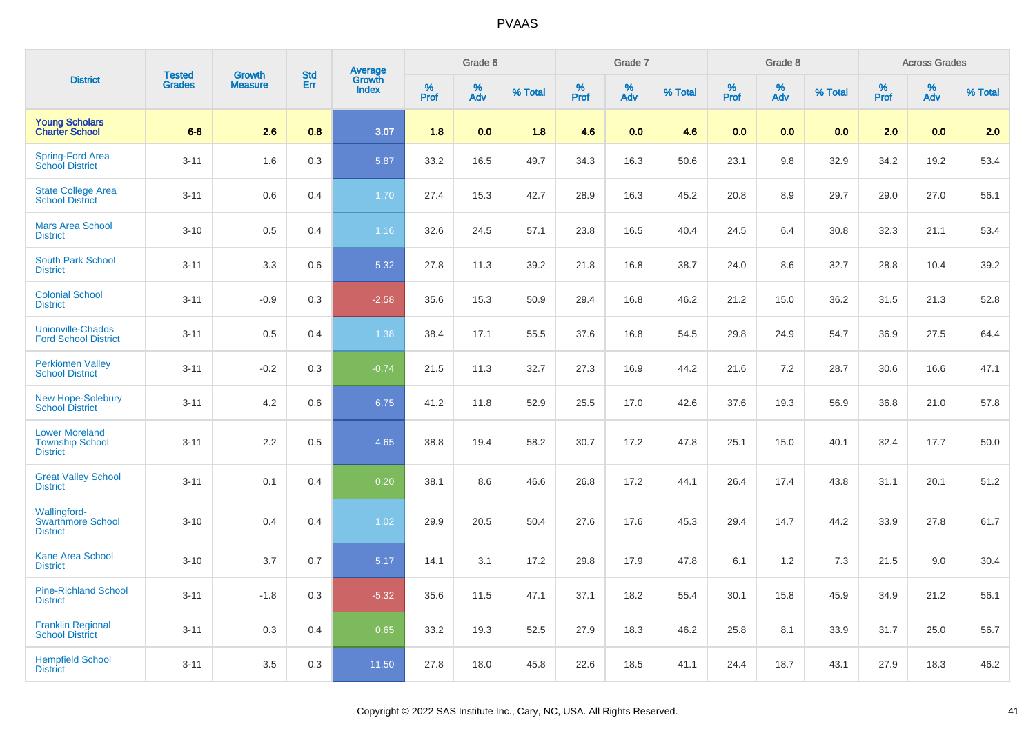# PVAAS

| District | Tested Grades | Growth Measure | Std Err | Average Growth Index | Grade 6 | | | Grade 7 | | | Grade 8 | | | Across Grades | | |
|---|---|---|---|---|---|---|---|---|---|---|---|---|---|---|---|---|
| | | | | | % Prof | % Adv | % Total | % Prof | % Adv | % Total | % Prof | % Adv | % Total | % Prof | % Adv | % Total |
| **Young Scholars Charter School** | **6-8** | **2.6** | **0.8** | **3.07** | **1.8** | **0.0** | **1.8** | **4.6** | **0.0** | **4.6** | **0.0** | **0.0** | **0.0** | **2.0** | **0.0** | **2.0** |
| Spring-Ford Area School District | 3-11 | 1.6 | 0.3 | 5.87 | 33.2 | 16.5 | 49.7 | 34.3 | 16.3 | 50.6 | 23.1 | 9.8 | 32.9 | 34.2 | 19.2 | 53.4 |
| State College Area School District | 3-11 | 0.6 | 0.4 | 1.70 | 27.4 | 15.3 | 42.7 | 28.9 | 16.3 | 45.2 | 20.8 | 8.9 | 29.7 | 29.0 | 27.0 | 56.1 |
| Mars Area School District | 3-10 | 0.5 | 0.4 | 1.16 | 32.6 | 24.5 | 57.1 | 23.8 | 16.5 | 40.4 | 24.5 | 6.4 | 30.8 | 32.3 | 21.1 | 53.4 |
| South Park School District | 3-11 | 3.3 | 0.6 | 5.32 | 27.8 | 11.3 | 39.2 | 21.8 | 16.8 | 38.7 | 24.0 | 8.6 | 32.7 | 28.8 | 10.4 | 39.2 |
| Colonial School District | 3-11 | -0.9 | 0.3 | -2.58 | 35.6 | 15.3 | 50.9 | 29.4 | 16.8 | 46.2 | 21.2 | 15.0 | 36.2 | 31.5 | 21.3 | 52.8 |
| Unionville-Chadds Ford School District | 3-11 | 0.5 | 0.4 | 1.38 | 38.4 | 17.1 | 55.5 | 37.6 | 16.8 | 54.5 | 29.8 | 24.9 | 54.7 | 36.9 | 27.5 | 64.4 |
| Perkiomen Valley School District | 3-11 | -0.2 | 0.3 | -0.74 | 21.5 | 11.3 | 32.7 | 27.3 | 16.9 | 44.2 | 21.6 | 7.2 | 28.7 | 30.6 | 16.6 | 47.1 |
| New Hope-Solebury School District | 3-11 | 4.2 | 0.6 | 6.75 | 41.2 | 11.8 | 52.9 | 25.5 | 17.0 | 42.6 | 37.6 | 19.3 | 56.9 | 36.8 | 21.0 | 57.8 |
| Lower Moreland Township School District | 3-11 | 2.2 | 0.5 | 4.65 | 38.8 | 19.4 | 58.2 | 30.7 | 17.2 | 47.8 | 25.1 | 15.0 | 40.1 | 32.4 | 17.7 | 50.0 |
| Great Valley School District | 3-11 | 0.1 | 0.4 | 0.20 | 38.1 | 8.6 | 46.6 | 26.8 | 17.2 | 44.1 | 26.4 | 17.4 | 43.8 | 31.1 | 20.1 | 51.2 |
| Wallingford-Swarthmore School District | 3-10 | 0.4 | 0.4 | 1.02 | 29.9 | 20.5 | 50.4 | 27.6 | 17.6 | 45.3 | 29.4 | 14.7 | 44.2 | 33.9 | 27.8 | 61.7 |
| Kane Area School District | 3-10 | 3.7 | 0.7 | 5.17 | 14.1 | 3.1 | 17.2 | 29.8 | 17.9 | 47.8 | 6.1 | 1.2 | 7.3 | 21.5 | 9.0 | 30.4 |
| Pine-Richland School District | 3-11 | -1.8 | 0.3 | -5.32 | 35.6 | 11.5 | 47.1 | 37.1 | 18.2 | 55.4 | 30.1 | 15.8 | 45.9 | 34.9 | 21.2 | 56.1 |
| Franklin Regional School District | 3-11 | 0.3 | 0.4 | 0.65 | 33.2 | 19.3 | 52.5 | 27.9 | 18.3 | 46.2 | 25.8 | 8.1 | 33.9 | 31.7 | 25.0 | 56.7 |
| Hempfield School District | 3-11 | 3.5 | 0.3 | 11.50 | 27.8 | 18.0 | 45.8 | 22.6 | 18.5 | 41.1 | 24.4 | 18.7 | 43.1 | 27.9 | 18.3 | 46.2 |

Copyright © 2022 SAS Institute Inc., Cary, NC, USA. All Rights Reserved.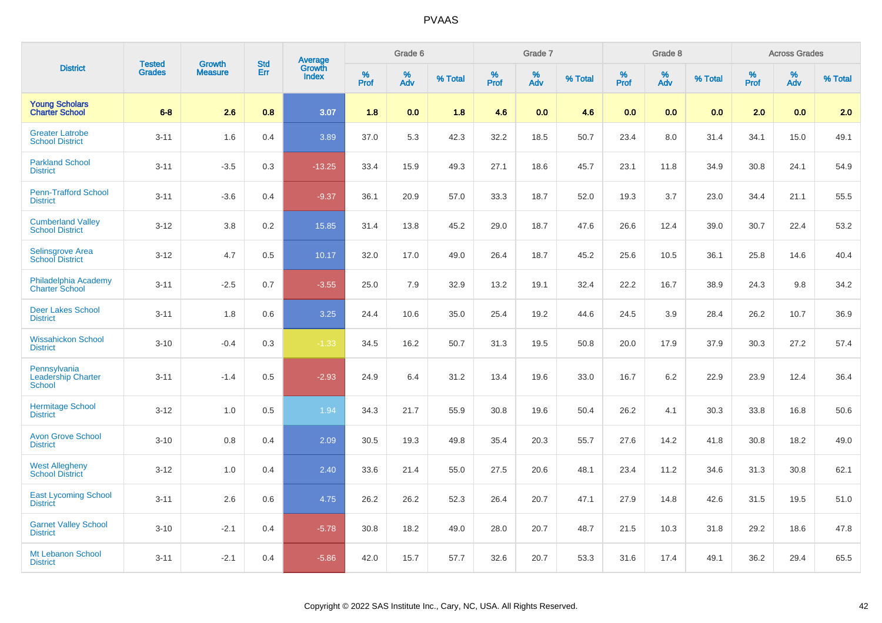# PVAAS

| District | Tested Grades | Growth Measure | Std Err | Average Growth Index | Grade 6 | | | Grade 7 | | | Grade 8 | | | Across Grades | | |
|---|---|---|---|---|---|---|---|---|---|---|---|---|---|---|---|---|
| | | | | | % Prof | % Adv | % Total | % Prof | % Adv | % Total | % Prof | % Adv | % Total | % Prof | % Adv | % Total |
| **Young Scholars Charter School** | **6-8** | **2.6** | **0.8** | **3.07** | **1.8** | **0.0** | **1.8** | **4.6** | **0.0** | **4.6** | **0.0** | **0.0** | **0.0** | **2.0** | **0.0** | **2.0** |
| Greater Latrobe School District | 3-11 | 1.6 | 0.4 | 3.89 | 37.0 | 5.3 | 42.3 | 32.2 | 18.5 | 50.7 | 23.4 | 8.0 | 31.4 | 34.1 | 15.0 | 49.1 |
| Parkland School District | 3-11 | -3.5 | 0.3 | -13.25 | 33.4 | 15.9 | 49.3 | 27.1 | 18.6 | 45.7 | 23.1 | 11.8 | 34.9 | 30.8 | 24.1 | 54.9 |
| Penn-Trafford School District | 3-11 | -3.6 | 0.4 | -9.37 | 36.1 | 20.9 | 57.0 | 33.3 | 18.7 | 52.0 | 19.3 | 3.7 | 23.0 | 34.4 | 21.1 | 55.5 |
| Cumberland Valley School District | 3-12 | 3.8 | 0.2 | 15.85 | 31.4 | 13.8 | 45.2 | 29.0 | 18.7 | 47.6 | 26.6 | 12.4 | 39.0 | 30.7 | 22.4 | 53.2 |
| Selinsgrove Area School District | 3-12 | 4.7 | 0.5 | 10.17 | 32.0 | 17.0 | 49.0 | 26.4 | 18.7 | 45.2 | 25.6 | 10.5 | 36.1 | 25.8 | 14.6 | 40.4 |
| Philadelphia Academy Charter School | 3-11 | -2.5 | 0.7 | -3.55 | 25.0 | 7.9 | 32.9 | 13.2 | 19.1 | 32.4 | 22.2 | 16.7 | 38.9 | 24.3 | 9.8 | 34.2 |
| Deer Lakes School District | 3-11 | 1.8 | 0.6 | 3.25 | 24.4 | 10.6 | 35.0 | 25.4 | 19.2 | 44.6 | 24.5 | 3.9 | 28.4 | 26.2 | 10.7 | 36.9 |
| Wissahickon School District | 3-10 | -0.4 | 0.3 | -1.33 | 34.5 | 16.2 | 50.7 | 31.3 | 19.5 | 50.8 | 20.0 | 17.9 | 37.9 | 30.3 | 27.2 | 57.4 |
| Pennsylvania Leadership Charter School | 3-11 | -1.4 | 0.5 | -2.93 | 24.9 | 6.4 | 31.2 | 13.4 | 19.6 | 33.0 | 16.7 | 6.2 | 22.9 | 23.9 | 12.4 | 36.4 |
| Hermitage School District | 3-12 | 1.0 | 0.5 | 1.94 | 34.3 | 21.7 | 55.9 | 30.8 | 19.6 | 50.4 | 26.2 | 4.1 | 30.3 | 33.8 | 16.8 | 50.6 |
| Avon Grove School District | 3-10 | 0.8 | 0.4 | 2.09 | 30.5 | 19.3 | 49.8 | 35.4 | 20.3 | 55.7 | 27.6 | 14.2 | 41.8 | 30.8 | 18.2 | 49.0 |
| West Allegheny School District | 3-12 | 1.0 | 0.4 | 2.40 | 33.6 | 21.4 | 55.0 | 27.5 | 20.6 | 48.1 | 23.4 | 11.2 | 34.6 | 31.3 | 30.8 | 62.1 |
| East Lycoming School District | 3-11 | 2.6 | 0.6 | 4.75 | 26.2 | 26.2 | 52.3 | 26.4 | 20.7 | 47.1 | 27.9 | 14.8 | 42.6 | 31.5 | 19.5 | 51.0 |
| Garnet Valley School District | 3-10 | -2.1 | 0.4 | -5.78 | 30.8 | 18.2 | 49.0 | 28.0 | 20.7 | 48.7 | 21.5 | 10.3 | 31.8 | 29.2 | 18.6 | 47.8 |
| Mt Lebanon School District | 3-11 | -2.1 | 0.4 | -5.86 | 42.0 | 15.7 | 57.7 | 32.6 | 20.7 | 53.3 | 31.6 | 17.4 | 49.1 | 36.2 | 29.4 | 65.5 |

Copyright © 2022 SAS Institute Inc., Cary, NC, USA. All Rights Reserved.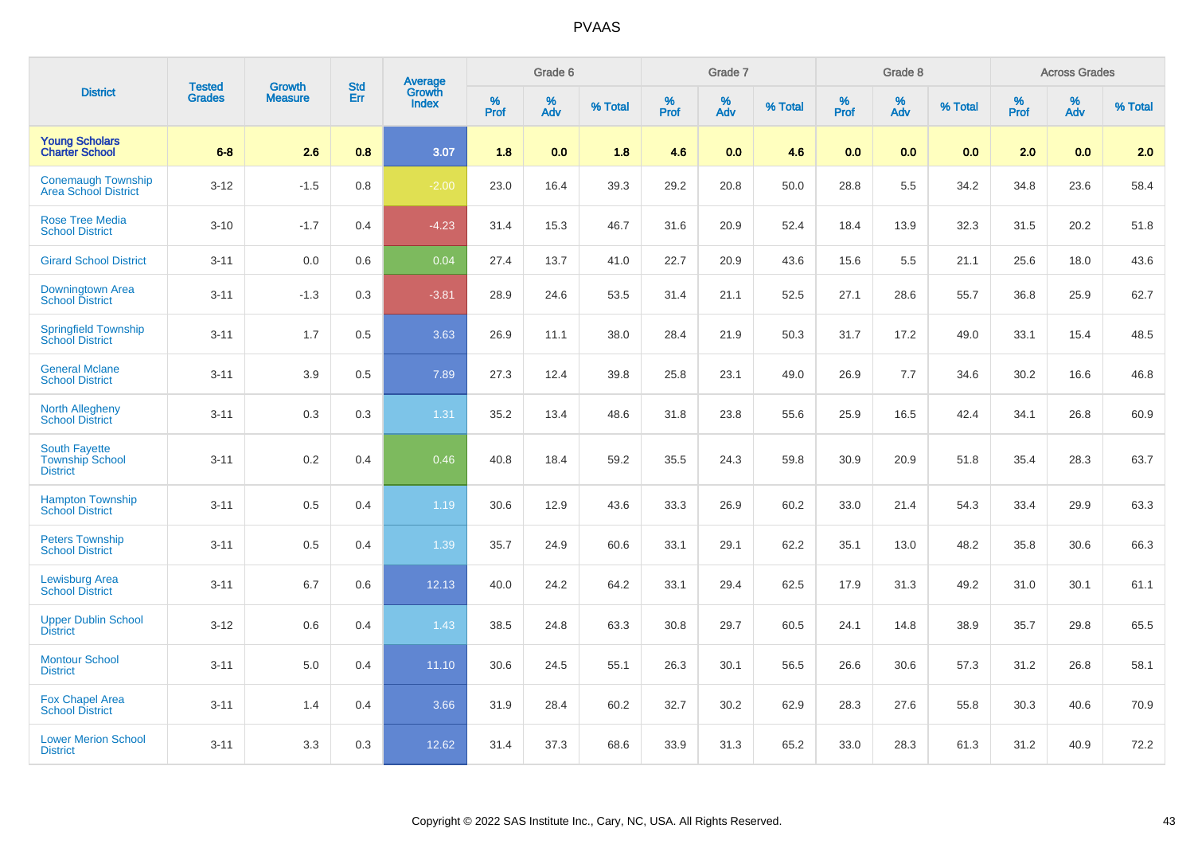# PVAAS

| District | Tested Grades | Growth Measure | Std Err | Average Growth Index | Grade 6 | | | Grade 7 | | | Grade 8 | | | Across Grades | | |
|---|---|---|---|---|---|---|---|---|---|---|---|---|---|---|---|---|
| | | | | | % Prof | % Adv | % Total | % Prof | % Adv | % Total | % Prof | % Adv | % Total | % Prof | % Adv | % Total |
| **Young Scholars Charter School** | **6-8** | **2.6** | **0.8** | **3.07** | **1.8** | **0.0** | **1.8** | **4.6** | **0.0** | **4.6** | **0.0** | **0.0** | **0.0** | **2.0** | **0.0** | **2.0** |
| Conemaugh Township Area School District | 3-12 | -1.5 | 0.8 | -2.00 | 23.0 | 16.4 | 39.3 | 29.2 | 20.8 | 50.0 | 28.8 | 5.5 | 34.2 | 34.8 | 23.6 | 58.4 |
| Rose Tree Media School District | 3-10 | -1.7 | 0.4 | -4.23 | 31.4 | 15.3 | 46.7 | 31.6 | 20.9 | 52.4 | 18.4 | 13.9 | 32.3 | 31.5 | 20.2 | 51.8 |
| Girard School District | 3-11 | 0.0 | 0.6 | 0.04 | 27.4 | 13.7 | 41.0 | 22.7 | 20.9 | 43.6 | 15.6 | 5.5 | 21.1 | 25.6 | 18.0 | 43.6 |
| Downingtown Area School District | 3-11 | -1.3 | 0.3 | -3.81 | 28.9 | 24.6 | 53.5 | 31.4 | 21.1 | 52.5 | 27.1 | 28.6 | 55.7 | 36.8 | 25.9 | 62.7 |
| Springfield Township School District | 3-11 | 1.7 | 0.5 | 3.63 | 26.9 | 11.1 | 38.0 | 28.4 | 21.9 | 50.3 | 31.7 | 17.2 | 49.0 | 33.1 | 15.4 | 48.5 |
| General Mclane School District | 3-11 | 3.9 | 0.5 | 7.89 | 27.3 | 12.4 | 39.8 | 25.8 | 23.1 | 49.0 | 26.9 | 7.7 | 34.6 | 30.2 | 16.6 | 46.8 |
| North Allegheny School District | 3-11 | 0.3 | 0.3 | 1.31 | 35.2 | 13.4 | 48.6 | 31.8 | 23.8 | 55.6 | 25.9 | 16.5 | 42.4 | 34.1 | 26.8 | 60.9 |
| South Fayette Township School District | 3-11 | 0.2 | 0.4 | 0.46 | 40.8 | 18.4 | 59.2 | 35.5 | 24.3 | 59.8 | 30.9 | 20.9 | 51.8 | 35.4 | 28.3 | 63.7 |
| Hampton Township School District | 3-11 | 0.5 | 0.4 | 1.19 | 30.6 | 12.9 | 43.6 | 33.3 | 26.9 | 60.2 | 33.0 | 21.4 | 54.3 | 33.4 | 29.9 | 63.3 |
| Peters Township School District | 3-11 | 0.5 | 0.4 | 1.39 | 35.7 | 24.9 | 60.6 | 33.1 | 29.1 | 62.2 | 35.1 | 13.0 | 48.2 | 35.8 | 30.6 | 66.3 |
| Lewisburg Area School District | 3-11 | 6.7 | 0.6 | 12.13 | 40.0 | 24.2 | 64.2 | 33.1 | 29.4 | 62.5 | 17.9 | 31.3 | 49.2 | 31.0 | 30.1 | 61.1 |
| Upper Dublin School District | 3-12 | 0.6 | 0.4 | 1.43 | 38.5 | 24.8 | 63.3 | 30.8 | 29.7 | 60.5 | 24.1 | 14.8 | 38.9 | 35.7 | 29.8 | 65.5 |
| Montour School District | 3-11 | 5.0 | 0.4 | 11.10 | 30.6 | 24.5 | 55.1 | 26.3 | 30.1 | 56.5 | 26.6 | 30.6 | 57.3 | 31.2 | 26.8 | 58.1 |
| Fox Chapel Area School District | 3-11 | 1.4 | 0.4 | 3.66 | 31.9 | 28.4 | 60.2 | 32.7 | 30.2 | 62.9 | 28.3 | 27.6 | 55.8 | 30.3 | 40.6 | 70.9 |
| Lower Merion School District | 3-11 | 3.3 | 0.3 | 12.62 | 31.4 | 37.3 | 68.6 | 33.9 | 31.3 | 65.2 | 33.0 | 28.3 | 61.3 | 31.2 | 40.9 | 72.2 |

Copyright © 2022 SAS Institute Inc., Cary, NC, USA. All Rights Reserved.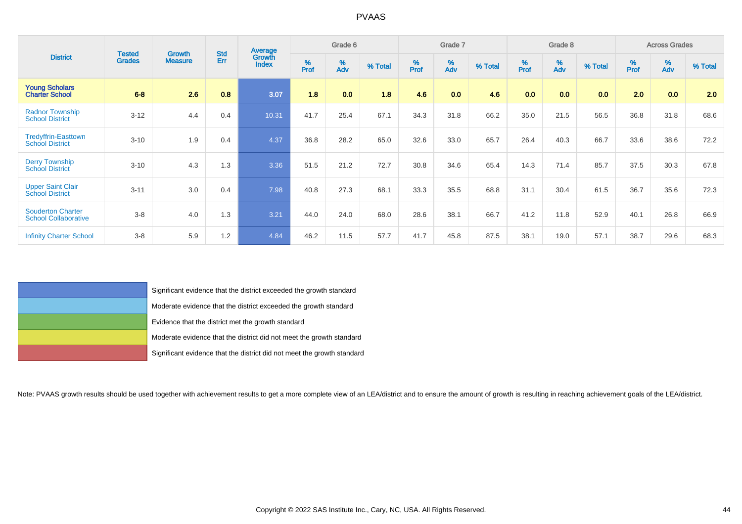# PVAAS

| District | Tested Grades | Growth Measure | Std Err | Average Growth Index | Grade 6 | | | Grade 7 | | | Grade 8 | | | Across Grades | | |
|---|---|---|---|---|---|---|---|---|---|---|---|---|---|---|---|---|
| | | | | | % Prof | % Adv | % Total | % Prof | % Adv | % Total | % Prof | % Adv | % Total | % Prof | % Adv | % Total |
| **Young Scholars Charter School** | **6-8** | **2.6** | **0.8** | **3.07** | **1.8** | **0.0** | **1.8** | **4.6** | **0.0** | **4.6** | **0.0** | **0.0** | **0.0** | **2.0** | **0.0** | **2.0** |
| Radnor Township School District | 3-12 | 4.4 | 0.4 | 10.31 | 41.7 | 25.4 | 67.1 | 34.3 | 31.8 | 66.2 | 35.0 | 21.5 | 56.5 | 36.8 | 31.8 | 68.6 |
| Tredyffrin-Easttown School District | 3-10 | 1.9 | 0.4 | 4.37 | 36.8 | 28.2 | 65.0 | 32.6 | 33.0 | 65.7 | 26.4 | 40.3 | 66.7 | 33.6 | 38.6 | 72.2 |
| Derry Township School District | 3-10 | 4.3 | 1.3 | 3.36 | 51.5 | 21.2 | 72.7 | 30.8 | 34.6 | 65.4 | 14.3 | 71.4 | 85.7 | 37.5 | 30.3 | 67.8 |
| Upper Saint Clair School District | 3-11 | 3.0 | 0.4 | 7.98 | 40.8 | 27.3 | 68.1 | 33.3 | 35.5 | 68.8 | 31.1 | 30.4 | 61.5 | 36.7 | 35.6 | 72.3 |
| Souderton Charter School Collaborative | 3-8 | 4.0 | 1.3 | 3.21 | 44.0 | 24.0 | 68.0 | 28.6 | 38.1 | 66.7 | 41.2 | 11.8 | 52.9 | 40.1 | 26.8 | 66.9 |
| Infinity Charter School | 3-8 | 5.9 | 1.2 | 4.84 | 46.2 | 11.5 | 57.7 | 41.7 | 45.8 | 87.5 | 38.1 | 19.0 | 57.1 | 38.7 | 29.6 | 68.3 |

Significant evidence that the district exceeded the growth standard

Moderate evidence that the district exceeded the growth standard

Evidence that the district met the growth standard

Moderate evidence that the district did not meet the growth standard

Significant evidence that the district did not meet the growth standard

Note: PVAAS growth results should be used together with achievement results to get a more complete view of an LEA/district and to ensure the amount of growth is resulting in reaching achievement goals of the LEA/district.

Copyright © 2022 SAS Institute Inc., Cary, NC, USA. All Rights Reserved.